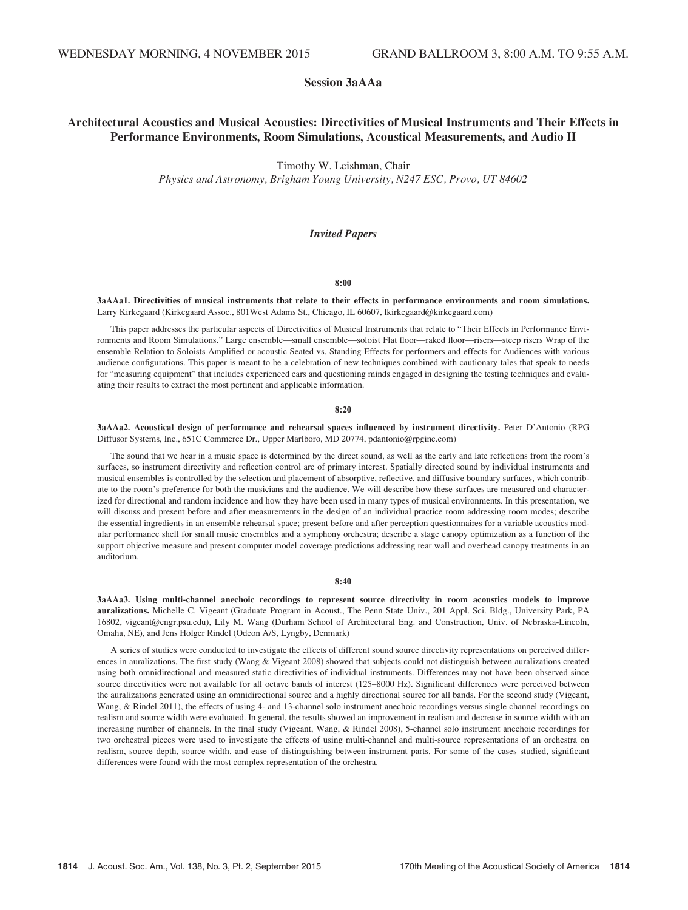WEDNESDAY MORNING, 4 NOVEMBER 2015 GRAND BALLROOM 3, 8:00 A.M. TO 9:55 A.M.

# Session 3aAAa

## Architectural Acoustics and Musical Acoustics: Directivities of Musical Instruments and Their Effects in Performance Environments, Room Simulations, Acoustical Measurements, and Audio II

Timothy W. Leishman, Chair

*Physics and Astronomy, Brigham Young University, N247 ESC, Provo, UT 84602*

### *Invited Papers*

**8:00**

**3aAAa1. Directivities of musical instruments that relate to their effects in performance environments and room simulations.** Larry Kirkegaard (Kirkegaard Assoc., 801West Adams St., Chicago, IL 60607, lkirkegaard@kirkegaard.com)

This paper addresses the particular aspects of Directivities of Musical Instruments that relate to "Their Effects in Performance Environments and Room Simulations." Large ensemble—small ensemble—soloist Flat floor—raked floor—risers—steep risers Wrap of the ensemble Relation to Soloists Amplified or acoustic Seated vs. Standing Effects for performers and effects for Audiences with various audience configurations. This paper is meant to be a celebration of new techniques combined with cautionary tales that speak to needs for "measuring equipment" that includes experienced ears and questioning minds engaged in designing the testing techniques and evaluating their results to extract the most pertinent and applicable information.

**8:20**

**3aAAa2. Acoustical design of performance and rehearsal spaces influenced by instrument directivity.** Peter D'Antonio (RPG Diffusor Systems, Inc., 651C Commerce Dr., Upper Marlboro, MD 20774, pdantonio@rpginc.com)

The sound that we hear in a music space is determined by the direct sound, as well as the early and late reflections from the room's surfaces, so instrument directivity and reflection control are of primary interest. Spatially directed sound by individual instruments and musical ensembles is controlled by the selection and placement of absorptive, reflective, and diffusive boundary surfaces, which contribute to the room's preference for both the musicians and the audience. We will describe how these surfaces are measured and characterized for directional and random incidence and how they have been used in many types of musical environments. In this presentation, we will discuss and present before and after measurements in the design of an individual practice room addressing room modes; describe the essential ingredients in an ensemble rehearsal space; present before and after perception questionnaires for a variable acoustics modular performance shell for small music ensembles and a symphony orchestra; describe a stage canopy optimization as a function of the support objective measure and present computer model coverage predictions addressing rear wall and overhead canopy treatments in an auditorium.

**8:40**

**3aAAa3. Using multi-channel anechoic recordings to represent source directivity in room acoustics models to improve auralizations.** Michelle C. Vigeant (Graduate Program in Acoust., The Penn State Univ., 201 Appl. Sci. Bldg., University Park, PA 16802, vigeant@engr.psu.edu), Lily M. Wang (Durham School of Architectural Eng. and Construction, Univ. of Nebraska-Lincoln, Omaha, NE), and Jens Holger Rindel (Odeon A/S, Lyngby, Denmark)

A series of studies were conducted to investigate the effects of different sound source directivity representations on perceived differences in auralizations. The first study (Wang & Vigeant 2008) showed that subjects could not distinguish between auralizations created using both omnidirectional and measured static directivities of individual instruments. Differences may not have been observed since source directivities were not available for all octave bands of interest (125–8000 Hz). Significant differences were perceived between the auralizations generated using an omnidirectional source and a highly directional source for all bands. For the second study (Vigeant, Wang, & Rindel 2011), the effects of using 4- and 13-channel solo instrument anechoic recordings versus single channel recordings on realism and source width were evaluated. In general, the results showed an improvement in realism and decrease in source width with an increasing number of channels. In the final study (Vigeant, Wang, & Rindel 2008), 5-channel solo instrument anechoic recordings for two orchestral pieces were used to investigate the effects of using multi-channel and multi-source representations of an orchestra on realism, source depth, source width, and ease of distinguishing between instrument parts. For some of the cases studied, significant differences were found with the most complex representation of the orchestra.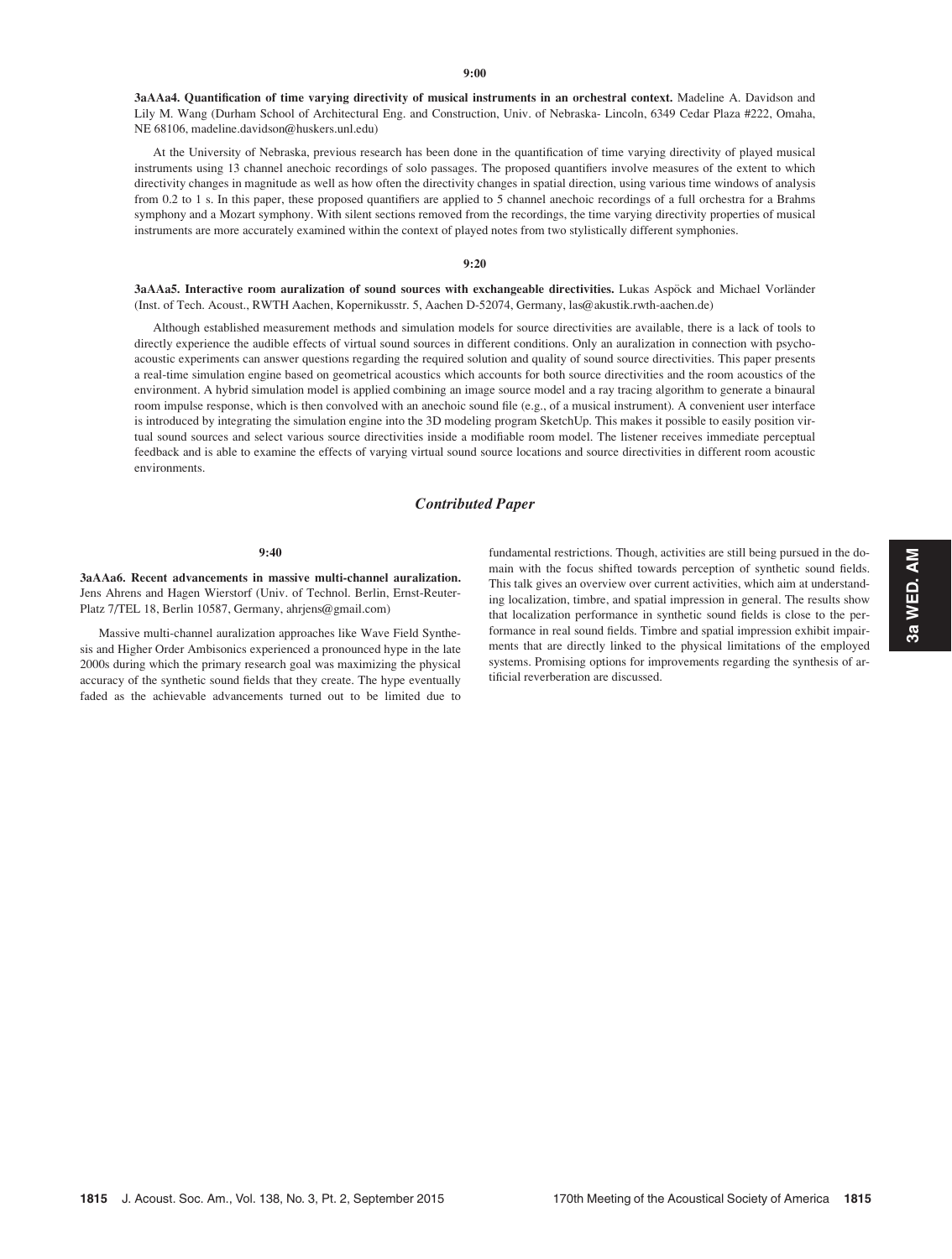**9:00**

**3aAAa4. Quantification of time varying directivity of musical instruments in an orchestral context.** Madeline A. Davidson and Lily M. Wang (Durham School of Architectural Eng. and Construction, Univ. of Nebraska- Lincoln, 6349 Cedar Plaza #222, Omaha, NE 68106, madeline.davidson@huskers.unl.edu)

At the University of Nebraska, previous research has been done in the quantification of time varying directivity of played musical instruments using 13 channel anechoic recordings of solo passages. The proposed quantifiers involve measures of the extent to which directivity changes in magnitude as well as how often the directivity changes in spatial direction, using various time windows of analysis from 0.2 to 1 s. In this paper, these proposed quantifiers are applied to 5 channel anechoic recordings of a full orchestra for a Brahms symphony and a Mozart symphony. With silent sections removed from the recordings, the time varying directivity properties of musical instruments are more accurately examined within the context of played notes from two stylistically different symphonies.

**9:20**

**3aAAa5. Interactive room auralization of sound sources with exchangeable directivities.** Lukas Aspöck and Michael Vorländer (Inst. of Tech. Acoust., RWTH Aachen, Kopernikusstr. 5, Aachen D-52074, Germany, las@akustik.rwth-aachen.de)

Although established measurement methods and simulation models for source directivities are available, there is a lack of tools to directly experience the audible effects of virtual sound sources in different conditions. Only an auralization in connection with psychoacoustic experiments can answer questions regarding the required solution and quality of sound source directivities. This paper presents a real-time simulation engine based on geometrical acoustics which accounts for both source directivities and the room acoustics of the environment. A hybrid simulation model is applied combining an image source model and a ray tracing algorithm to generate a binaural room impulse response, which is then convolved with an anechoic sound file (e.g., of a musical instrument). A convenient user interface is introduced by integrating the simulation engine into the 3D modeling program SketchUp. This makes it possible to easily position virtual sound sources and select various source directivities inside a modifiable room model. The listener receives immediate perceptual feedback and is able to examine the effects of varying virtual sound source locations and source directivities in different room acoustic environments.

## *Contributed Paper*

**9:40**

**3aAAa6. Recent advancements in massive multi-channel auralization.** Jens Ahrens and Hagen Wierstorf (Univ. of Technol. Berlin, Ernst-Reuter-Platz 7/TEL 18, Berlin 10587, Germany, ahrjens@gmail.com)

Massive multi-channel auralization approaches like Wave Field Synthesis and Higher Order Ambisonics experienced a pronounced hype in the late 2000s during which the primary research goal was maximizing the physical accuracy of the synthetic sound fields that they create. The hype eventually faded as the achievable advancements turned out to be limited due to fundamental restrictions. Though, activities are still being pursued in the domain with the focus shifted towards perception of synthetic sound fields. This talk gives an overview over current activities, which aim at understanding localization, timbre, and spatial impression in general. The results show that localization performance in synthetic sound fields is close to the performance in real sound fields. Timbre and spatial impression exhibit impairments that are directly linked to the physical limitations of the employed systems. Promising options for improvements regarding the synthesis of artificial reverberation are discussed.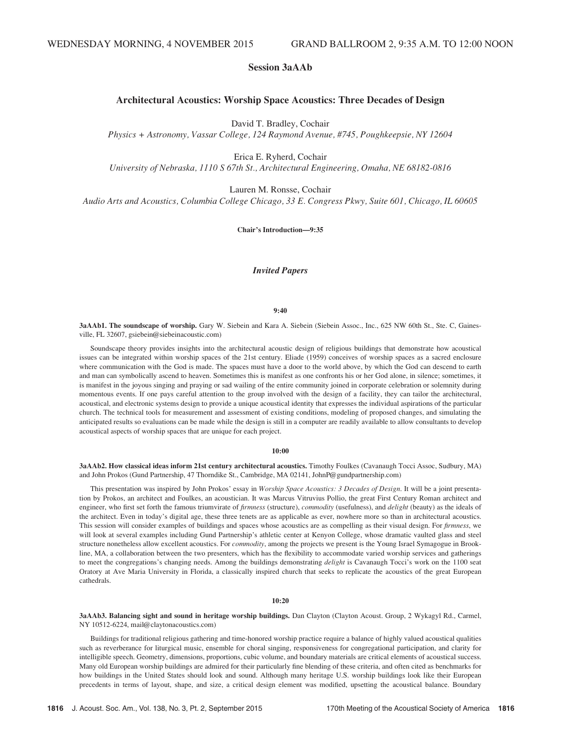WEDNESDAY MORNING, 4 NOVEMBER 2015 GRAND BALLROOM 2, 9:35 A.M. TO 12:00 NOON

## Session 3aAAb

## Architectural Acoustics: Worship Space Acoustics: Three Decades of Design

David T. Bradley, Cochair
*Physics + Astronomy, Vassar College, 124 Raymond Avenue, #745, Poughkeepsie, NY 12604*

Erica E. Ryherd, Cochair
*University of Nebraska, 1110 S 67th St., Architectural Engineering, Omaha, NE 68182-0816*

Lauren M. Ronsse, Cochair
*Audio Arts and Acoustics, Columbia College Chicago, 33 E. Congress Pkwy, Suite 601, Chicago, IL 60605*

**Chair's Introduction—9:35**

### *Invited Papers*

**9:40**

**3aAAb1. The soundscape of worship.** Gary W. Siebein and Kara A. Siebein (Siebein Assoc., Inc., 625 NW 60th St., Ste. C, Gainesville, FL 32607, gsiebein@siebeinacoustic.com)

Soundscape theory provides insights into the architectural acoustic design of religious buildings that demonstrate how acoustical issues can be integrated within worship spaces of the 21st century. Eliade (1959) conceives of worship spaces as a sacred enclosure where communication with the God is made. The spaces must have a door to the world above, by which the God can descend to earth and man can symbolically ascend to heaven. Sometimes this is manifest as one confronts his or her God alone, in silence; sometimes, it is manifest in the joyous singing and praying or sad wailing of the entire community joined in corporate celebration or solemnity during momentous events. If one pays careful attention to the group involved with the design of a facility, they can tailor the architectural, acoustical, and electronic systems design to provide a unique acoustical identity that expresses the individual aspirations of the particular church. The technical tools for measurement and assessment of existing conditions, modeling of proposed changes, and simulating the anticipated results so evaluations can be made while the design is still in a computer are readily available to allow consultants to develop acoustical aspects of worship spaces that are unique for each project.

**10:00**

**3aAAb2. How classical ideas inform 21st century architectural acoustics.** Timothy Foulkes (Cavanaugh Tocci Assoc, Sudbury, MA) and John Prokos (Gund Partnership, 47 Thorndike St., Cambridge, MA 02141, JohnP@gundpartnership.com)

This presentation was inspired by John Prokos' essay in *Worship Space Acoustics: 3 Decades of Design*. It will be a joint presentation by Prokos, an architect and Foulkes, an acoustician. It was Marcus Vitruvius Pollio, the great First Century Roman architect and engineer, who first set forth the famous triumvirate of *firmness* (structure), *commodity* (usefulness), and *delight* (beauty) as the ideals of the architect. Even in today's digital age, these three tenets are as applicable as ever, nowhere more so than in architectural acoustics. This session will consider examples of buildings and spaces whose acoustics are as compelling as their visual design. For *firmness*, we will look at several examples including Gund Partnership's athletic center at Kenyon College, whose dramatic vaulted glass and steel structure nonetheless allow excellent acoustics. For *commodity*, among the projects we present is the Young Israel Symagogue in Brookline, MA, a collaboration between the two presenters, which has the flexibility to accommodate varied worship services and gatherings to meet the congregations's changing needs. Among the buildings demonstrating *delight* is Cavanaugh Tocci's work on the 1100 seat Oratory at Ave Maria University in Florida, a classically inspired church that seeks to replicate the acoustics of the great European cathedrals.

**10:20**

**3aAAb3. Balancing sight and sound in heritage worship buildings.** Dan Clayton (Clayton Acoust. Group, 2 Wykagyl Rd., Carmel, NY 10512-6224, mail@claytonacoustics.com)

Buildings for traditional religious gathering and time-honored worship practice require a balance of highly valued acoustical qualities such as reverberance for liturgical music, ensemble for choral singing, responsiveness for congregational participation, and clarity for intelligible speech. Geometry, dimensions, proportions, cubic volume, and boundary materials are critical elements of acoustical success. Many old European worship buildings are admired for their particularly fine blending of these criteria, and often cited as benchmarks for how buildings in the United States should look and sound. Although many heritage U.S. worship buildings look like their European precedents in terms of layout, shape, and size, a critical design element was modified, upsetting the acoustical balance. Boundary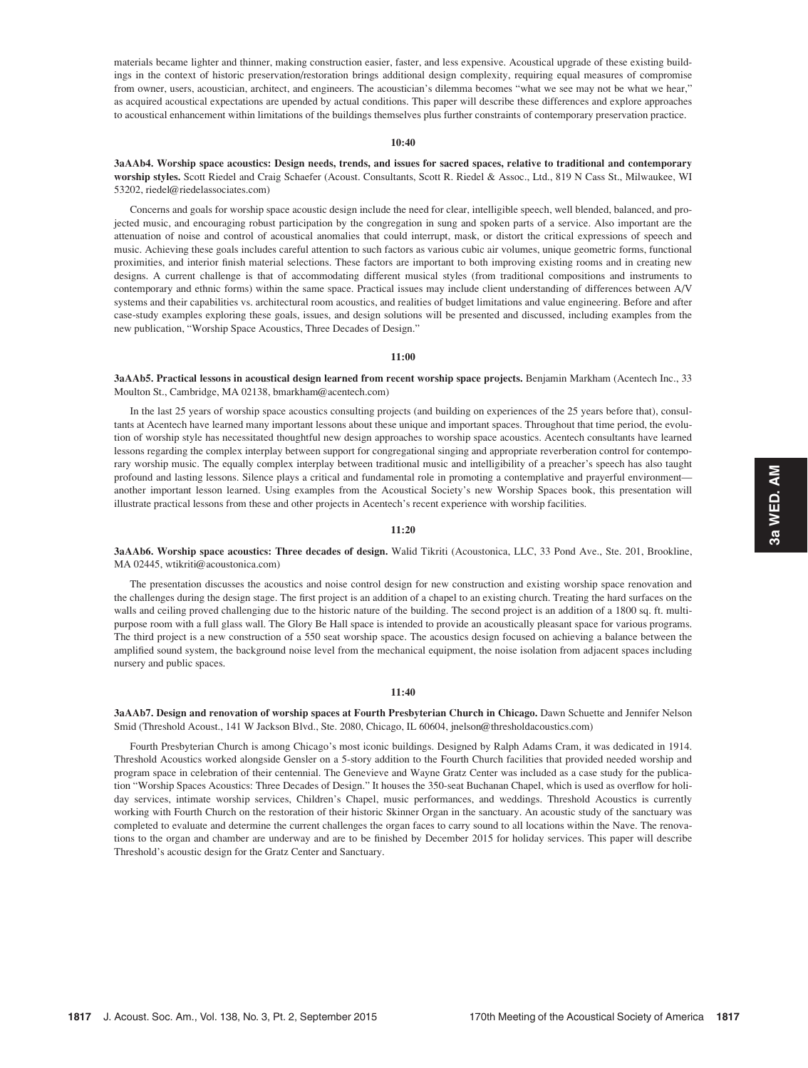materials became lighter and thinner, making construction easier, faster, and less expensive. Acoustical upgrade of these existing buildings in the context of historic preservation/restoration brings additional design complexity, requiring equal measures of compromise from owner, users, acoustician, architect, and engineers. The acoustician's dilemma becomes "what we see may not be what we hear," as acquired acoustical expectations are upended by actual conditions. This paper will describe these differences and explore approaches to acoustical enhancement within limitations of the buildings themselves plus further constraints of contemporary preservation practice.

**10:40**

**3aAAb4. Worship space acoustics: Design needs, trends, and issues for sacred spaces, relative to traditional and contemporary worship styles.** Scott Riedel and Craig Schaefer (Acoust. Consultants, Scott R. Riedel & Assoc., Ltd., 819 N Cass St., Milwaukee, WI 53202, riedel@riedelassociates.com)

Concerns and goals for worship space acoustic design include the need for clear, intelligible speech, well blended, balanced, and projected music, and encouraging robust participation by the congregation in sung and spoken parts of a service. Also important are the attenuation of noise and control of acoustical anomalies that could interrupt, mask, or distort the critical expressions of speech and music. Achieving these goals includes careful attention to such factors as various cubic air volumes, unique geometric forms, functional proximities, and interior finish material selections. These factors are important to both improving existing rooms and in creating new designs. A current challenge is that of accommodating different musical styles (from traditional compositions and instruments to contemporary and ethnic forms) within the same space. Practical issues may include client understanding of differences between A/V systems and their capabilities vs. architectural room acoustics, and realities of budget limitations and value engineering. Before and after case-study examples exploring these goals, issues, and design solutions will be presented and discussed, including examples from the new publication, "Worship Space Acoustics, Three Decades of Design."

**11:00**

**3aAAb5. Practical lessons in acoustical design learned from recent worship space projects.** Benjamin Markham (Acentech Inc., 33 Moulton St., Cambridge, MA 02138, bmarkham@acentech.com)

In the last 25 years of worship space acoustics consulting projects (and building on experiences of the 25 years before that), consultants at Acentech have learned many important lessons about these unique and important spaces. Throughout that time period, the evolution of worship style has necessitated thoughtful new design approaches to worship space acoustics. Acentech consultants have learned lessons regarding the complex interplay between support for congregational singing and appropriate reverberation control for contemporary worship music. The equally complex interplay between traditional music and intelligibility of a preacher's speech has also taught profound and lasting lessons. Silence plays a critical and fundamental role in promoting a contemplative and prayerful environment—another important lesson learned. Using examples from the Acoustical Society's new Worship Spaces book, this presentation will illustrate practical lessons from these and other projects in Acentech's recent experience with worship facilities.

**11:20**

**3aAAb6. Worship space acoustics: Three decades of design.** Walid Tikriti (Acoustonica, LLC, 33 Pond Ave., Ste. 201, Brookline, MA 02445, wtikriti@acoustonica.com)

The presentation discusses the acoustics and noise control design for new construction and existing worship space renovation and the challenges during the design stage. The first project is an addition of a chapel to an existing church. Treating the hard surfaces on the walls and ceiling proved challenging due to the historic nature of the building. The second project is an addition of a 1800 sq. ft. multipurpose room with a full glass wall. The Glory Be Hall space is intended to provide an acoustically pleasant space for various programs. The third project is a new construction of a 550 seat worship space. The acoustics design focused on achieving a balance between the amplified sound system, the background noise level from the mechanical equipment, the noise isolation from adjacent spaces including nursery and public spaces.

**11:40**

**3aAAb7. Design and renovation of worship spaces at Fourth Presbyterian Church in Chicago.** Dawn Schuette and Jennifer Nelson Smid (Threshold Acoust., 141 W Jackson Blvd., Ste. 2080, Chicago, IL 60604, jnelson@thresholdacoustics.com)

Fourth Presbyterian Church is among Chicago's most iconic buildings. Designed by Ralph Adams Cram, it was dedicated in 1914. Threshold Acoustics worked alongside Gensler on a 5-story addition to the Fourth Church facilities that provided needed worship and program space in celebration of their centennial. The Genevieve and Wayne Gratz Center was included as a case study for the publication "Worship Spaces Acoustics: Three Decades of Design." It houses the 350-seat Buchanan Chapel, which is used as overflow for holiday services, intimate worship services, Children's Chapel, music performances, and weddings. Threshold Acoustics is currently working with Fourth Church on the restoration of their historic Skinner Organ in the sanctuary. An acoustic study of the sanctuary was completed to evaluate and determine the current challenges the organ faces to carry sound to all locations within the Nave. The renovations to the organ and chamber are underway and are to be finished by December 2015 for holiday services. This paper will describe Threshold's acoustic design for the Gratz Center and Sanctuary.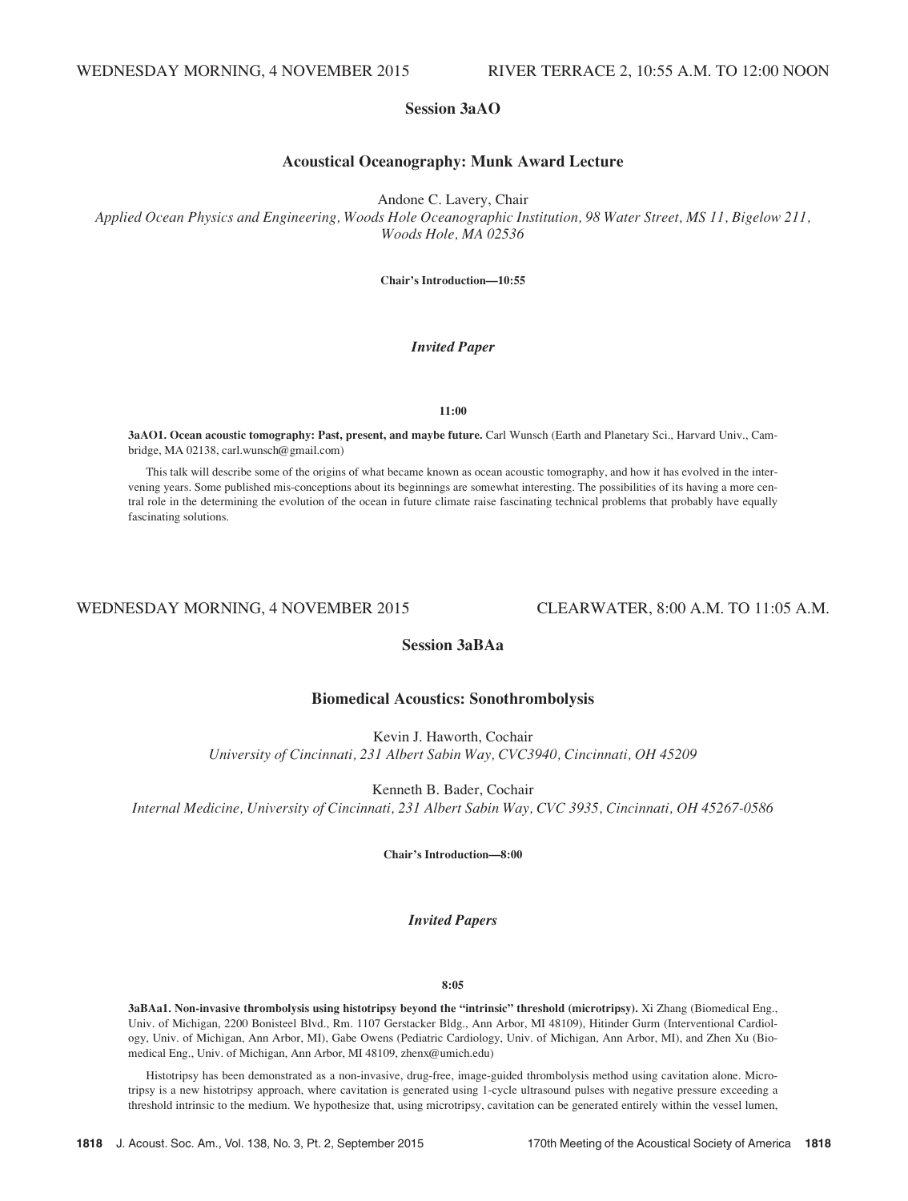WEDNESDAY MORNING, 4 NOVEMBER 2015 RIVER TERRACE 2, 10:55 A.M. TO 12:00 NOON

## Session 3aAO

### Acoustical Oceanography: Munk Award Lecture

Andone C. Lavery, Chair

*Applied Ocean Physics and Engineering, Woods Hole Oceanographic Institution, 98 Water Street, MS 11, Bigelow 211, Woods Hole, MA 02536*

**Chair's Introduction—10:55**

***Invited Paper***

**11:00**

**3aAO1. Ocean acoustic tomography: Past, present, and maybe future.** Carl Wunsch (Earth and Planetary Sci., Harvard Univ., Cambridge, MA 02138, carl.wunsch@gmail.com)

This talk will describe some of the origins of what became known as ocean acoustic tomography, and how it has evolved in the intervening years. Some published mis-conceptions about its beginnings are somewhat interesting. The possibilities of its having a more central role in the determining the evolution of the ocean in future climate raise fascinating technical problems that probably have equally fascinating solutions.

WEDNESDAY MORNING, 4 NOVEMBER 2015 CLEARWATER, 8:00 A.M. TO 11:05 A.M.

## Session 3aBAa

### Biomedical Acoustics: Sonothrombolysis

Kevin J. Haworth, Cochair

*University of Cincinnati, 231 Albert Sabin Way, CVC3940, Cincinnati, OH 45209*

Kenneth B. Bader, Cochair

*Internal Medicine, University of Cincinnati, 231 Albert Sabin Way, CVC 3935, Cincinnati, OH 45267-0586*

**Chair's Introduction—8:00**

***Invited Papers***

**8:05**

**3aBAa1. Non-invasive thrombolysis using histotripsy beyond the "intrinsic" threshold (microtripsy).** Xi Zhang (Biomedical Eng., Univ. of Michigan, 2200 Bonisteel Blvd., Rm. 1107 Gerstacker Bldg., Ann Arbor, MI 48109), Hitinder Gurm (Interventional Cardiology, Univ. of Michigan, Ann Arbor, MI), Gabe Owens (Pediatric Cardiology, Univ. of Michigan, Ann Arbor, MI), and Zhen Xu (Biomedical Eng., Univ. of Michigan, Ann Arbor, MI 48109, zhenx@umich.edu)

Histotripsy has been demonstrated as a non-invasive, drug-free, image-guided thrombolysis method using cavitation alone. Microtripsy is a new histotripsy approach, where cavitation is generated using 1-cycle ultrasound pulses with negative pressure exceeding a threshold intrinsic to the medium. We hypothesize that, using microtripsy, cavitation can be generated entirely within the vessel lumen,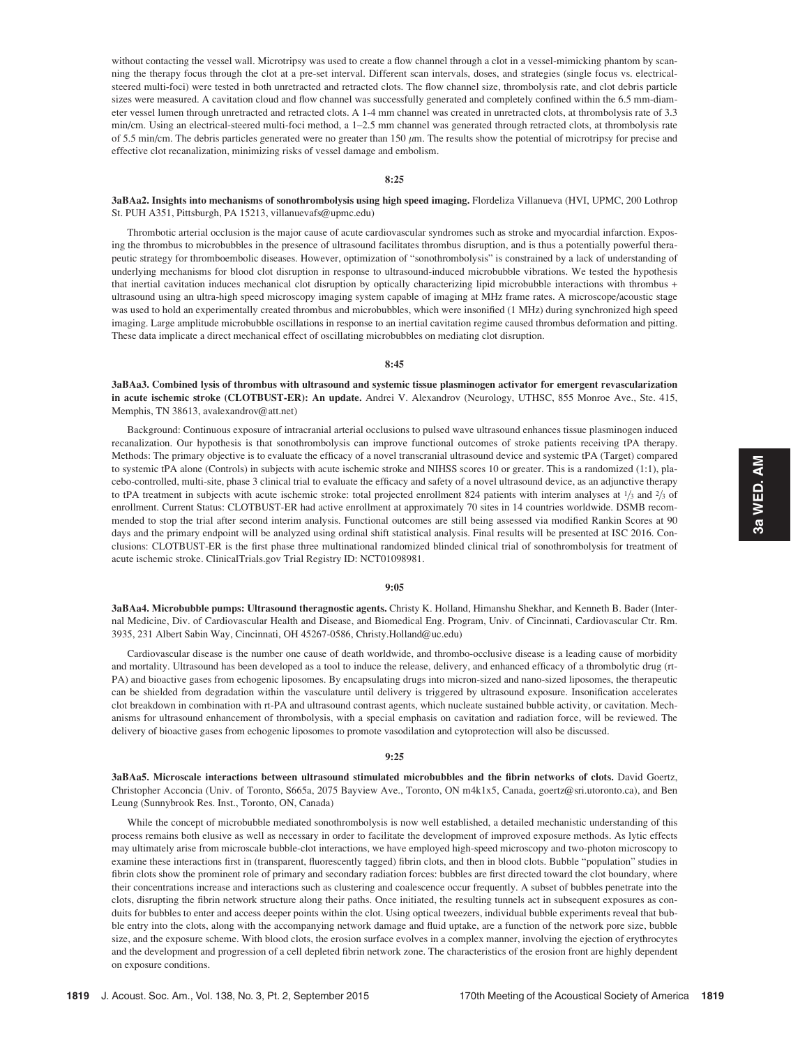without contacting the vessel wall. Microtripsy was used to create a flow channel through a clot in a vessel-mimicking phantom by scanning the therapy focus through the clot at a pre-set interval. Different scan intervals, doses, and strategies (single focus vs. electrical-steered multi-foci) were tested in both unretracted and retracted clots. The flow channel size, thrombolysis rate, and clot debris particle sizes were measured. A cavitation cloud and flow channel was successfully generated and completely confined within the 6.5 mm-diameter vessel lumen through unretracted and retracted clots. A 1-4 mm channel was created in unretracted clots, at thrombolysis rate of 3.3 min/cm. Using an electrical-steered multi-foci method, a 1–2.5 mm channel was generated through retracted clots, at thrombolysis rate of 5.5 min/cm. The debris particles generated were no greater than 150 $\mu$m. The results show the potential of microtripsy for precise and effective clot recanalization, minimizing risks of vessel damage and embolism.

**8:25**

**3aBAa2. Insights into mechanisms of sonothrombolysis using high speed imaging.** Flordeliza Villanueva (HVI, UPMC, 200 Lothrop St. PUH A351, Pittsburgh, PA 15213, villanuevafs@upmc.edu)

Thrombotic arterial occlusion is the major cause of acute cardiovascular syndromes such as stroke and myocardial infarction. Exposing the thrombus to microbubbles in the presence of ultrasound facilitates thrombus disruption, and is thus a potentially powerful therapeutic strategy for thromboembolic diseases. However, optimization of "sonothrombolysis" is constrained by a lack of understanding of underlying mechanisms for blood clot disruption in response to ultrasound-induced microbubble vibrations. We tested the hypothesis that inertial cavitation induces mechanical clot disruption by optically characterizing lipid microbubble interactions with thrombus + ultrasound using an ultra-high speed microscopy imaging system capable of imaging at MHz frame rates. A microscope/acoustic stage was used to hold an experimentally created thrombus and microbubbles, which were insonified (1 MHz) during synchronized high speed imaging. Large amplitude microbubble oscillations in response to an inertial cavitation regime caused thrombus deformation and pitting. These data implicate a direct mechanical effect of oscillating microbubbles on mediating clot disruption.

**8:45**

**3aBAa3. Combined lysis of thrombus with ultrasound and systemic tissue plasminogen activator for emergent revascularization in acute ischemic stroke (CLOTBUST-ER): An update.** Andrei V. Alexandrov (Neurology, UTHSC, 855 Monroe Ave., Ste. 415, Memphis, TN 38613, avalexandrov@att.net)

Background: Continuous exposure of intracranial arterial occlusions to pulsed wave ultrasound enhances tissue plasminogen induced recanalization. Our hypothesis is that sonothrombolysis can improve functional outcomes of stroke patients receiving tPA therapy. Methods: The primary objective is to evaluate the efficacy of a novel transcranial ultrasound device and systemic tPA (Target) compared to systemic tPA alone (Controls) in subjects with acute ischemic stroke and NIHSS scores 10 or greater. This is a randomized (1:1), placebo-controlled, multi-site, phase 3 clinical trial to evaluate the efficacy and safety of a novel ultrasound device, as an adjunctive therapy to tPA treatment in subjects with acute ischemic stroke: total projected enrollment 824 patients with interim analyses at 1/3 and 2/3 of enrollment. Current Status: CLOTBUST-ER had active enrollment at approximately 70 sites in 14 countries worldwide. DSMB recommended to stop the trial after second interim analysis. Functional outcomes are still being assessed via modified Rankin Scores at 90 days and the primary endpoint will be analyzed using ordinal shift statistical analysis. Final results will be presented at ISC 2016. Conclusions: CLOTBUST-ER is the first phase three multinational randomized blinded clinical trial of sonothrombolysis for treatment of acute ischemic stroke. ClinicalTrials.gov Trial Registry ID: NCT01098981.

**9:05**

**3aBAa4. Microbubble pumps: Ultrasound theragnostic agents.** Christy K. Holland, Himanshu Shekhar, and Kenneth B. Bader (Internal Medicine, Div. of Cardiovascular Health and Disease, and Biomedical Eng. Program, Univ. of Cincinnati, Cardiovascular Ctr. Rm. 3935, 231 Albert Sabin Way, Cincinnati, OH 45267-0586, Christy.Holland@uc.edu)

Cardiovascular disease is the number one cause of death worldwide, and thrombo-occlusive disease is a leading cause of morbidity and mortality. Ultrasound has been developed as a tool to induce the release, delivery, and enhanced efficacy of a thrombolytic drug (rt-PA) and bioactive gases from echogenic liposomes. By encapsulating drugs into micron-sized and nano-sized liposomes, the therapeutic can be shielded from degradation within the vasculature until delivery is triggered by ultrasound exposure. Insonification accelerates clot breakdown in combination with rt-PA and ultrasound contrast agents, which nucleate sustained bubble activity, or cavitation. Mechanisms for ultrasound enhancement of thrombolysis, with a special emphasis on cavitation and radiation force, will be reviewed. The delivery of bioactive gases from echogenic liposomes to promote vasodilation and cytoprotection will also be discussed.

**9:25**

**3aBAa5. Microscale interactions between ultrasound stimulated microbubbles and the fibrin networks of clots.** David Goertz, Christopher Acconcia (Univ. of Toronto, S665a, 2075 Bayview Ave., Toronto, ON m4k1x5, Canada, goertz@sri.utoronto.ca), and Ben Leung (Sunnybrook Res. Inst., Toronto, ON, Canada)

While the concept of microbubble mediated sonothrombolysis is now well established, a detailed mechanistic understanding of this process remains both elusive as well as necessary in order to facilitate the development of improved exposure methods. As lytic effects may ultimately arise from microscale bubble-clot interactions, we have employed high-speed microscopy and two-photon microscopy to examine these interactions first in (transparent, fluorescently tagged) fibrin clots, and then in blood clots. Bubble "population" studies in fibrin clots show the prominent role of primary and secondary radiation forces: bubbles are first directed toward the clot boundary, where their concentrations increase and interactions such as clustering and coalescence occur frequently. A subset of bubbles penetrate into the clots, disrupting the fibrin network structure along their paths. Once initiated, the resulting tunnels act in subsequent exposures as conduits for bubbles to enter and access deeper points within the clot. Using optical tweezers, individual bubble experiments reveal that bubble entry into the clots, along with the accompanying network damage and fluid uptake, are a function of the network pore size, bubble size, and the exposure scheme. With blood clots, the erosion surface evolves in a complex manner, involving the ejection of erythrocytes and the development and progression of a cell depleted fibrin network zone. The characteristics of the erosion front are highly dependent on exposure conditions.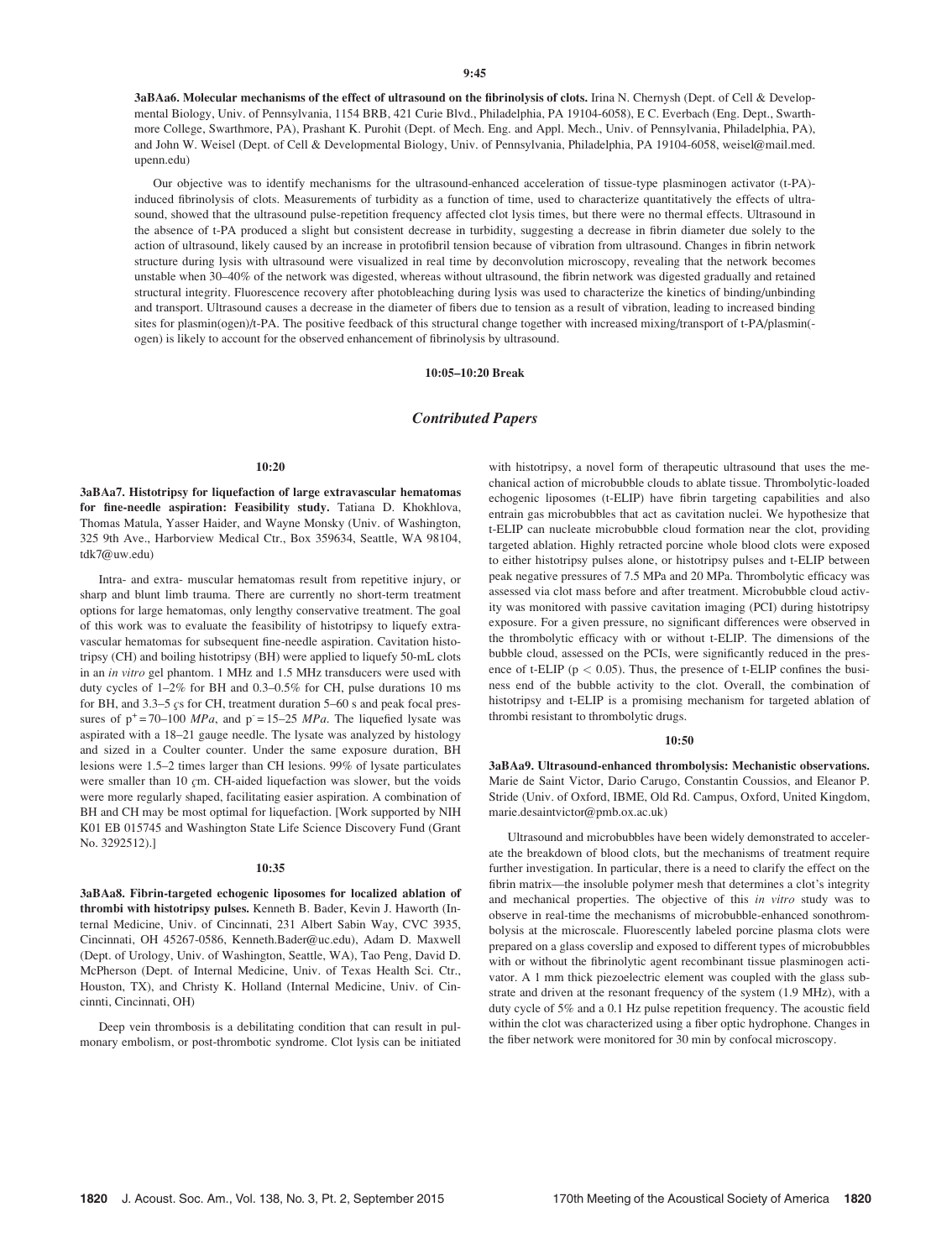9:45

**3aBAa6. Molecular mechanisms of the effect of ultrasound on the fibrinolysis of clots.** Irina N. Chernysh (Dept. of Cell & Developmental Biology, Univ. of Pennsylvania, 1154 BRB, 421 Curie Blvd., Philadelphia, PA 19104-6058), E C. Everbach (Eng. Dept., Swarthmore College, Swarthmore, PA), Prashant K. Purohit (Dept. of Mech. Eng. and Appl. Mech., Univ. of Pennsylvania, Philadelphia, PA), and John W. Weisel (Dept. of Cell & Developmental Biology, Univ. of Pennsylvania, Philadelphia, PA 19104-6058, weisel@mail.med.upenn.edu)

Our objective was to identify mechanisms for the ultrasound-enhanced acceleration of tissue-type plasminogen activator (t-PA)-induced fibrinolysis of clots. Measurements of turbidity as a function of time, used to characterize quantitatively the effects of ultrasound, showed that the ultrasound pulse-repetition frequency affected clot lysis times, but there were no thermal effects. Ultrasound in the absence of t-PA produced a slight but consistent decrease in turbidity, suggesting a decrease in fibrin diameter due solely to the action of ultrasound, likely caused by an increase in protofibril tension because of vibration from ultrasound. Changes in fibrin network structure during lysis with ultrasound were visualized in real time by deconvolution microscopy, revealing that the network becomes unstable when 30–40% of the network was digested, whereas without ultrasound, the fibrin network was digested gradually and retained structural integrity. Fluorescence recovery after photobleaching during lysis was used to characterize the kinetics of binding/unbinding and transport. Ultrasound causes a decrease in the diameter of fibers due to tension as a result of vibration, leading to increased binding sites for plasmin(ogen)/t-PA. The positive feedback of this structural change together with increased mixing/transport of t-PA/plasmin(-ogen) is likely to account for the observed enhancement of fibrinolysis by ultrasound.

**10:05–10:20 Break**

## *Contributed Papers*

10:20

**3aBAa7. Histotripsy for liquefaction of large extravascular hematomas for fine-needle aspiration: Feasibility study.** Tatiana D. Khokhlova, Thomas Matula, Yasser Haider, and Wayne Monsky (Univ. of Washington, 325 9th Ave., Harborview Medical Ctr., Box 359634, Seattle, WA 98104, tdk7@uw.edu)

Intra- and extra- muscular hematomas result from repetitive injury, or sharp and blunt limb trauma. There are currently no short-term treatment options for large hematomas, only lengthy conservative treatment. The goal of this work was to evaluate the feasibility of histotripsy to liquefy extravascular hematomas for subsequent fine-needle aspiration. Cavitation histotripsy (CH) and boiling histotripsy (BH) were applied to liquefy 50-mL clots in an *in vitro* gel phantom. 1 MHz and 1.5 MHz transducers were used with duty cycles of 1–2% for BH and 0.3–0.5% for CH, pulse durations 10 ms for BH, and 3.3–5 çs for CH, treatment duration 5–60 s and peak focal pressures of $p^+ = 70$–$100$ *MPa*, and $p^- = 15$–$25$ *MPa*. The liquefied lysate was aspirated with a 18–21 gauge needle. The lysate was analyzed by histology and sized in a Coulter counter. Under the same exposure duration, BH lesions were 1.5–2 times larger than CH lesions. 99% of lysate particulates were smaller than 10 çm. CH-aided liquefaction was slower, but the voids were more regularly shaped, facilitating easier aspiration. A combination of BH and CH may be most optimal for liquefaction. [Work supported by NIH K01 EB 015745 and Washington State Life Science Discovery Fund (Grant No. 3292512).]

10:35

**3aBAa8. Fibrin-targeted echogenic liposomes for localized ablation of thrombi with histotripsy pulses.** Kenneth B. Bader, Kevin J. Haworth (Internal Medicine, Univ. of Cincinnati, 231 Albert Sabin Way, CVC 3935, Cincinnati, OH 45267-0586, Kenneth.Bader@uc.edu), Adam D. Maxwell (Dept. of Urology, Univ. of Washington, Seattle, WA), Tao Peng, David D. McPherson (Dept. of Internal Medicine, Univ. of Texas Health Sci. Ctr., Houston, TX), and Christy K. Holland (Internal Medicine, Univ. of Cincinnti, Cincinnati, OH)

Deep vein thrombosis is a debilitating condition that can result in pulmonary embolism, or post-thrombotic syndrome. Clot lysis can be initiated with histotripsy, a novel form of therapeutic ultrasound that uses the mechanical action of microbubble clouds to ablate tissue. Thrombolytic-loaded echogenic liposomes (t-ELIP) have fibrin targeting capabilities and also entrain gas microbubbles that act as cavitation nuclei. We hypothesize that t-ELIP can nucleate microbubble cloud formation near the clot, providing targeted ablation. Highly retracted porcine whole blood clots were exposed to either histotripsy pulses alone, or histotripsy pulses and t-ELIP between peak negative pressures of 7.5 MPa and 20 MPa. Thrombolytic efficacy was assessed via clot mass before and after treatment. Microbubble cloud activity was monitored with passive cavitation imaging (PCI) during histotripsy exposure. For a given pressure, no significant differences were observed in the thrombolytic efficacy with or without t-ELIP. The dimensions of the bubble cloud, assessed on the PCIs, were significantly reduced in the presence of t-ELIP ($p < 0.05$). Thus, the presence of t-ELIP confines the business end of the bubble activity to the clot. Overall, the combination of histotripsy and t-ELIP is a promising mechanism for targeted ablation of thrombi resistant to thrombolytic drugs.

10:50

**3aBAa9. Ultrasound-enhanced thrombolysis: Mechanistic observations.** Marie de Saint Victor, Dario Carugo, Constantin Coussios, and Eleanor P. Stride (Univ. of Oxford, IBME, Old Rd. Campus, Oxford, United Kingdom, marie.desaintvictor@pmb.ox.ac.uk)

Ultrasound and microbubbles have been widely demonstrated to accelerate the breakdown of blood clots, but the mechanisms of treatment require further investigation. In particular, there is a need to clarify the effect on the fibrin matrix—the insoluble polymer mesh that determines a clot's integrity and mechanical properties. The objective of this *in vitro* study was to observe in real-time the mechanisms of microbubble-enhanced sonothrombolysis at the microscale. Fluorescently labeled porcine plasma clots were prepared on a glass coverslip and exposed to different types of microbubbles with or without the fibrinolytic agent recombinant tissue plasminogen activator. A 1 mm thick piezoelectric element was coupled with the glass substrate and driven at the resonant frequency of the system (1.9 MHz), with a duty cycle of 5% and a 0.1 Hz pulse repetition frequency. The acoustic field within the clot was characterized using a fiber optic hydrophone. Changes in the fiber network were monitored for 30 min by confocal microscopy.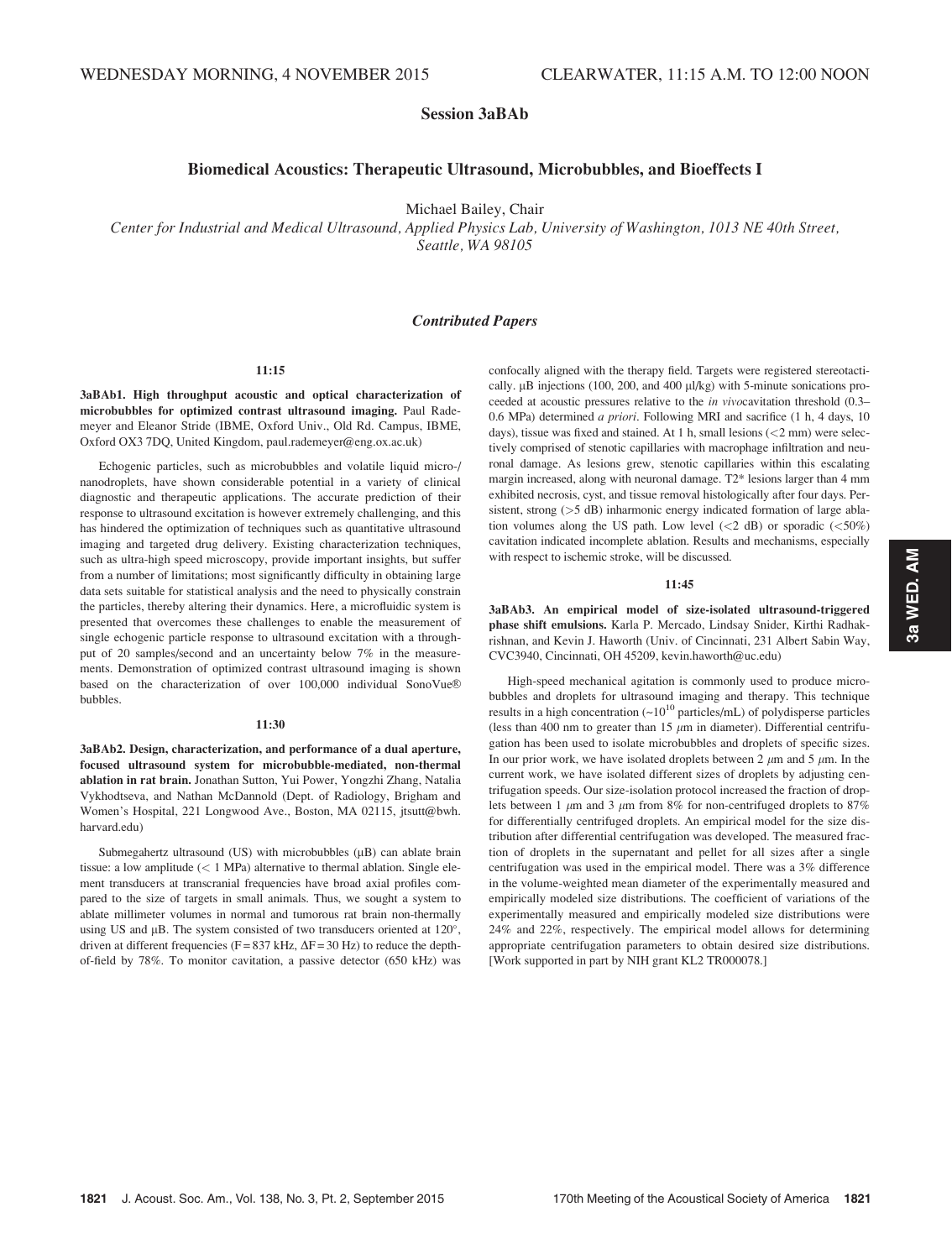WEDNESDAY MORNING, 4 NOVEMBER 2015 CLEARWATER, 11:15 A.M. TO 12:00 NOON

## Session 3aBAb

### Biomedical Acoustics: Therapeutic Ultrasound, Microbubbles, and Bioeffects I

Michael Bailey, Chair

*Center for Industrial and Medical Ultrasound, Applied Physics Lab, University of Washington, 1013 NE 40th Street, Seattle, WA 98105*

### *Contributed Papers*

11:15

**3aBAb1. High throughput acoustic and optical characterization of microbubbles for optimized contrast ultrasound imaging.** Paul Rademeyer and Eleanor Stride (IBME, Oxford Univ., Old Rd. Campus, IBME, Oxford OX3 7DQ, United Kingdom, paul.rademeyer@eng.ox.ac.uk)

Echogenic particles, such as microbubbles and volatile liquid micro-/nanodroplets, have shown considerable potential in a variety of clinical diagnostic and therapeutic applications. The accurate prediction of their response to ultrasound excitation is however extremely challenging, and this has hindered the optimization of techniques such as quantitative ultrasound imaging and targeted drug delivery. Existing characterization techniques, such as ultra-high speed microscopy, provide important insights, but suffer from a number of limitations; most significantly difficulty in obtaining large data sets suitable for statistical analysis and the need to physically constrain the particles, thereby altering their dynamics. Here, a microfluidic system is presented that overcomes these challenges to enable the measurement of single echogenic particle response to ultrasound excitation with a throughput of 20 samples/second and an uncertainty below 7% in the measurements. Demonstration of optimized contrast ultrasound imaging is shown based on the characterization of over 100,000 individual SonoVue® bubbles.

11:30

**3aBAb2. Design, characterization, and performance of a dual aperture, focused ultrasound system for microbubble-mediated, non-thermal ablation in rat brain.** Jonathan Sutton, Yui Power, Yongzhi Zhang, Natalia Vykhodtseva, and Nathan McDannold (Dept. of Radiology, Brigham and Women's Hospital, 221 Longwood Ave., Boston, MA 02115, jtsutt@bwh.harvard.edu)

Submegahertz ultrasound (US) with microbubbles (μB) can ablate brain tissue: a low amplitude (< 1 MPa) alternative to thermal ablation. Single element transducers at transcranial frequencies have broad axial profiles compared to the size of targets in small animals. Thus, we sought a system to ablate millimeter volumes in normal and tumorous rat brain non-thermally using US and μB. The system consisted of two transducers oriented at 120°, driven at different frequencies (F = 837 kHz, ΔF = 30 Hz) to reduce the depth-of-field by 78%. To monitor cavitation, a passive detector (650 kHz) was confocally aligned with the therapy field. Targets were registered stereotactically. μB injections (100, 200, and 400 μl/kg) with 5-minute sonications proceeded at acoustic pressures relative to the *in vivo*cavitation threshold (0.3–0.6 MPa) determined *a priori*. Following MRI and sacrifice (1 h, 4 days, 10 days), tissue was fixed and stained. At 1 h, small lesions (<2 mm) were selectively comprised of stenotic capillaries with macrophage infiltration and neuronal damage. As lesions grew, stenotic capillaries within this escalating margin increased, along with neuronal damage. T2* lesions larger than 4 mm exhibited necrosis, cyst, and tissue removal histologically after four days. Persistent, strong (>5 dB) inharmonic energy indicated formation of large ablation volumes along the US path. Low level (<2 dB) or sporadic (<50%) cavitation indicated incomplete ablation. Results and mechanisms, especially with respect to ischemic stroke, will be discussed.

11:45

**3aBAb3. An empirical model of size-isolated ultrasound-triggered phase shift emulsions.** Karla P. Mercado, Lindsay Snider, Kirthi Radhakrishnan, and Kevin J. Haworth (Univ. of Cincinnati, 231 Albert Sabin Way, CVC3940, Cincinnati, OH 45209, kevin.haworth@uc.edu)

High-speed mechanical agitation is commonly used to produce microbubbles and droplets for ultrasound imaging and therapy. This technique results in a high concentration (~$10^{10}$ particles/mL) of polydisperse particles (less than 400 nm to greater than 15 μm in diameter). Differential centrifugation has been used to isolate microbubbles and droplets of specific sizes. In our prior work, we have isolated droplets between 2 μm and 5 μm. In the current work, we have isolated different sizes of droplets by adjusting centrifugation speeds. Our size-isolation protocol increased the fraction of droplets between 1 μm and 3 μm from 8% for non-centrifuged droplets to 87% for differentially centrifuged droplets. An empirical model for the size distribution after differential centrifugation was developed. The measured fraction of droplets in the supernatant and pellet for all sizes after a single centrifugation was used in the empirical model. There was a 3% difference in the volume-weighted mean diameter of the experimentally measured and empirically modeled size distributions. The coefficient of variations of the experimentally measured and empirically modeled size distributions were 24% and 22%, respectively. The empirical model allows for determining appropriate centrifugation parameters to obtain desired size distributions. [Work supported in part by NIH grant KL2 TR000078.]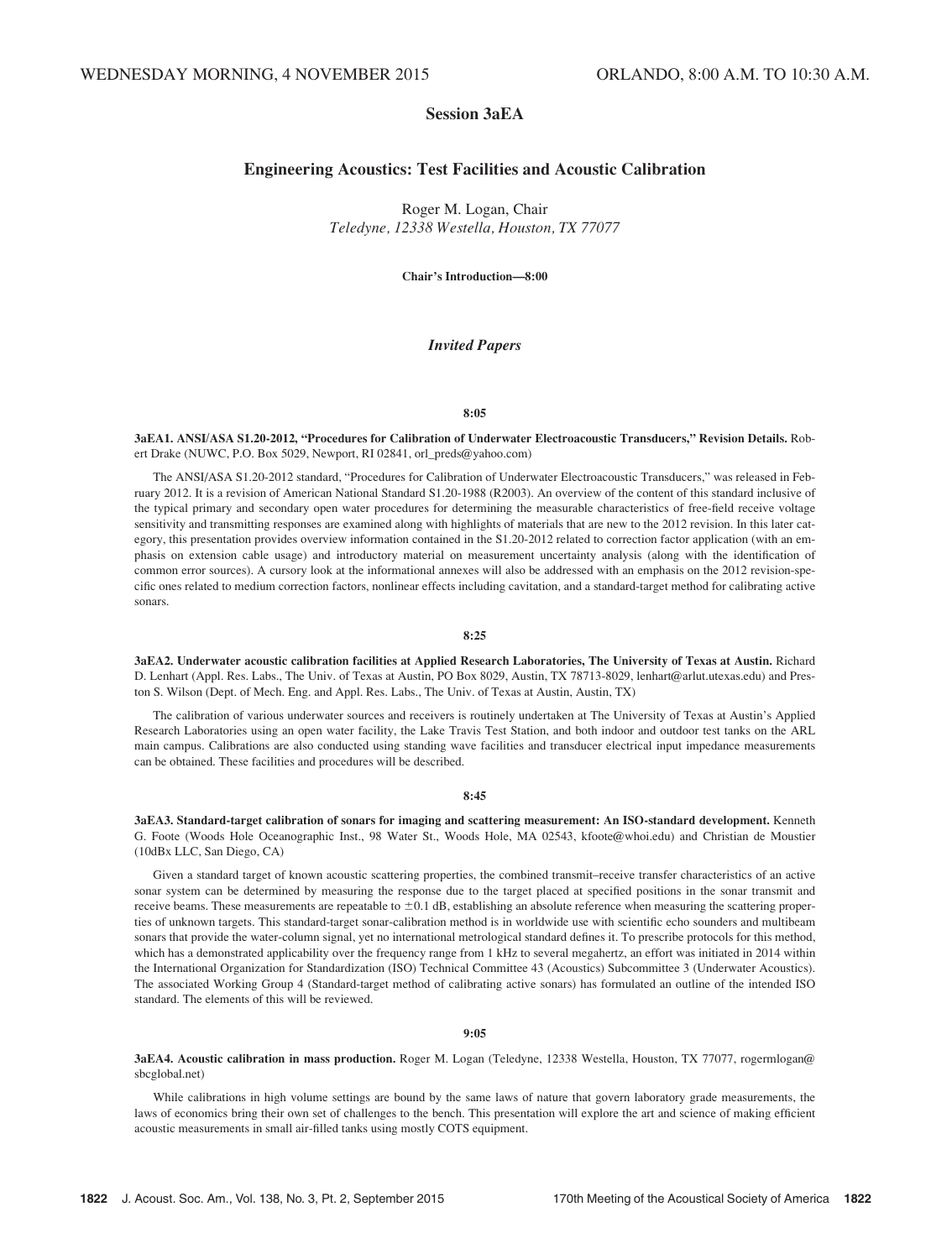WEDNESDAY MORNING, 4 NOVEMBER 2015 ORLANDO, 8:00 A.M. TO 10:30 A.M.

## Session 3aEA

## Engineering Acoustics: Test Facilities and Acoustic Calibration

Roger M. Logan, Chair
*Teledyne, 12338 Westella, Houston, TX 77077*

**Chair's Introduction—8:00**

### *Invited Papers*

**8:05**

**3aEA1. ANSI/ASA S1.20-2012, "Procedures for Calibration of Underwater Electroacoustic Transducers," Revision Details.** Robert Drake (NUWC, P.O. Box 5029, Newport, RI 02841, orl_preds@yahoo.com)

The ANSI/ASA S1.20-2012 standard, "Procedures for Calibration of Underwater Electroacoustic Transducers," was released in February 2012. It is a revision of American National Standard S1.20-1988 (R2003). An overview of the content of this standard inclusive of the typical primary and secondary open water procedures for determining the measurable characteristics of free-field receive voltage sensitivity and transmitting responses are examined along with highlights of materials that are new to the 2012 revision. In this later category, this presentation provides overview information contained in the S1.20-2012 related to correction factor application (with an emphasis on extension cable usage) and introductory material on measurement uncertainty analysis (along with the identification of common error sources). A cursory look at the informational annexes will also be addressed with an emphasis on the 2012 revision-specific ones related to medium correction factors, nonlinear effects including cavitation, and a standard-target method for calibrating active sonars.

**8:25**

**3aEA2. Underwater acoustic calibration facilities at Applied Research Laboratories, The University of Texas at Austin.** Richard D. Lenhart (Appl. Res. Labs., The Univ. of Texas at Austin, PO Box 8029, Austin, TX 78713-8029, lenhart@arlut.utexas.edu) and Preston S. Wilson (Dept. of Mech. Eng. and Appl. Res. Labs., The Univ. of Texas at Austin, Austin, TX)

The calibration of various underwater sources and receivers is routinely undertaken at The University of Texas at Austin's Applied Research Laboratories using an open water facility, the Lake Travis Test Station, and both indoor and outdoor test tanks on the ARL main campus. Calibrations are also conducted using standing wave facilities and transducer electrical input impedance measurements can be obtained. These facilities and procedures will be described.

**8:45**

**3aEA3. Standard-target calibration of sonars for imaging and scattering measurement: An ISO-standard development.** Kenneth G. Foote (Woods Hole Oceanographic Inst., 98 Water St., Woods Hole, MA 02543, kfoote@whoi.edu) and Christian de Moustier (10dBx LLC, San Diego, CA)

Given a standard target of known acoustic scattering properties, the combined transmit–receive transfer characteristics of an active sonar system can be determined by measuring the response due to the target placed at specified positions in the sonar transmit and receive beams. These measurements are repeatable to $\pm 0.1$ dB, establishing an absolute reference when measuring the scattering properties of unknown targets. This standard-target sonar-calibration method is in worldwide use with scientific echo sounders and multibeam sonars that provide the water-column signal, yet no international metrological standard defines it. To prescribe protocols for this method, which has a demonstrated applicability over the frequency range from 1 kHz to several megahertz, an effort was initiated in 2014 within the International Organization for Standardization (ISO) Technical Committee 43 (Acoustics) Subcommittee 3 (Underwater Acoustics). The associated Working Group 4 (Standard-target method of calibrating active sonars) has formulated an outline of the intended ISO standard. The elements of this will be reviewed.

**9:05**

**3aEA4. Acoustic calibration in mass production.** Roger M. Logan (Teledyne, 12338 Westella, Houston, TX 77077, rogermlogan@sbcglobal.net)

While calibrations in high volume settings are bound by the same laws of nature that govern laboratory grade measurements, the laws of economics bring their own set of challenges to the bench. This presentation will explore the art and science of making efficient acoustic measurements in small air-filled tanks using mostly COTS equipment.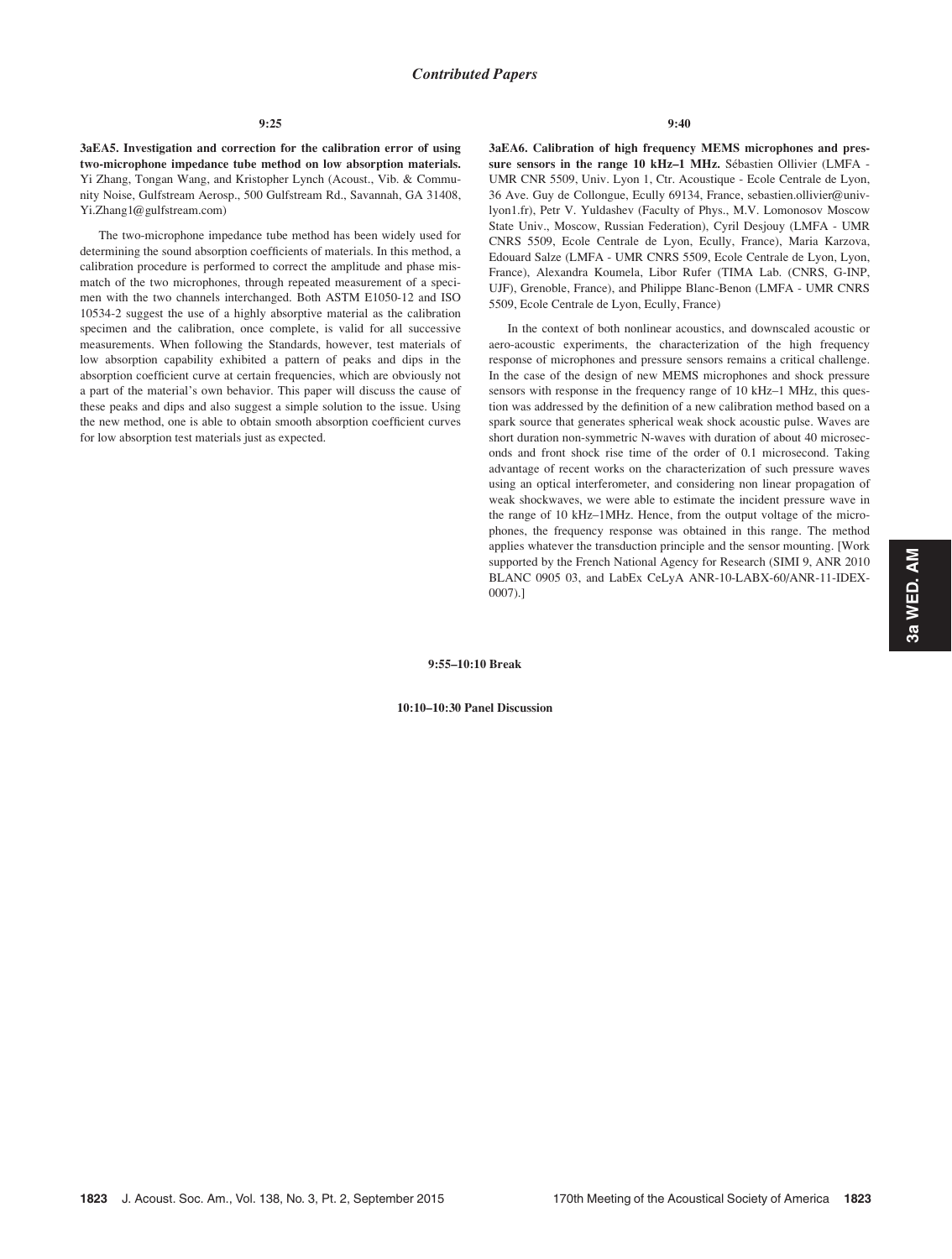## *Contributed Papers*

**9:25**

**3aEA5. Investigation and correction for the calibration error of using two-microphone impedance tube method on low absorption materials.** Yi Zhang, Tongan Wang, and Kristopher Lynch (Acoust., Vib. & Community Noise, Gulfstream Aerosp., 500 Gulfstream Rd., Savannah, GA 31408, Yi.Zhang1@gulfstream.com)

The two-microphone impedance tube method has been widely used for determining the sound absorption coefficients of materials. In this method, a calibration procedure is performed to correct the amplitude and phase mismatch of the two microphones, through repeated measurement of a specimen with the two channels interchanged. Both ASTM E1050-12 and ISO 10534-2 suggest the use of a highly absorptive material as the calibration specimen and the calibration, once complete, is valid for all successive measurements. When following the Standards, however, test materials of low absorption capability exhibited a pattern of peaks and dips in the absorption coefficient curve at certain frequencies, which are obviously not a part of the material's own behavior. This paper will discuss the cause of these peaks and dips and also suggest a simple solution to the issue. Using the new method, one is able to obtain smooth absorption coefficient curves for low absorption test materials just as expected.

**9:40**

**3aEA6. Calibration of high frequency MEMS microphones and pressure sensors in the range 10 kHz–1 MHz.** Sébastien Ollivier (LMFA - UMR CNR 5509, Univ. Lyon 1, Ctr. Acoustique - Ecole Centrale de Lyon, 36 Ave. Guy de Collongue, Ecully 69134, France, sebastien.ollivier@univ-lyon1.fr), Petr V. Yuldashev (Faculty of Phys., M.V. Lomonosov Moscow State Univ., Moscow, Russian Federation), Cyril Desjouy (LMFA - UMR CNRS 5509, Ecole Centrale de Lyon, Ecully, France), Maria Karzova, Edouard Salze (LMFA - UMR CNRS 5509, Ecole Centrale de Lyon, Lyon, France), Alexandra Koumela, Libor Rufer (TIMA Lab. (CNRS, G-INP, UJF), Grenoble, France), and Philippe Blanc-Benon (LMFA - UMR CNRS 5509, Ecole Centrale de Lyon, Ecully, France)

In the context of both nonlinear acoustics, and downscaled acoustic or aero-acoustic experiments, the characterization of the high frequency response of microphones and pressure sensors remains a critical challenge. In the case of the design of new MEMS microphones and shock pressure sensors with response in the frequency range of 10 kHz–1 MHz, this question was addressed by the definition of a new calibration method based on a spark source that generates spherical weak shock acoustic pulse. Waves are short duration non-symmetric N-waves with duration of about 40 microseconds and front shock rise time of the order of 0.1 microsecond. Taking advantage of recent works on the characterization of such pressure waves using an optical interferometer, and considering non linear propagation of weak shockwaves, we were able to estimate the incident pressure wave in the range of 10 kHz–1MHz. Hence, from the output voltage of the microphones, the frequency response was obtained in this range. The method applies whatever the transduction principle and the sensor mounting. [Work supported by the French National Agency for Research (SIMI 9, ANR 2010 BLANC 0905 03, and LabEx CeLyA ANR-10-LABX-60/ANR-11-IDEX-0007).]

**9:55–10:10 Break**

**10:10–10:30 Panel Discussion**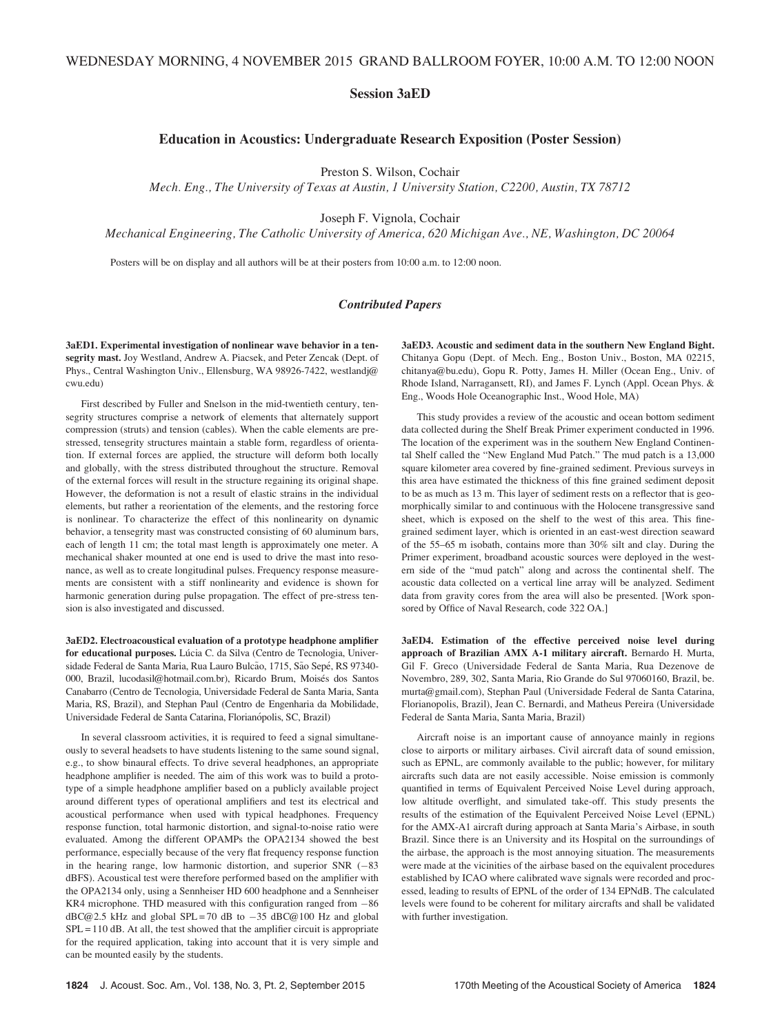WEDNESDAY MORNING, 4 NOVEMBER 2015 GRAND BALLROOM FOYER, 10:00 A.M. TO 12:00 NOON

# Session 3aED

## Education in Acoustics: Undergraduate Research Exposition (Poster Session)

Preston S. Wilson, Cochair
*Mech. Eng., The University of Texas at Austin, 1 University Station, C2200, Austin, TX 78712*

Joseph F. Vignola, Cochair
*Mechanical Engineering, The Catholic University of America, 620 Michigan Ave., NE, Washington, DC 20064*

Posters will be on display and all authors will be at their posters from 10:00 a.m. to 12:00 noon.

### *Contributed Papers*

**3aED1. Experimental investigation of nonlinear wave behavior in a tensegrity mast.** Joy Westland, Andrew A. Piacsek, and Peter Zencak (Dept. of Phys., Central Washington Univ., Ellensburg, WA 98926-7422, westlandj@cwu.edu)

First described by Fuller and Snelson in the mid-twentieth century, tensegrity structures comprise a network of elements that alternately support compression (struts) and tension (cables). When the cable elements are pre-stressed, tensegrity structures maintain a stable form, regardless of orientation. If external forces are applied, the structure will deform both locally and globally, with the stress distributed throughout the structure. Removal of the external forces will result in the structure regaining its original shape. However, the deformation is not a result of elastic strains in the individual elements, but rather a reorientation of the elements, and the restoring force is nonlinear. To characterize the effect of this nonlinearity on dynamic behavior, a tensegrity mast was constructed consisting of 60 aluminum bars, each of length 11 cm; the total mast length is approximately one meter. A mechanical shaker mounted at one end is used to drive the mast into resonance, as well as to create longitudinal pulses. Frequency response measurements are consistent with a stiff nonlinearity and evidence is shown for harmonic generation during pulse propagation. The effect of pre-stress tension is also investigated and discussed.

**3aED2. Electroacoustical evaluation of a prototype headphone amplifier for educational purposes.** Lúcia C. da Silva (Centro de Tecnologia, Universidade Federal de Santa Maria, Rua Lauro Bulcão, 1715, São Sepé, RS 97340-000, Brazil, lucodasil@hotmail.com.br), Ricardo Brum, Moisés dos Santos Canabarro (Centro de Tecnologia, Universidade Federal de Santa Maria, Santa Maria, RS, Brazil), and Stephan Paul (Centro de Engenharia da Mobilidade, Universidade Federal de Santa Catarina, Florianópolis, SC, Brazil)

In several classroom activities, it is required to feed a signal simultaneously to several headsets to have students listening to the same sound signal, e.g., to show binaural effects. To drive several headphones, an appropriate headphone amplifier is needed. The aim of this work was to build a prototype of a simple headphone amplifier based on a publicly available project around different types of operational amplifiers and test its electrical and acoustical performance when used with typical headphones. Frequency response function, total harmonic distortion, and signal-to-noise ratio were evaluated. Among the different OPAMPs the OPA2134 showed the best performance, especially because of the very flat frequency response function in the hearing range, low harmonic distortion, and superior SNR (−83 dBFS). Acoustical test were therefore performed based on the amplifier with the OPA2134 only, using a Sennheiser HD 600 headphone and a Sennheiser KR4 microphone. THD measured with this configuration ranged from −86 dBC@2.5 kHz and global SPL = 70 dB to −35 dBC@100 Hz and global SPL = 110 dB. At all, the test showed that the amplifier circuit is appropriate for the required application, taking into account that it is very simple and can be mounted easily by the students.

**3aED3. Acoustic and sediment data in the southern New England Bight.** Chitanya Gopu (Dept. of Mech. Eng., Boston Univ., Boston, MA 02215, chitanya@bu.edu), Gopu R. Potty, James H. Miller (Ocean Eng., Univ. of Rhode Island, Narragansett, RI), and James F. Lynch (Appl. Ocean Phys. & Eng., Woods Hole Oceanographic Inst., Wood Hole, MA)

This study provides a review of the acoustic and ocean bottom sediment data collected during the Shelf Break Primer experiment conducted in 1996. The location of the experiment was in the southern New England Continental Shelf called the "New England Mud Patch." The mud patch is a 13,000 square kilometer area covered by fine-grained sediment. Previous surveys in this area have estimated the thickness of this fine grained sediment deposit to be as much as 13 m. This layer of sediment rests on a reflector that is geomorphically similar to and continuous with the Holocene transgressive sand sheet, which is exposed on the shelf to the west of this area. This fine-grained sediment layer, which is oriented in an east-west direction seaward of the 55–65 m isobath, contains more than 30% silt and clay. During the Primer experiment, broadband acoustic sources were deployed in the western side of the "mud patch" along and across the continental shelf. The acoustic data collected on a vertical line array will be analyzed. Sediment data from gravity cores from the area will also be presented. [Work sponsored by Office of Naval Research, code 322 OA.]

**3aED4. Estimation of the effective perceived noise level during approach of Brazilian AMX A-1 military aircraft.** Bernardo H. Murta, Gil F. Greco (Universidade Federal de Santa Maria, Rua Dezenove de Novembro, 289, 302, Santa Maria, Rio Grande do Sul 97060160, Brazil, be.murta@gmail.com), Stephan Paul (Universidade Federal de Santa Catarina, Florianopolis, Brazil), Jean C. Bernardi, and Matheus Pereira (Universidade Federal de Santa Maria, Santa Maria, Brazil)

Aircraft noise is an important cause of annoyance mainly in regions close to airports or military airbases. Civil aircraft data of sound emission, such as EPNL, are commonly available to the public; however, for military aircrafts such data are not easily accessible. Noise emission is commonly quantified in terms of Equivalent Perceived Noise Level during approach, low altitude overflight, and simulated take-off. This study presents the results of the estimation of the Equivalent Perceived Noise Level (EPNL) for the AMX-A1 aircraft during approach at Santa Maria's Airbase, in south Brazil. Since there is an University and its Hospital on the surroundings of the airbase, the approach is the most annoying situation. The measurements were made at the vicinities of the airbase based on the equivalent procedures established by ICAO where calibrated wave signals were recorded and processed, leading to results of EPNL of the order of 134 EPNdB. The calculated levels were found to be coherent for military aircrafts and shall be validated with further investigation.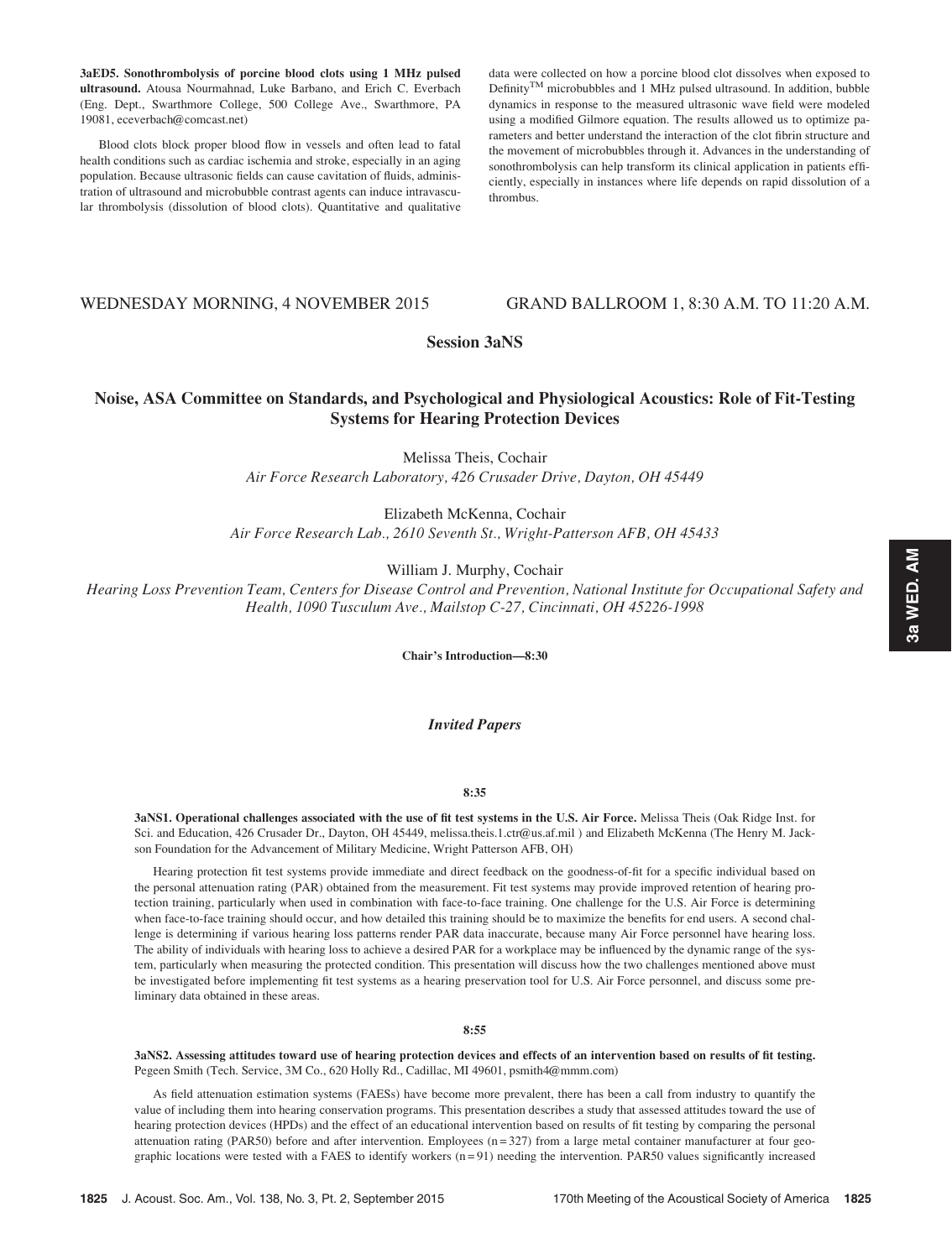**3aED5. Sonothrombolysis of porcine blood clots using 1 MHz pulsed ultrasound.** Atousa Nourmahnad, Luke Barbano, and Erich C. Everbach (Eng. Dept., Swarthmore College, 500 College Ave., Swarthmore, PA 19081, eceverbach@comcast.net)

Blood clots block proper blood flow in vessels and often lead to fatal health conditions such as cardiac ischemia and stroke, especially in an aging population. Because ultrasonic fields can cause cavitation of fluids, administration of ultrasound and microbubble contrast agents can induce intravascular thrombolysis (dissolution of blood clots). Quantitative and qualitative data were collected on how a porcine blood clot dissolves when exposed to Definity$^{TM}$ microbubbles and 1 MHz pulsed ultrasound. In addition, bubble dynamics in response to the measured ultrasonic wave field were modeled using a modified Gilmore equation. The results allowed us to optimize parameters and better understand the interaction of the clot fibrin structure and the movement of microbubbles through it. Advances in the understanding of sonothrombolysis can help transform its clinical application in patients efficiently, especially in instances where life depends on rapid dissolution of a thrombus.

WEDNESDAY MORNING, 4 NOVEMBER 2015 GRAND BALLROOM 1, 8:30 A.M. TO 11:20 A.M.

## Session 3aNS

## Noise, ASA Committee on Standards, and Psychological and Physiological Acoustics: Role of Fit-Testing Systems for Hearing Protection Devices

Melissa Theis, Cochair
*Air Force Research Laboratory, 426 Crusader Drive, Dayton, OH 45449*

Elizabeth McKenna, Cochair
*Air Force Research Lab., 2610 Seventh St., Wright-Patterson AFB, OH 45433*

William J. Murphy, Cochair
*Hearing Loss Prevention Team, Centers for Disease Control and Prevention, National Institute for Occupational Safety and Health, 1090 Tusculum Ave., Mailstop C-27, Cincinnati, OH 45226-1998*

**Chair's Introduction—8:30**

### *Invited Papers*

**8:35**

**3aNS1. Operational challenges associated with the use of fit test systems in the U.S. Air Force.** Melissa Theis (Oak Ridge Inst. for Sci. and Education, 426 Crusader Dr., Dayton, OH 45449, melissa.theis.1.ctr@us.af.mil ) and Elizabeth McKenna (The Henry M. Jackson Foundation for the Advancement of Military Medicine, Wright Patterson AFB, OH)

Hearing protection fit test systems provide immediate and direct feedback on the goodness-of-fit for a specific individual based on the personal attenuation rating (PAR) obtained from the measurement. Fit test systems may provide improved retention of hearing protection training, particularly when used in combination with face-to-face training. One challenge for the U.S. Air Force is determining when face-to-face training should occur, and how detailed this training should be to maximize the benefits for end users. A second challenge is determining if various hearing loss patterns render PAR data inaccurate, because many Air Force personnel have hearing loss. The ability of individuals with hearing loss to achieve a desired PAR for a workplace may be influenced by the dynamic range of the system, particularly when measuring the protected condition. This presentation will discuss how the two challenges mentioned above must be investigated before implementing fit test systems as a hearing preservation tool for U.S. Air Force personnel, and discuss some preliminary data obtained in these areas.

**8:55**

**3aNS2. Assessing attitudes toward use of hearing protection devices and effects of an intervention based on results of fit testing.** Pegeen Smith (Tech. Service, 3M Co., 620 Holly Rd., Cadillac, MI 49601, psmith4@mmm.com)

As field attenuation estimation systems (FAESs) have become more prevalent, there has been a call from industry to quantify the value of including them into hearing conservation programs. This presentation describes a study that assessed attitudes toward the use of hearing protection devices (HPDs) and the effect of an educational intervention based on results of fit testing by comparing the personal attenuation rating (PAR50) before and after intervention. Employees (n = 327) from a large metal container manufacturer at four geographic locations were tested with a FAES to identify workers (n = 91) needing the intervention. PAR50 values significantly increased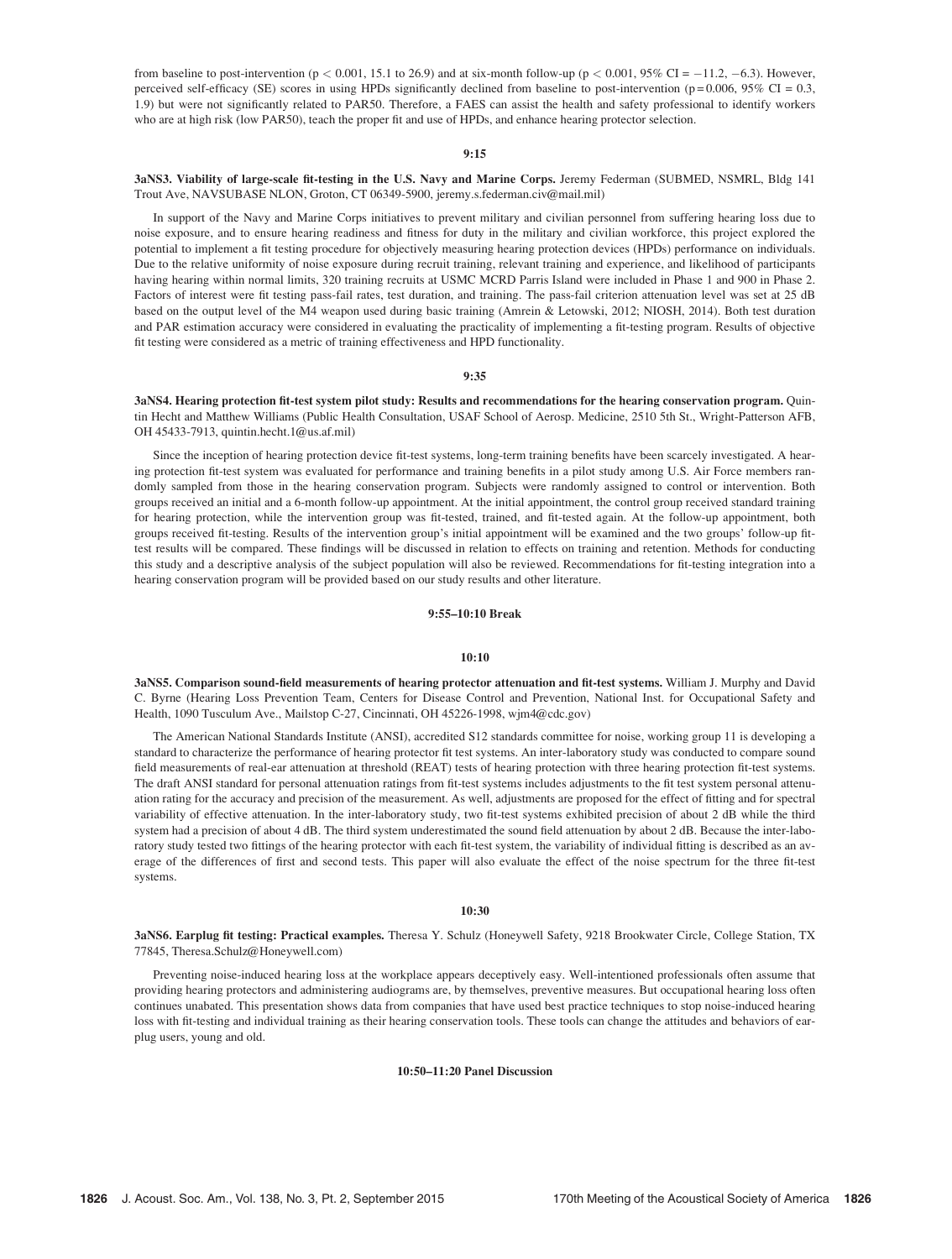from baseline to post-intervention ($p < 0.001$, 15.1 to 26.9) and at six-month follow-up ($p < 0.001$, 95% CI = −11.2, −6.3). However, perceived self-efficacy (SE) scores in using HPDs significantly declined from baseline to post-intervention ($p = 0.006$, 95% CI = 0.3, 1.9) but were not significantly related to PAR50. Therefore, a FAES can assist the health and safety professional to identify workers who are at high risk (low PAR50), teach the proper fit and use of HPDs, and enhance hearing protector selection.

**9:15**

**3aNS3. Viability of large-scale fit-testing in the U.S. Navy and Marine Corps.** Jeremy Federman (SUBMED, NSMRL, Bldg 141 Trout Ave, NAVSUBASE NLON, Groton, CT 06349-5900, jeremy.s.federman.civ@mail.mil)

In support of the Navy and Marine Corps initiatives to prevent military and civilian personnel from suffering hearing loss due to noise exposure, and to ensure hearing readiness and fitness for duty in the military and civilian workforce, this project explored the potential to implement a fit testing procedure for objectively measuring hearing protection devices (HPDs) performance on individuals. Due to the relative uniformity of noise exposure during recruit training, relevant training and experience, and likelihood of participants having hearing within normal limits, 320 training recruits at USMC MCRD Parris Island were included in Phase 1 and 900 in Phase 2. Factors of interest were fit testing pass-fail rates, test duration, and training. The pass-fail criterion attenuation level was set at 25 dB based on the output level of the M4 weapon used during basic training (Amrein & Letowski, 2012; NIOSH, 2014). Both test duration and PAR estimation accuracy were considered in evaluating the practicality of implementing a fit-testing program. Results of objective fit testing were considered as a metric of training effectiveness and HPD functionality.

**9:35**

**3aNS4. Hearing protection fit-test system pilot study: Results and recommendations for the hearing conservation program.** Quintin Hecht and Matthew Williams (Public Health Consultation, USAF School of Aerosp. Medicine, 2510 5th St., Wright-Patterson AFB, OH 45433-7913, quintin.hecht.1@us.af.mil)

Since the inception of hearing protection device fit-test systems, long-term training benefits have been scarcely investigated. A hearing protection fit-test system was evaluated for performance and training benefits in a pilot study among U.S. Air Force members randomly sampled from those in the hearing conservation program. Subjects were randomly assigned to control or intervention. Both groups received an initial and a 6-month follow-up appointment. At the initial appointment, the control group received standard training for hearing protection, while the intervention group was fit-tested, trained, and fit-tested again. At the follow-up appointment, both groups received fit-testing. Results of the intervention group's initial appointment will be examined and the two groups' follow-up fit-test results will be compared. These findings will be discussed in relation to effects on training and retention. Methods for conducting this study and a descriptive analysis of the subject population will also be reviewed. Recommendations for fit-testing integration into a hearing conservation program will be provided based on our study results and other literature.

**9:55–10:10 Break**

**10:10**

**3aNS5. Comparison sound-field measurements of hearing protector attenuation and fit-test systems.** William J. Murphy and David C. Byrne (Hearing Loss Prevention Team, Centers for Disease Control and Prevention, National Inst. for Occupational Safety and Health, 1090 Tusculum Ave., Mailstop C-27, Cincinnati, OH 45226-1998, wjm4@cdc.gov)

The American National Standards Institute (ANSI), accredited S12 standards committee for noise, working group 11 is developing a standard to characterize the performance of hearing protector fit test systems. An inter-laboratory study was conducted to compare sound field measurements of real-ear attenuation at threshold (REAT) tests of hearing protection with three hearing protection fit-test systems. The draft ANSI standard for personal attenuation ratings from fit-test systems includes adjustments to the fit test system personal attenuation rating for the accuracy and precision of the measurement. As well, adjustments are proposed for the effect of fitting and for spectral variability of effective attenuation. In the inter-laboratory study, two fit-test systems exhibited precision of about 2 dB while the third system had a precision of about 4 dB. The third system underestimated the sound field attenuation by about 2 dB. Because the inter-laboratory study tested two fittings of the hearing protector with each fit-test system, the variability of individual fitting is described as an average of the differences of first and second tests. This paper will also evaluate the effect of the noise spectrum for the three fit-test systems.

**10:30**

**3aNS6. Earplug fit testing: Practical examples.** Theresa Y. Schulz (Honeywell Safety, 9218 Brookwater Circle, College Station, TX 77845, Theresa.Schulz@Honeywell.com)

Preventing noise-induced hearing loss at the workplace appears deceptively easy. Well-intentioned professionals often assume that providing hearing protectors and administering audiograms are, by themselves, preventive measures. But occupational hearing loss often continues unabated. This presentation shows data from companies that have used best practice techniques to stop noise-induced hearing loss with fit-testing and individual training as their hearing conservation tools. These tools can change the attitudes and behaviors of earplug users, young and old.

**10:50–11:20 Panel Discussion**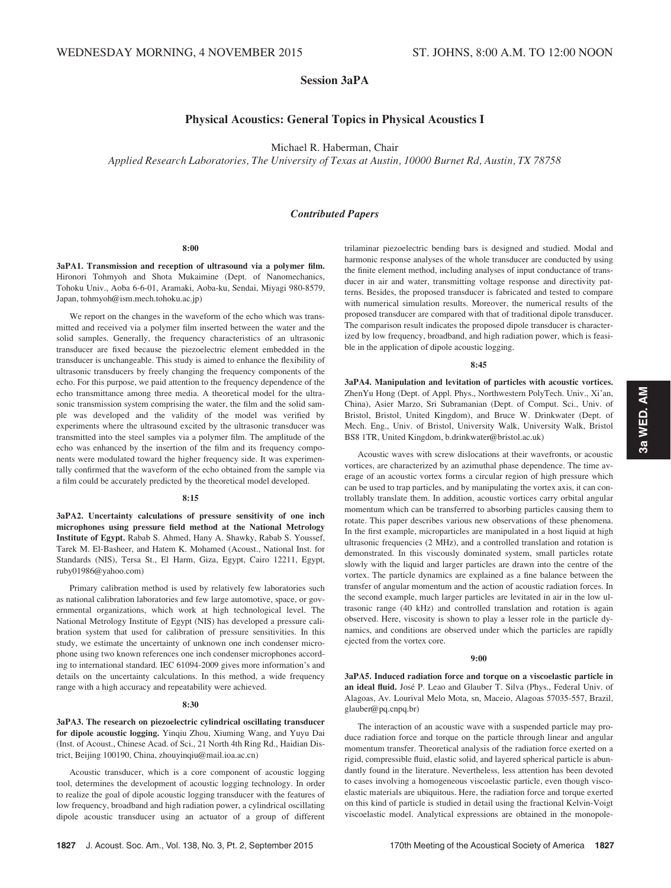WEDNESDAY MORNING, 4 NOVEMBER 2015 ST. JOHNS, 8:00 A.M. TO 12:00 NOON

## Session 3aPA

## Physical Acoustics: General Topics in Physical Acoustics I

Michael R. Haberman, Chair

*Applied Research Laboratories, The University of Texas at Austin, 10000 Burnet Rd, Austin, TX 78758*

### *Contributed Papers*

**8:00**

**3aPA1. Transmission and reception of ultrasound via a polymer film.** Hironori Tohmyoh and Shota Mukaimine (Dept. of Nanomechanics, Tohoku Univ., Aoba 6-6-01, Aramaki, Aoba-ku, Sendai, Miyagi 980-8579, Japan, tohmyoh@ism.mech.tohoku.ac.jp)

We report on the changes in the waveform of the echo which was transmitted and received via a polymer film inserted between the water and the solid samples. Generally, the frequency characteristics of an ultrasonic transducer are fixed because the piezoelectric element embedded in the transducer is unchangeable. This study is aimed to enhance the flexibility of ultrasonic transducers by freely changing the frequency components of the echo. For this purpose, we paid attention to the frequency dependence of the echo transmittance among three media. A theoretical model for the ultrasonic transmission system comprising the water, the film and the solid sample was developed and the validity of the model was verified by experiments where the ultrasound excited by the ultrasonic transducer was transmitted into the steel samples via a polymer film. The amplitude of the echo was enhanced by the insertion of the film and its frequency components were modulated toward the higher frequency side. It was experimentally confirmed that the waveform of the echo obtained from the sample via a film could be accurately predicted by the theoretical model developed.

**8:15**

**3aPA2. Uncertainty calculations of pressure sensitivity of one inch microphones using pressure field method at the National Metrology Institute of Egypt.** Rabab S. Ahmed, Hany A. Shawky, Rabab S. Youssef, Tarek M. El-Basheer, and Hatem K. Mohamed (Acoust., National Inst. for Standards (NIS), Tersa St., El Harm, Giza, Egypt, Cairo 12211, Egypt, ruby01986@yahoo.com)

Primary calibration method is used by relatively few laboratories such as national calibration laboratories and few large automotive, space, or governmental organizations, which work at high technological level. The National Metrology Institute of Egypt (NIS) has developed a pressure calibration system that used for calibration of pressure sensitivities. In this study, we estimate the uncertainty of unknown one inch condenser microphone using two known references one inch condenser microphones according to international standard. IEC 61094-2009 gives more information's and details on the uncertainty calculations. In this method, a wide frequency range with a high accuracy and repeatability were achieved.

**8:30**

**3aPA3. The research on piezoelectric cylindrical oscillating transducer for dipole acoustic logging.** Yinqiu Zhou, Xiuming Wang, and Yuyu Dai (Inst. of Acoust., Chinese Acad. of Sci., 21 North 4th Ring Rd., Haidian District, Beijing 100190, China, zhouyinqiu@mail.ioa.ac.cn)

Acoustic transducer, which is a core component of acoustic logging tool, determines the development of acoustic logging technology. In order to realize the goal of dipole acoustic logging transducer with the features of low frequency, broadband and high radiation power, a cylindrical oscillating dipole acoustic transducer using an actuator of a group of different trilaminar piezoelectric bending bars is designed and studied. Modal and harmonic response analyses of the whole transducer are conducted by using the finite element method, including analyses of input conductance of transducer in air and water, transmitting voltage response and directivity patterns. Besides, the proposed transducer is fabricated and tested to compare with numerical simulation results. Moreover, the numerical results of the proposed transducer are compared with that of traditional dipole transducer. The comparison result indicates the proposed dipole transducer is characterized by low frequency, broadband, and high radiation power, which is feasible in the application of dipole acoustic logging.

**8:45**

**3aPA4. Manipulation and levitation of particles with acoustic vortices.** ZhenYu Hong (Dept. of Appl. Phys., Northwestern PolyTech. Univ., Xi'an, China), Asier Marzo, Sri Subramanian (Dept. of Comput. Sci., Univ. of Bristol, Bristol, United Kingdom), and Bruce W. Drinkwater (Dept. of Mech. Eng., Univ. of Bristol, University Walk, University Walk, Bristol BS8 1TR, United Kingdom, b.drinkwater@bristol.ac.uk)

Acoustic waves with screw dislocations at their wavefronts, or acoustic vortices, are characterized by an azimuthal phase dependence. The time average of an acoustic vortex forms a circular region of high pressure which can be used to trap particles, and by manipulating the vortex axis, it can controllably translate them. In addition, acoustic vortices carry orbital angular momentum which can be transferred to absorbing particles causing them to rotate. This paper describes various new observations of these phenomena. In the first example, microparticles are manipulated in a host liquid at high ultrasonic frequencies (2 MHz), and a controlled translation and rotation is demonstrated. In this viscously dominated system, small particles rotate slowly with the liquid and larger particles are drawn into the centre of the vortex. The particle dynamics are explained as a fine balance between the transfer of angular momentum and the action of acoustic radiation forces. In the second example, much larger particles are levitated in air in the low ultrasonic range (40 kHz) and controlled translation and rotation is again observed. Here, viscosity is shown to play a lesser role in the particle dynamics, and conditions are observed under which the particles are rapidly ejected from the vortex core.

**9:00**

**3aPA5. Induced radiation force and torque on a viscoelastic particle in an ideal fluid.** José P. Leao and Glauber T. Silva (Phys., Federal Univ. of Alagoas, Av. Lourival Melo Mota, sn, Maceio, Alagoas 57035-557, Brazil, glauber@pq.cnpq.br)

The interaction of an acoustic wave with a suspended particle may produce radiation force and torque on the particle through linear and angular momentum transfer. Theoretical analysis of the radiation force exerted on a rigid, compressible fluid, elastic solid, and layered spherical particle is abundantly found in the literature. Nevertheless, less attention has been devoted to cases involving a homogeneous viscoelastic particle, even though viscoelastic materials are ubiquitous. Here, the radiation force and torque exerted on this kind of particle is studied in detail using the fractional Kelvin-Voigt viscoelastic model. Analytical expressions are obtained in the monopole-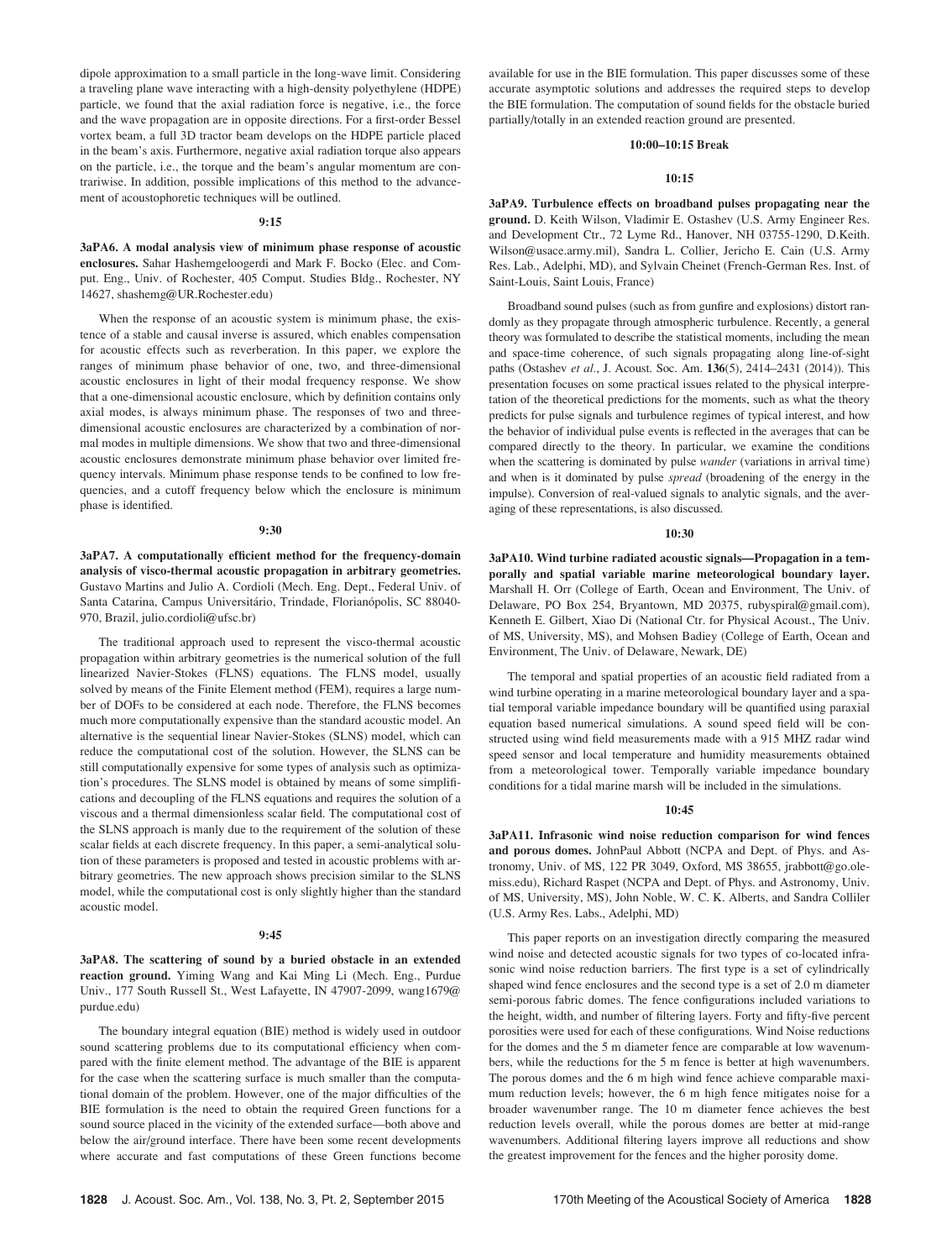dipole approximation to a small particle in the long-wave limit. Considering a traveling plane wave interacting with a high-density polyethylene (HDPE) particle, we found that the axial radiation force is negative, i.e., the force and the wave propagation are in opposite directions. For a first-order Bessel vortex beam, a full 3D tractor beam develops on the HDPE particle placed in the beam's axis. Furthermore, negative axial radiation torque also appears on the particle, i.e., the torque and the beam's angular momentum are contrariwise. In addition, possible implications of this method to the advancement of acoustophoretic techniques will be outlined.

**9:15**

**3aPA6. A modal analysis view of minimum phase response of acoustic enclosures.** Sahar Hashemgeloogerdi and Mark F. Bocko (Elec. and Comput. Eng., Univ. of Rochester, 405 Comput. Studies Bldg., Rochester, NY 14627, shashemg@UR.Rochester.edu)

When the response of an acoustic system is minimum phase, the existence of a stable and causal inverse is assured, which enables compensation for acoustic effects such as reverberation. In this paper, we explore the ranges of minimum phase behavior of one, two, and three-dimensional acoustic enclosures in light of their modal frequency response. We show that a one-dimensional acoustic enclosure, which by definition contains only axial modes, is always minimum phase. The responses of two and three-dimensional acoustic enclosures are characterized by a combination of normal modes in multiple dimensions. We show that two and three-dimensional acoustic enclosures demonstrate minimum phase behavior over limited frequency intervals. Minimum phase response tends to be confined to low frequencies, and a cutoff frequency below which the enclosure is minimum phase is identified.

**9:30**

**3aPA7. A computationally efficient method for the frequency-domain analysis of visco-thermal acoustic propagation in arbitrary geometries.** Gustavo Martins and Julio A. Cordioli (Mech. Eng. Dept., Federal Univ. of Santa Catarina, Campus Universitário, Trindade, Florianópolis, SC 88040-970, Brazil, julio.cordioli@ufsc.br)

The traditional approach used to represent the visco-thermal acoustic propagation within arbitrary geometries is the numerical solution of the full linearized Navier-Stokes (FLNS) equations. The FLNS model, usually solved by means of the Finite Element method (FEM), requires a large number of DOFs to be considered at each node. Therefore, the FLNS becomes much more computationally expensive than the standard acoustic model. An alternative is the sequential linear Navier-Stokes (SLNS) model, which can reduce the computational cost of the solution. However, the SLNS can be still computationally expensive for some types of analysis such as optimization's procedures. The SLNS model is obtained by means of some simplifications and decoupling of the FLNS equations and requires the solution of a viscous and a thermal dimensionless scalar field. The computational cost of the SLNS approach is manly due to the requirement of the solution of these scalar fields at each discrete frequency. In this paper, a semi-analytical solution of these parameters is proposed and tested in acoustic problems with arbitrary geometries. The new approach shows precision similar to the SLNS model, while the computational cost is only slightly higher than the standard acoustic model.

**9:45**

**3aPA8. The scattering of sound by a buried obstacle in an extended reaction ground.** Yiming Wang and Kai Ming Li (Mech. Eng., Purdue Univ., 177 South Russell St., West Lafayette, IN 47907-2099, wang1679@purdue.edu)

The boundary integral equation (BIE) method is widely used in outdoor sound scattering problems due to its computational efficiency when compared with the finite element method. The advantage of the BIE is apparent for the case when the scattering surface is much smaller than the computational domain of the problem. However, one of the major difficulties of the BIE formulation is the need to obtain the required Green functions for a sound source placed in the vicinity of the extended surface—both above and below the air/ground interface. There have been some recent developments where accurate and fast computations of these Green functions become available for use in the BIE formulation. This paper discusses some of these accurate asymptotic solutions and addresses the required steps to develop the BIE formulation. The computation of sound fields for the obstacle buried partially/totally in an extended reaction ground are presented.

**10:00–10:15 Break**

**10:15**

**3aPA9. Turbulence effects on broadband pulses propagating near the ground.** D. Keith Wilson, Vladimir E. Ostashev (U.S. Army Engineer Res. and Development Ctr., 72 Lyme Rd., Hanover, NH 03755-1290, D.Keith.Wilson@usace.army.mil), Sandra L. Collier, Jericho E. Cain (U.S. Army Res. Lab., Adelphi, MD), and Sylvain Cheinet (French-German Res. Inst. of Saint-Louis, Saint Louis, France)

Broadband sound pulses (such as from gunfire and explosions) distort randomly as they propagate through atmospheric turbulence. Recently, a general theory was formulated to describe the statistical moments, including the mean and space-time coherence, of such signals propagating along line-of-sight paths (Ostashev *et al.*, J. Acoust. Soc. Am. **136**(5), 2414–2431 (2014)). This presentation focuses on some practical issues related to the physical interpretation of the theoretical predictions for the moments, such as what the theory predicts for pulse signals and turbulence regimes of typical interest, and how the behavior of individual pulse events is reflected in the averages that can be compared directly to the theory. In particular, we examine the conditions when the scattering is dominated by pulse *wander* (variations in arrival time) and when is it dominated by pulse *spread* (broadening of the energy in the impulse). Conversion of real-valued signals to analytic signals, and the averaging of these representations, is also discussed.

**10:30**

**3aPA10. Wind turbine radiated acoustic signals—Propagation in a temporally and spatial variable marine meteorological boundary layer.** Marshall H. Orr (College of Earth, Ocean and Environment, The Univ. of Delaware, PO Box 254, Bryantown, MD 20375, rubyspiral@gmail.com), Kenneth E. Gilbert, Xiao Di (National Ctr. for Physical Acoust., The Univ. of MS, University, MS), and Mohsen Badiey (College of Earth, Ocean and Environment, The Univ. of Delaware, Newark, DE)

The temporal and spatial properties of an acoustic field radiated from a wind turbine operating in a marine meteorological boundary layer and a spatial temporal variable impedance boundary will be quantified using paraxial equation based numerical simulations. A sound speed field will be constructed using wind field measurements made with a 915 MHZ radar wind speed sensor and local temperature and humidity measurements obtained from a meteorological tower. Temporally variable impedance boundary conditions for a tidal marine marsh will be included in the simulations.

**10:45**

**3aPA11. Infrasonic wind noise reduction comparison for wind fences and porous domes.** JohnPaul Abbott (NCPA and Dept. of Phys. and Astronomy, Univ. of MS, 122 PR 3049, Oxford, MS 38655, jrabbott@go.olemiss.edu), Richard Raspet (NCPA and Dept. of Phys. and Astronomy, Univ. of MS, University, MS), John Noble, W. C. K. Alberts, and Sandra Colliler (U.S. Army Res. Labs., Adelphi, MD)

This paper reports on an investigation directly comparing the measured wind noise and detected acoustic signals for two types of co-located infrasonic wind noise reduction barriers. The first type is a set of cylindrically shaped wind fence enclosures and the second type is a set of 2.0 m diameter semi-porous fabric domes. The fence configurations included variations to the height, width, and number of filtering layers. Forty and fifty-five percent porosities were used for each of these configurations. Wind Noise reductions for the domes and the 5 m diameter fence are comparable at low wavenumbers, while the reductions for the 5 m fence is better at high wavenumbers. The porous domes and the 6 m high wind fence achieve comparable maximum reduction levels; however, the 6 m high fence mitigates noise for a broader wavenumber range. The 10 m diameter fence achieves the best reduction levels overall, while the porous domes are better at mid-range wavenumbers. Additional filtering layers improve all reductions and show the greatest improvement for the fences and the higher porosity dome.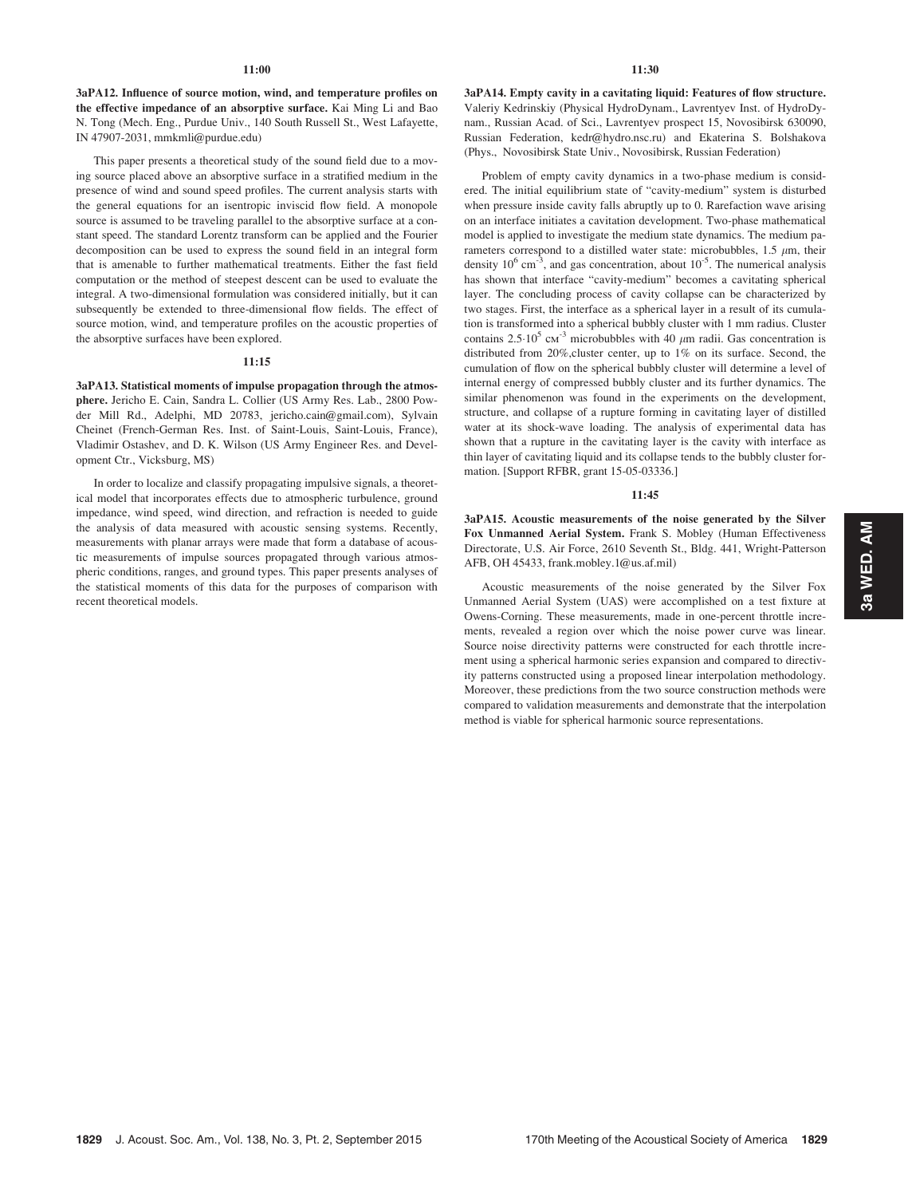**11:00**

**3aPA12. Influence of source motion, wind, and temperature profiles on the effective impedance of an absorptive surface.** Kai Ming Li and Bao N. Tong (Mech. Eng., Purdue Univ., 140 South Russell St., West Lafayette, IN 47907-2031, mmkmli@purdue.edu)

This paper presents a theoretical study of the sound field due to a moving source placed above an absorptive surface in a stratified medium in the presence of wind and sound speed profiles. The current analysis starts with the general equations for an isentropic inviscid flow field. A monopole source is assumed to be traveling parallel to the absorptive surface at a constant speed. The standard Lorentz transform can be applied and the Fourier decomposition can be used to express the sound field in an integral form that is amenable to further mathematical treatments. Either the fast field computation or the method of steepest descent can be used to evaluate the integral. A two-dimensional formulation was considered initially, but it can subsequently be extended to three-dimensional flow fields. The effect of source motion, wind, and temperature profiles on the acoustic properties of the absorptive surfaces have been explored.

**11:15**

**3aPA13. Statistical moments of impulse propagation through the atmosphere.** Jericho E. Cain, Sandra L. Collier (US Army Res. Lab., 2800 Powder Mill Rd., Adelphi, MD 20783, jericho.cain@gmail.com), Sylvain Cheinet (French-German Res. Inst. of Saint-Louis, Saint-Louis, France), Vladimir Ostashev, and D. K. Wilson (US Army Engineer Res. and Development Ctr., Vicksburg, MS)

In order to localize and classify propagating impulsive signals, a theoretical model that incorporates effects due to atmospheric turbulence, ground impedance, wind speed, wind direction, and refraction is needed to guide the analysis of data measured with acoustic sensing systems. Recently, measurements with planar arrays were made that form a database of acoustic measurements of impulse sources propagated through various atmospheric conditions, ranges, and ground types. This paper presents analyses of the statistical moments of this data for the purposes of comparison with recent theoretical models.

**11:30**

**3aPA14. Empty cavity in a cavitating liquid: Features of flow structure.** Valeriy Kedrinskiy (Physical HydroDynam., Lavrentyev Inst. of HydroDynam., Russian Acad. of Sci., Lavrentyev prospect 15, Novosibirsk 630090, Russian Federation, kedr@hydro.nsc.ru) and Ekaterina S. Bolshakova (Phys., Novosibirsk State Univ., Novosibirsk, Russian Federation)

Problem of empty cavity dynamics in a two-phase medium is considered. The initial equilibrium state of "cavity-medium" system is disturbed when pressure inside cavity falls abruptly up to 0. Rarefaction wave arising on an interface initiates a cavitation development. Two-phase mathematical model is applied to investigate the medium state dynamics. The medium parameters correspond to a distilled water state: microbubbles, 1.5 $\mu$m, their density $10^6$ cm$^{-3}$, and gas concentration, about $10^{-5}$. The numerical analysis has shown that interface "cavity-medium" becomes a cavitating spherical layer. The concluding process of cavity collapse can be characterized by two stages. First, the interface as a spherical layer in a result of its cumulation is transformed into a spherical bubbly cluster with 1 mm radius. Cluster contains $2.5 \cdot 10^5$ cм$^{-3}$ microbubbles with 40 $\mu$m radii. Gas concentration is distributed from 20%,cluster center, up to 1% on its surface. Second, the cumulation of flow on the spherical bubbly cluster will determine a level of internal energy of compressed bubbly cluster and its further dynamics. The similar phenomenon was found in the experiments on the development, structure, and collapse of a rupture forming in cavitating layer of distilled water at its shock-wave loading. The analysis of experimental data has shown that a rupture in the cavitating layer is the cavity with interface as thin layer of cavitating liquid and its collapse tends to the bubbly cluster formation. [Support RFBR, grant 15-05-03336.]

**11:45**

**3aPA15. Acoustic measurements of the noise generated by the Silver Fox Unmanned Aerial System.** Frank S. Mobley (Human Effectiveness Directorate, U.S. Air Force, 2610 Seventh St., Bldg. 441, Wright-Patterson AFB, OH 45433, frank.mobley.1@us.af.mil)

Acoustic measurements of the noise generated by the Silver Fox Unmanned Aerial System (UAS) were accomplished on a test fixture at Owens-Corning. These measurements, made in one-percent throttle increments, revealed a region over which the noise power curve was linear. Source noise directivity patterns were constructed for each throttle increment using a spherical harmonic series expansion and compared to directivity patterns constructed using a proposed linear interpolation methodology. Moreover, these predictions from the two source construction methods were compared to validation measurements and demonstrate that the interpolation method is viable for spherical harmonic source representations.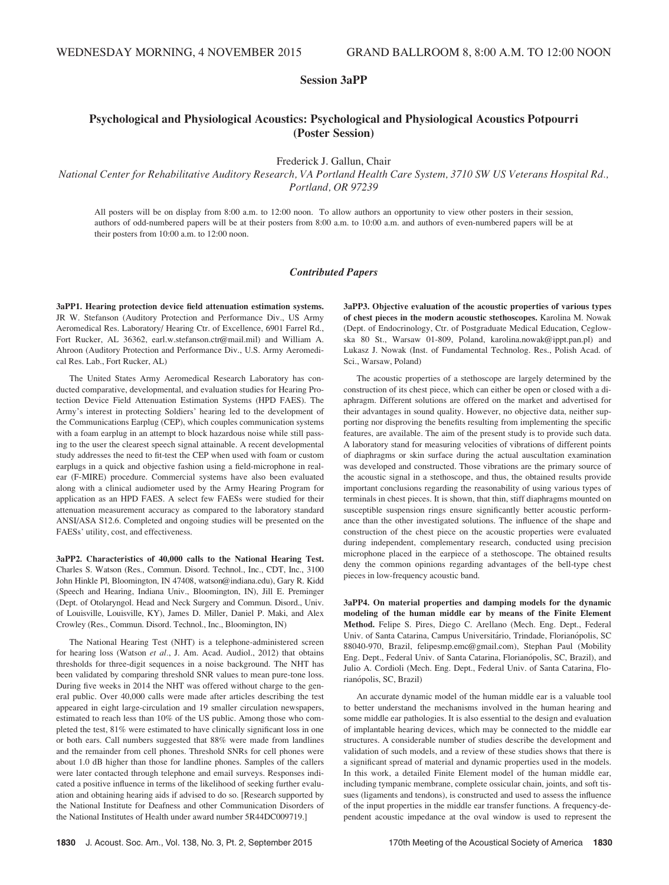WEDNESDAY MORNING, 4 NOVEMBER 2015 GRAND BALLROOM 8, 8:00 A.M. TO 12:00 NOON

## Session 3aPP

## Psychological and Physiological Acoustics: Psychological and Physiological Acoustics Potpourri (Poster Session)

Frederick J. Gallun, Chair

*National Center for Rehabilitative Auditory Research, VA Portland Health Care System, 3710 SW US Veterans Hospital Rd., Portland, OR 97239*

All posters will be on display from 8:00 a.m. to 12:00 noon. To allow authors an opportunity to view other posters in their session, authors of odd-numbered papers will be at their posters from 8:00 a.m. to 10:00 a.m. and authors of even-numbered papers will be at their posters from 10:00 a.m. to 12:00 noon.

### *Contributed Papers*

**3aPP1. Hearing protection device field attenuation estimation systems.** JR W. Stefanson (Auditory Protection and Performance Div., US Army Aeromedical Res. Laboratory/ Hearing Ctr. of Excellence, 6901 Farrel Rd., Fort Rucker, AL 36362, earl.w.stefanson.ctr@mail.mil) and William A. Ahroon (Auditory Protection and Performance Div., U.S. Army Aeromedical Res. Lab., Fort Rucker, AL)

The United States Army Aeromedical Research Laboratory has conducted comparative, developmental, and evaluation studies for Hearing Protection Device Field Attenuation Estimation Systems (HPD FAES). The Army's interest in protecting Soldiers' hearing led to the development of the Communications Earplug (CEP), which couples communication systems with a foam earplug in an attempt to block hazardous noise while still passing to the user the clearest speech signal attainable. A recent developmental study addresses the need to fit-test the CEP when used with foam or custom earplugs in a quick and objective fashion using a field-microphone in real-ear (F-MIRE) procedure. Commercial systems have also been evaluated along with a clinical audiometer used by the Army Hearing Program for application as an HPD FAES. A select few FAESs were studied for their attenuation measurement accuracy as compared to the laboratory standard ANSI/ASA S12.6. Completed and ongoing studies will be presented on the FAESs' utility, cost, and effectiveness.

**3aPP2. Characteristics of 40,000 calls to the National Hearing Test.** Charles S. Watson (Res., Commun. Disord. Technol., Inc., CDT, Inc., 3100 John Hinkle Pl, Bloomington, IN 47408, watson@indiana.edu), Gary R. Kidd (Speech and Hearing, Indiana Univ., Bloomington, IN), Jill E. Preminger (Dept. of Otolaryngol. Head and Neck Surgery and Commun. Disord., Univ. of Louisville, Louisville, KY), James D. Miller, Daniel P. Maki, and Alex Crowley (Res., Commun. Disord. Technol., Inc., Bloomington, IN)

The National Hearing Test (NHT) is a telephone-administered screen for hearing loss (Watson *et al.*, J. Am. Acad. Audiol., 2012) that obtains thresholds for three-digit sequences in a noise background. The NHT has been validated by comparing threshold SNR values to mean pure-tone loss. During five weeks in 2014 the NHT was offered without charge to the general public. Over 40,000 calls were made after articles describing the test appeared in eight large-circulation and 19 smaller circulation newspapers, estimated to reach less than 10% of the US public. Among those who completed the test, 81% were estimated to have clinically significant loss in one or both ears. Call numbers suggested that 88% were made from landlines and the remainder from cell phones. Threshold SNRs for cell phones were about 1.0 dB higher than those for landline phones. Samples of the callers were later contacted through telephone and email surveys. Responses indicated a positive influence in terms of the likelihood of seeking further evaluation and obtaining hearing aids if advised to do so. [Research supported by the National Institute for Deafness and other Communication Disorders of the National Institutes of Health under award number 5R44DC009719.]

**3aPP3. Objective evaluation of the acoustic properties of various types of chest pieces in the modern acoustic stethoscopes.** Karolina M. Nowak (Dept. of Endocrinology, Ctr. of Postgraduate Medical Education, Ceglowska 80 St., Warsaw 01-809, Poland, karolina.nowak@ippt.pan.pl) and Lukasz J. Nowak (Inst. of Fundamental Technolog. Res., Polish Acad. of Sci., Warsaw, Poland)

The acoustic properties of a stethoscope are largely determined by the construction of its chest piece, which can either be open or closed with a diaphragm. Different solutions are offered on the market and advertised for their advantages in sound quality. However, no objective data, neither supporting nor disproving the benefits resulting from implementing the specific features, are available. The aim of the present study is to provide such data. A laboratory stand for measuring velocities of vibrations of different points of diaphragms or skin surface during the actual auscultation examination was developed and constructed. Those vibrations are the primary source of the acoustic signal in a stethoscope, and thus, the obtained results provide important conclusions regarding the reasonability of using various types of terminals in chest pieces. It is shown, that thin, stiff diaphragms mounted on susceptible suspension rings ensure significantly better acoustic performance than the other investigated solutions. The influence of the shape and construction of the chest piece on the acoustic properties were evaluated during independent, complementary research, conducted using precision microphone placed in the earpiece of a stethoscope. The obtained results deny the common opinions regarding advantages of the bell-type chest pieces in low-frequency acoustic band.

**3aPP4. On material properties and damping models for the dynamic modeling of the human middle ear by means of the Finite Element Method.** Felipe S. Pires, Diego C. Arellano (Mech. Eng. Dept., Federal Univ. of Santa Catarina, Campus Universitário, Trindade, Florianópolis, SC 88040-970, Brazil, felipesmp.emc@gmail.com), Stephan Paul (Mobility Eng. Dept., Federal Univ. of Santa Catarina, Florianópolis, SC, Brazil), and Julio A. Cordioli (Mech. Eng. Dept., Federal Univ. of Santa Catarina, Florianópolis, SC, Brazil)

An accurate dynamic model of the human middle ear is a valuable tool to better understand the mechanisms involved in the human hearing and some middle ear pathologies. It is also essential to the design and evaluation of implantable hearing devices, which may be connected to the middle ear structures. A considerable number of studies describe the development and validation of such models, and a review of these studies shows that there is a significant spread of material and dynamic properties used in the models. In this work, a detailed Finite Element model of the human middle ear, including tympanic membrane, complete ossicular chain, joints, and soft tissues (ligaments and tendons), is constructed and used to assess the influence of the input properties in the middle ear transfer functions. A frequency-dependent acoustic impedance at the oval window is used to represent the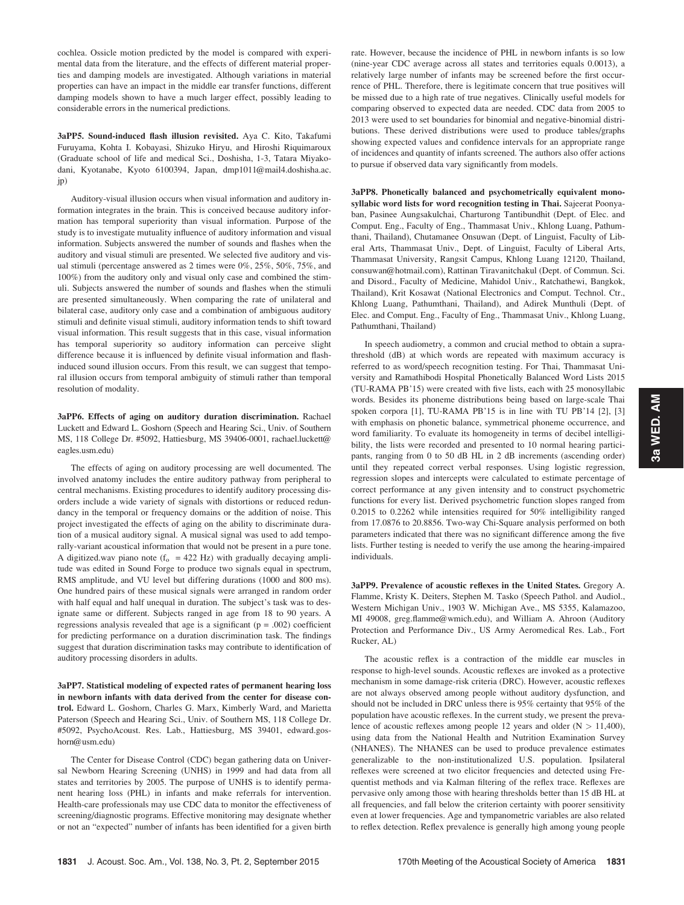cochlea. Ossicle motion predicted by the model is compared with experimental data from the literature, and the effects of different material properties and damping models are investigated. Although variations in material properties can have an impact in the middle ear transfer functions, different damping models shown to have a much larger effect, possibly leading to considerable errors in the numerical predictions.

**3aPP5. Sound-induced flash illusion revisited.** Aya C. Kito, Takafumi Furuyama, Kohta I. Kobayasi, Shizuko Hiryu, and Hiroshi Riquimaroux (Graduate school of life and medical Sci., Doshisha, 1-3, Tatara Miyakodani, Kyotanabe, Kyoto 6100394, Japan, dmp1011@mail4.doshisha.ac.jp)

Auditory-visual illusion occurs when visual information and auditory information integrates in the brain. This is conceived because auditory information has temporal superiority than visual information. Purpose of the study is to investigate mutuality influence of auditory information and visual information. Subjects answered the number of sounds and flashes when the auditory and visual stimuli are presented. We selected five auditory and visual stimuli (percentage answered as 2 times were 0%, 25%, 50%, 75%, and 100%) from the auditory only and visual only case and combined the stimuli. Subjects answered the number of sounds and flashes when the stimuli are presented simultaneously. When comparing the rate of unilateral and bilateral case, auditory only case and a combination of ambiguous auditory stimuli and definite visual stimuli, auditory information tends to shift toward visual information. This result suggests that in this case, visual information has temporal superiority so auditory information can perceive slight difference because it is influenced by definite visual information and flash-induced sound illusion occurs. From this result, we can suggest that temporal illusion occurs from temporal ambiguity of stimuli rather than temporal resolution of modality.

**3aPP6. Effects of aging on auditory duration discrimination.** Rachael Luckett and Edward L. Goshorn (Speech and Hearing Sci., Univ. of Southern MS, 118 College Dr. #5092, Hattiesburg, MS 39406-0001, rachael.luckett@eagles.usm.edu)

The effects of aging on auditory processing are well documented. The involved anatomy includes the entire auditory pathway from peripheral to central mechanisms. Existing procedures to identify auditory processing disorders include a wide variety of signals with distortions or reduced redundancy in the temporal or frequency domains or the addition of noise. This project investigated the effects of aging on the ability to discriminate duration of a musical auditory signal. A musical signal was used to add temporally-variant acoustical information that would not be present in a pure tone. A digitized.wav piano note ($f_o$ = 422 Hz) with gradually decaying amplitude was edited in Sound Forge to produce two signals equal in spectrum, RMS amplitude, and VU level but differing durations (1000 and 800 ms). One hundred pairs of these musical signals were arranged in random order with half equal and half unequal in duration. The subject's task was to designate same or different. Subjects ranged in age from 18 to 90 years. A regressions analysis revealed that age is a significant ($p$ = .002) coefficient for predicting performance on a duration discrimination task. The findings suggest that duration discrimination tasks may contribute to identification of auditory processing disorders in adults.

**3aPP7. Statistical modeling of expected rates of permanent hearing loss in newborn infants with data derived from the center for disease control.** Edward L. Goshorn, Charles G. Marx, Kimberly Ward, and Marietta Paterson (Speech and Hearing Sci., Univ. of Southern MS, 118 College Dr. #5092, PsychoAcoust. Res. Lab., Hattiesburg, MS 39401, edward.goshorn@usm.edu)

The Center for Disease Control (CDC) began gathering data on Universal Newborn Hearing Screening (UNHS) in 1999 and had data from all states and territories by 2005. The purpose of UNHS is to identify permanent hearing loss (PHL) in infants and make referrals for intervention. Health-care professionals may use CDC data to monitor the effectiveness of screening/diagnostic programs. Effective monitoring may designate whether or not an "expected" number of infants has been identified for a given birth rate. However, because the incidence of PHL in newborn infants is so low (nine-year CDC average across all states and territories equals 0.0013), a relatively large number of infants may be screened before the first occurrence of PHL. Therefore, there is legitimate concern that true positives will be missed due to a high rate of true negatives. Clinically useful models for comparing observed to expected data are needed. CDC data from 2005 to 2013 were used to set boundaries for binomial and negative-binomial distributions. These derived distributions were used to produce tables/graphs showing expected values and confidence intervals for an appropriate range of incidences and quantity of infants screened. The authors also offer actions to pursue if observed data vary significantly from models.

**3aPP8. Phonetically balanced and psychometrically equivalent monosyllabic word lists for word recognition testing in Thai.** Sajeerat Poonyaban, Pasinee Aungsakulchai, Charturong Tantibundhit (Dept. of Elec. and Comput. Eng., Faculty of Eng., Thammasat Univ., Khlong Luang, Pathumthani, Thailand), Chutamanee Onsuwan (Dept. of Linguist, Faculty of Liberal Arts, Thammasat Univ., Dept. of Linguist, Faculty of Liberal Arts, Thammasat University, Rangsit Campus, Khlong Luang 12120, Thailand, consuwan@hotmail.com), Rattinan Tiravanitchakul (Dept. of Commun. Sci. and Disord., Faculty of Medicine, Mahidol Univ., Ratchathewi, Bangkok, Thailand), Krit Kosawat (National Electronics and Comput. Technol. Ctr., Khlong Luang, Pathumthani, Thailand), and Adirek Munthuli (Dept. of Elec. and Comput. Eng., Faculty of Eng., Thammasat Univ., Khlong Luang, Pathumthani, Thailand)

In speech audiometry, a common and crucial method to obtain a supra-threshold (dB) at which words are repeated with maximum accuracy is referred to as word/speech recognition testing. For Thai, Thammasat University and Ramathibodi Hospital Phonetically Balanced Word Lists 2015 (TU-RAMA PB'15) were created with five lists, each with 25 monosyllabic words. Besides its phoneme distributions being based on large-scale Thai spoken corpora [1], TU-RAMA PB'15 is in line with TU PB'14 [2], [3] with emphasis on phonetic balance, symmetrical phoneme occurrence, and word familiarity. To evaluate its homogeneity in terms of decibel intelligibility, the lists were recorded and presented to 10 normal hearing participants, ranging from 0 to 50 dB HL in 2 dB increments (ascending order) until they repeated correct verbal responses. Using logistic regression, regression slopes and intercepts were calculated to estimate percentage of correct performance at any given intensity and to construct psychometric functions for every list. Derived psychometric function slopes ranged from 0.2015 to 0.2262 while intensities required for 50% intelligibility ranged from 17.0876 to 20.8856. Two-way Chi-Square analysis performed on both parameters indicated that there was no significant difference among the five lists. Further testing is needed to verify the use among the hearing-impaired individuals.

**3aPP9. Prevalence of acoustic reflexes in the United States.** Gregory A. Flamme, Kristy K. Deiters, Stephen M. Tasko (Speech Pathol. and Audiol., Western Michigan Univ., 1903 W. Michigan Ave., MS 5355, Kalamazoo, MI 49008, greg.flamme@wmich.edu), and William A. Ahroon (Auditory Protection and Performance Div., US Army Aeromedical Res. Lab., Fort Rucker, AL)

The acoustic reflex is a contraction of the middle ear muscles in response to high-level sounds. Acoustic reflexes are invoked as a protective mechanism in some damage-risk criteria (DRC). However, acoustic reflexes are not always observed among people without auditory dysfunction, and should not be included in DRC unless there is 95% certainty that 95% of the population have acoustic reflexes. In the current study, we present the prevalence of acoustic reflexes among people 12 years and older ($N > 11,400$), using data from the National Health and Nutrition Examination Survey (NHANES). The NHANES can be used to produce prevalence estimates generalizable to the non-institutionalized U.S. population. Ipsilateral reflexes were screened at two elicitor frequencies and detected using Frequentist methods and via Kalman filtering of the reflex trace. Reflexes are pervasive only among those with hearing thresholds better than 15 dB HL at all frequencies, and fall below the criterion certainty with poorer sensitivity even at lower frequencies. Age and tympanometric variables are also related to reflex detection. Reflex prevalence is generally high among young people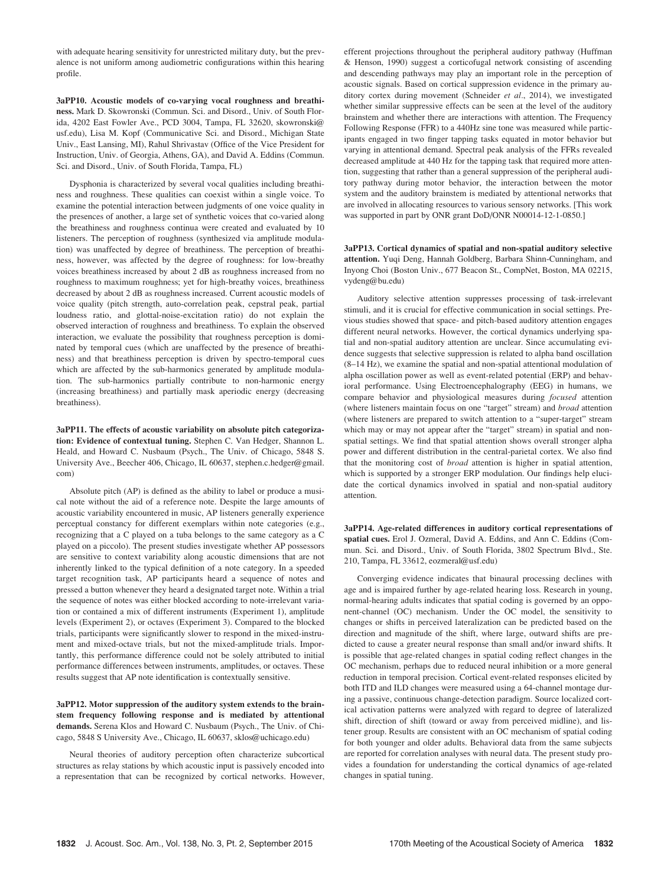with adequate hearing sensitivity for unrestricted military duty, but the prevalence is not uniform among audiometric configurations within this hearing profile.

**3aPP10. Acoustic models of co-varying vocal roughness and breathiness.** Mark D. Skowronski (Commun. Sci. and Disord., Univ. of South Florida, 4202 East Fowler Ave., PCD 3004, Tampa, FL 32620, skowronski@usf.edu), Lisa M. Kopf (Communicative Sci. and Disord., Michigan State Univ., East Lansing, MI), Rahul Shrivastav (Office of the Vice President for Instruction, Univ. of Georgia, Athens, GA), and David A. Eddins (Commun. Sci. and Disord., Univ. of South Florida, Tampa, FL)

Dysphonia is characterized by several vocal qualities including breathiness and roughness. These qualities can coexist within a single voice. To examine the potential interaction between judgments of one voice quality in the presences of another, a large set of synthetic voices that co-varied along the breathiness and roughness continua were created and evaluated by 10 listeners. The perception of roughness (synthesized via amplitude modulation) was unaffected by degree of breathiness. The perception of breathiness, however, was affected by the degree of roughness: for low-breathy voices breathiness increased by about 2 dB as roughness increased from no roughness to maximum roughness; yet for high-breathy voices, breathiness decreased by about 2 dB as roughness increased. Current acoustic models of voice quality (pitch strength, auto-correlation peak, cepstral peak, partial loudness ratio, and glottal-noise-excitation ratio) do not explain the observed interaction of roughness and breathiness. To explain the observed interaction, we evaluate the possibility that roughness perception is dominated by temporal cues (which are unaffected by the presence of breathiness) and that breathiness perception is driven by spectro-temporal cues which are affected by the sub-harmonics generated by amplitude modulation. The sub-harmonics partially contribute to non-harmonic energy (increasing breathiness) and partially mask aperiodic energy (decreasing breathiness).

**3aPP11. The effects of acoustic variability on absolute pitch categorization: Evidence of contextual tuning.** Stephen C. Van Hedger, Shannon L. Heald, and Howard C. Nusbaum (Psych., The Univ. of Chicago, 5848 S. University Ave., Beecher 406, Chicago, IL 60637, stephen.c.hedger@gmail.com)

Absolute pitch (AP) is defined as the ability to label or produce a musical note without the aid of a reference note. Despite the large amounts of acoustic variability encountered in music, AP listeners generally experience perceptual constancy for different exemplars within note categories (e.g., recognizing that a C played on a tuba belongs to the same category as a C played on a piccolo). The present studies investigate whether AP possessors are sensitive to context variability along acoustic dimensions that are not inherently linked to the typical definition of a note category. In a speeded target recognition task, AP participants heard a sequence of notes and pressed a button whenever they heard a designated target note. Within a trial the sequence of notes was either blocked according to note-irrelevant variation or contained a mix of different instruments (Experiment 1), amplitude levels (Experiment 2), or octaves (Experiment 3). Compared to the blocked trials, participants were significantly slower to respond in the mixed-instrument and mixed-octave trials, but not the mixed-amplitude trials. Importantly, this performance difference could not be solely attributed to initial performance differences between instruments, amplitudes, or octaves. These results suggest that AP note identification is contextually sensitive.

**3aPP12. Motor suppression of the auditory system extends to the brainstem frequency following response and is mediated by attentional demands.** Serena Klos and Howard C. Nusbaum (Psych., The Univ. of Chicago, 5848 S University Ave., Chicago, IL 60637, sklos@uchicago.edu)

Neural theories of auditory perception often characterize subcortical structures as relay stations by which acoustic input is passively encoded into a representation that can be recognized by cortical networks. However, efferent projections throughout the peripheral auditory pathway (Huffman & Henson, 1990) suggest a corticofugal network consisting of ascending and descending pathways may play an important role in the perception of acoustic signals. Based on cortical suppression evidence in the primary auditory cortex during movement (Schneider *et al.*, 2014), we investigated whether similar suppressive effects can be seen at the level of the auditory brainstem and whether there are interactions with attention. The Frequency Following Response (FFR) to a 440Hz sine tone was measured while participants engaged in two finger tapping tasks equated in motor behavior but varying in attentional demand. Spectral peak analysis of the FFRs revealed decreased amplitude at 440 Hz for the tapping task that required more attention, suggesting that rather than a general suppression of the peripheral auditory pathway during motor behavior, the interaction between the motor system and the auditory brainstem is mediated by attentional networks that are involved in allocating resources to various sensory networks. [This work was supported in part by ONR grant DoD/ONR N00014-12-1-0850.]

**3aPP13. Cortical dynamics of spatial and non-spatial auditory selective attention.** Yuqi Deng, Hannah Goldberg, Barbara Shinn-Cunningham, and Inyong Choi (Boston Univ., 677 Beacon St., CompNet, Boston, MA 02215, vydeng@bu.edu)

Auditory selective attention suppresses processing of task-irrelevant stimuli, and it is crucial for effective communication in social settings. Previous studies showed that space- and pitch-based auditory attention engages different neural networks. However, the cortical dynamics underlying spatial and non-spatial auditory attention are unclear. Since accumulating evidence suggests that selective suppression is related to alpha band oscillation (8–14 Hz), we examine the spatial and non-spatial attentional modulation of alpha oscillation power as well as event-related potential (ERP) and behavioral performance. Using Electroencephalography (EEG) in humans, we compare behavior and physiological measures during *focused* attention (where listeners maintain focus on one "target" stream) and *broad* attention (where listeners are prepared to switch attention to a "super-target" stream which may or may not appear after the "target" stream) in spatial and non-spatial settings. We find that spatial attention shows overall stronger alpha power and different distribution in the central-parietal cortex. We also find that the monitoring cost of *broad* attention is higher in spatial attention, which is supported by a stronger ERP modulation. Our findings help elucidate the cortical dynamics involved in spatial and non-spatial auditory attention.

**3aPP14. Age-related differences in auditory cortical representations of spatial cues.** Erol J. Ozmeral, David A. Eddins, and Ann C. Eddins (Commun. Sci. and Disord., Univ. of South Florida, 3802 Spectrum Blvd., Ste. 210, Tampa, FL 33612, eozmeral@usf.edu)

Converging evidence indicates that binaural processing declines with age and is impaired further by age-related hearing loss. Research in young, normal-hearing adults indicates that spatial coding is governed by an opponent-channel (OC) mechanism. Under the OC model, the sensitivity to changes or shifts in perceived lateralization can be predicted based on the direction and magnitude of the shift, where large, outward shifts are predicted to cause a greater neural response than small and/or inward shifts. It is possible that age-related changes in spatial coding reflect changes in the OC mechanism, perhaps due to reduced neural inhibition or a more general reduction in temporal precision. Cortical event-related responses elicited by both ITD and ILD changes were measured using a 64-channel montage during a passive, continuous change-detection paradigm. Source localized cortical activation patterns were analyzed with regard to degree of lateralized shift, direction of shift (toward or away from perceived midline), and listener group. Results are consistent with an OC mechanism of spatial coding for both younger and older adults. Behavioral data from the same subjects are reported for correlation analyses with neural data. The present study provides a foundation for understanding the cortical dynamics of age-related changes in spatial tuning.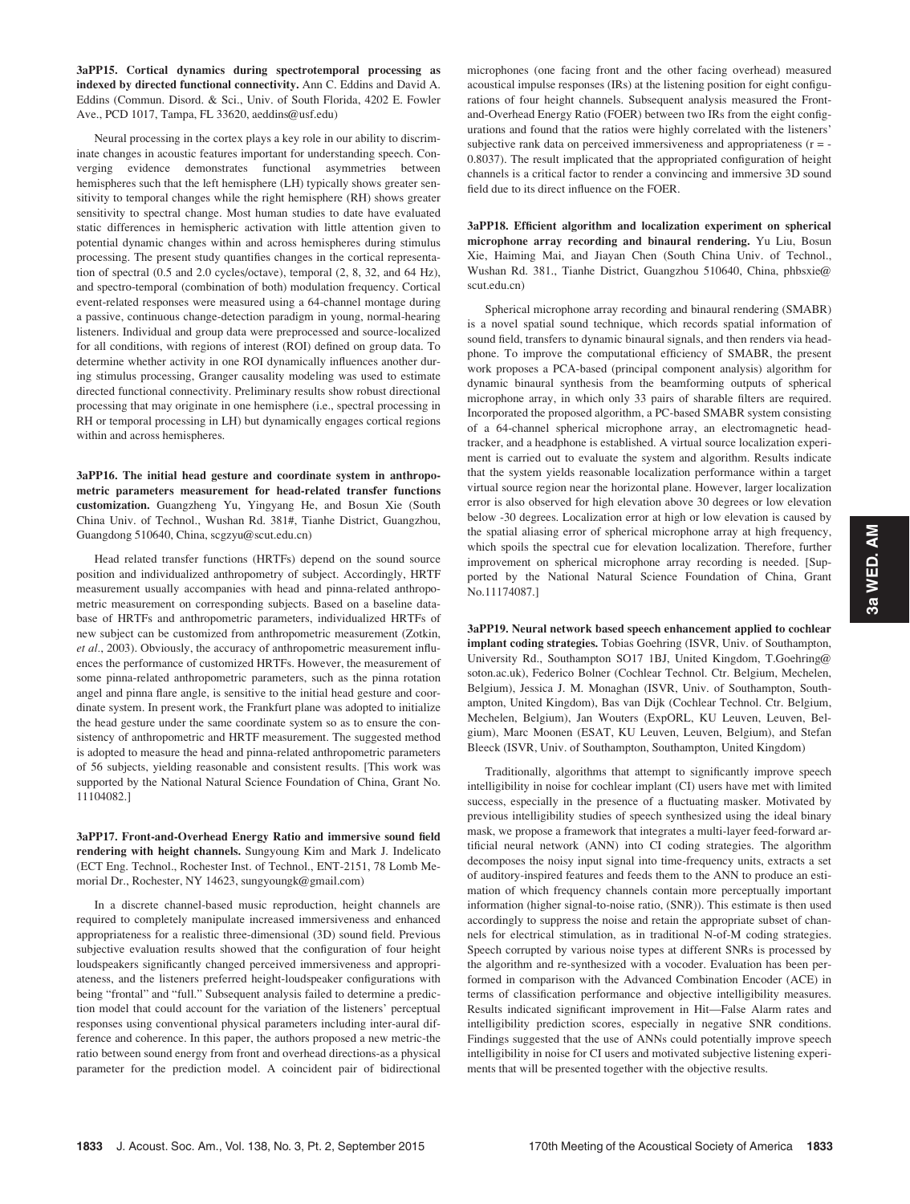**3aPP15. Cortical dynamics during spectrotemporal processing as indexed by directed functional connectivity.** Ann C. Eddins and David A. Eddins (Commun. Disord. & Sci., Univ. of South Florida, 4202 E. Fowler Ave., PCD 1017, Tampa, FL 33620, aeddins@usf.edu)

Neural processing in the cortex plays a key role in our ability to discriminate changes in acoustic features important for understanding speech. Converging evidence demonstrates functional asymmetries between hemispheres such that the left hemisphere (LH) typically shows greater sensitivity to temporal changes while the right hemisphere (RH) shows greater sensitivity to spectral change. Most human studies to date have evaluated static differences in hemispheric activation with little attention given to potential dynamic changes within and across hemispheres during stimulus processing. The present study quantifies changes in the cortical representation of spectral (0.5 and 2.0 cycles/octave), temporal (2, 8, 32, and 64 Hz), and spectro-temporal (combination of both) modulation frequency. Cortical event-related responses were measured using a 64-channel montage during a passive, continuous change-detection paradigm in young, normal-hearing listeners. Individual and group data were preprocessed and source-localized for all conditions, with regions of interest (ROI) defined on group data. To determine whether activity in one ROI dynamically influences another during stimulus processing, Granger causality modeling was used to estimate directed functional connectivity. Preliminary results show robust directional processing that may originate in one hemisphere (i.e., spectral processing in RH or temporal processing in LH) but dynamically engages cortical regions within and across hemispheres.

**3aPP16. The initial head gesture and coordinate system in anthropometric parameters measurement for head-related transfer functions customization.** Guangzheng Yu, Yingyang He, and Bosun Xie (South China Univ. of Technol., Wushan Rd. 381#, Tianhe District, Guangzhou, Guangdong 510640, China, scgzyu@scut.edu.cn)

Head related transfer functions (HRTFs) depend on the sound source position and individualized anthropometry of subject. Accordingly, HRTF measurement usually accompanies with head and pinna-related anthropometric measurement on corresponding subjects. Based on a baseline database of HRTFs and anthropometric parameters, individualized HRTFs of new subject can be customized from anthropometric measurement (Zotkin, *et al.*, 2003). Obviously, the accuracy of anthropometric measurement influences the performance of customized HRTFs. However, the measurement of some pinna-related anthropometric parameters, such as the pinna rotation angel and pinna flare angle, is sensitive to the initial head gesture and coordinate system. In present work, the Frankfurt plane was adopted to initialize the head gesture under the same coordinate system so as to ensure the consistency of anthropometric and HRTF measurement. The suggested method is adopted to measure the head and pinna-related anthropometric parameters of 56 subjects, yielding reasonable and consistent results. [This work was supported by the National Natural Science Foundation of China, Grant No. 11104082.]

**3aPP17. Front-and-Overhead Energy Ratio and immersive sound field rendering with height channels.** Sungyoung Kim and Mark J. Indelicato (ECT Eng. Technol., Rochester Inst. of Technol., ENT-2151, 78 Lomb Memorial Dr., Rochester, NY 14623, sungyoungk@gmail.com)

In a discrete channel-based music reproduction, height channels are required to completely manipulate increased immersiveness and enhanced appropriateness for a realistic three-dimensional (3D) sound field. Previous subjective evaluation results showed that the configuration of four height loudspeakers significantly changed perceived immersiveness and appropriateness, and the listeners preferred height-loudspeaker configurations with being "frontal" and "full." Subsequent analysis failed to determine a prediction model that could account for the variation of the listeners' perceptual responses using conventional physical parameters including inter-aural difference and coherence. In this paper, the authors proposed a new metric-the ratio between sound energy from front and overhead directions-as a physical parameter for the prediction model. A coincident pair of bidirectional microphones (one facing front and the other facing overhead) measured acoustical impulse responses (IRs) at the listening position for eight configurations of four height channels. Subsequent analysis measured the Front-and-Overhead Energy Ratio (FOER) between two IRs from the eight configurations and found that the ratios were highly correlated with the listeners' subjective rank data on perceived immersiveness and appropriateness ($r = -0.8037$). The result implicated that the appropriated configuration of height channels is a critical factor to render a convincing and immersive 3D sound field due to its direct influence on the FOER.

**3aPP18. Efficient algorithm and localization experiment on spherical microphone array recording and binaural rendering.** Yu Liu, Bosun Xie, Haiming Mai, and Jiayan Chen (South China Univ. of Technol., Wushan Rd. 381., Tianhe District, Guangzhou 510640, China, phbsxie@scut.edu.cn)

Spherical microphone array recording and binaural rendering (SMABR) is a novel spatial sound technique, which records spatial information of sound field, transfers to dynamic binaural signals, and then renders via headphone. To improve the computational efficiency of SMABR, the present work proposes a PCA-based (principal component analysis) algorithm for dynamic binaural synthesis from the beamforming outputs of spherical microphone array, in which only 33 pairs of sharable filters are required. Incorporated the proposed algorithm, a PC-based SMABR system consisting of a 64-channel spherical microphone array, an electromagnetic head-tracker, and a headphone is established. A virtual source localization experiment is carried out to evaluate the system and algorithm. Results indicate that the system yields reasonable localization performance within a target virtual source region near the horizontal plane. However, larger localization error is also observed for high elevation above 30 degrees or low elevation below -30 degrees. Localization error at high or low elevation is caused by the spatial aliasing error of spherical microphone array at high frequency, which spoils the spectral cue for elevation localization. Therefore, further improvement on spherical microphone array recording is needed. [Supported by the National Natural Science Foundation of China, Grant No.11174087.]

**3aPP19. Neural network based speech enhancement applied to cochlear implant coding strategies.** Tobias Goehring (ISVR, Univ. of Southampton, University Rd., Southampton SO17 1BJ, United Kingdom, T.Goehring@soton.ac.uk), Federico Bolner (Cochlear Technol. Ctr. Belgium, Mechelen, Belgium), Jessica J. M. Monaghan (ISVR, Univ. of Southampton, Southampton, United Kingdom), Bas van Dijk (Cochlear Technol. Ctr. Belgium, Mechelen, Belgium), Jan Wouters (ExpORL, KU Leuven, Leuven, Belgium), Marc Moonen (ESAT, KU Leuven, Leuven, Belgium), and Stefan Bleeck (ISVR, Univ. of Southampton, Southampton, United Kingdom)

Traditionally, algorithms that attempt to significantly improve speech intelligibility in noise for cochlear implant (CI) users have met with limited success, especially in the presence of a fluctuating masker. Motivated by previous intelligibility studies of speech synthesized using the ideal binary mask, we propose a framework that integrates a multi-layer feed-forward artificial neural network (ANN) into CI coding strategies. The algorithm decomposes the noisy input signal into time-frequency units, extracts a set of auditory-inspired features and feeds them to the ANN to produce an estimation of which frequency channels contain more perceptually important information (higher signal-to-noise ratio, (SNR)). This estimate is then used accordingly to suppress the noise and retain the appropriate subset of channels for electrical stimulation, as in traditional N-of-M coding strategies. Speech corrupted by various noise types at different SNRs is processed by the algorithm and re-synthesized with a vocoder. Evaluation has been performed in comparison with the Advanced Combination Encoder (ACE) in terms of classification performance and objective intelligibility measures. Results indicated significant improvement in Hit—False Alarm rates and intelligibility prediction scores, especially in negative SNR conditions. Findings suggested that the use of ANNs could potentially improve speech intelligibility in noise for CI users and motivated subjective listening experiments that will be presented together with the objective results.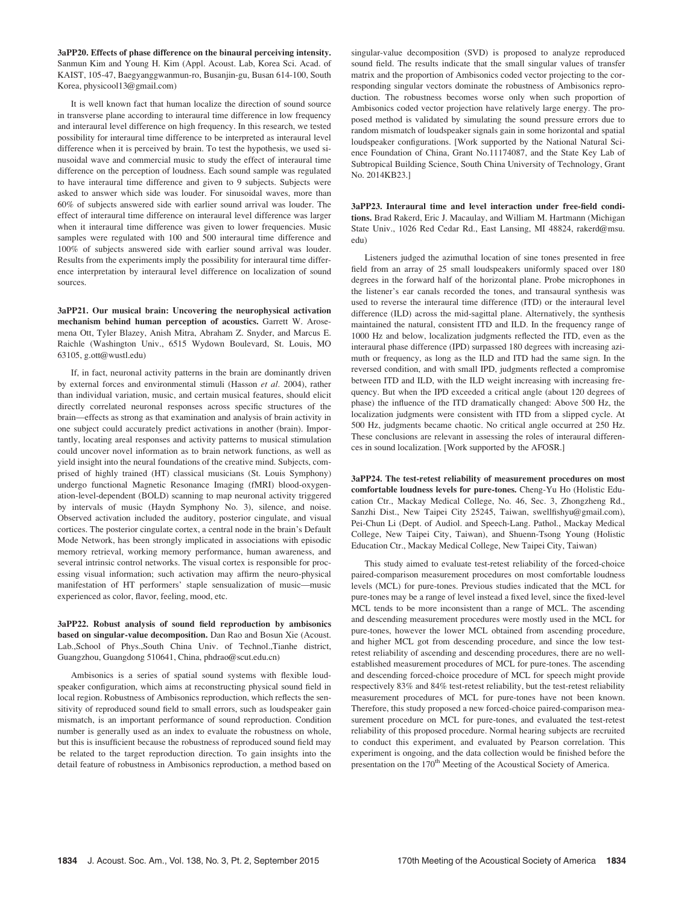**3aPP20. Effects of phase difference on the binaural perceiving intensity.** Sanmun Kim and Young H. Kim (Appl. Acoust. Lab, Korea Sci. Acad. of KAIST, 105-47, Baegyanggwanmun-ro, Busanjin-gu, Busan 614-100, South Korea, physicool13@gmail.com)

It is well known fact that human localize the direction of sound source in transverse plane according to interaural time difference in low frequency and interaural level difference on high frequency. In this research, we tested possibility for interaural time difference to be interpreted as interaural level difference when it is perceived by brain. To test the hypothesis, we used sinusoidal wave and commercial music to study the effect of interaural time difference on the perception of loudness. Each sound sample was regulated to have interaural time difference and given to 9 subjects. Subjects were asked to answer which side was louder. For sinusoidal waves, more than 60% of subjects answered side with earlier sound arrival was louder. The effect of interaural time difference on interaural level difference was larger when it interaural time difference was given to lower frequencies. Music samples were regulated with 100 and 500 interaural time difference and 100% of subjects answered side with earlier sound arrival was louder. Results from the experiments imply the possibility for interaural time difference interpretation by interaural level difference on localization of sound sources.

**3aPP21. Our musical brain: Uncovering the neurophysical activation mechanism behind human perception of acoustics.** Garrett W. Arosemena Ott, Tyler Blazey, Anish Mitra, Abraham Z. Snyder, and Marcus E. Raichle (Washington Univ., 6515 Wydown Boulevard, St. Louis, MO 63105, g.ott@wustl.edu)

If, in fact, neuronal activity patterns in the brain are dominantly driven by external forces and environmental stimuli (Hasson *et al.* 2004), rather than individual variation, music, and certain musical features, should elicit directly correlated neuronal responses across specific structures of the brain—effects as strong as that examination and analysis of brain activity in one subject could accurately predict activations in another (brain). Importantly, locating areal responses and activity patterns to musical stimulation could uncover novel information as to brain network functions, as well as yield insight into the neural foundations of the creative mind. Subjects, comprised of highly trained (HT) classical musicians (St. Louis Symphony) undergo functional Magnetic Resonance Imaging (fMRI) blood-oxygen-ation-level-dependent (BOLD) scanning to map neuronal activity triggered by intervals of music (Haydn Symphony No. 3), silence, and noise. Observed activation included the auditory, posterior cingulate, and visual cortices. The posterior cingulate cortex, a central node in the brain's Default Mode Network, has been strongly implicated in associations with episodic memory retrieval, working memory performance, human awareness, and several intrinsic control networks. The visual cortex is responsible for processing visual information; such activation may affirm the neuro-physical manifestation of HT performers' staple sensualization of music—music experienced as color, flavor, feeling, mood, etc.

**3aPP22. Robust analysis of sound field reproduction by ambisonics based on singular-value decomposition.** Dan Rao and Bosun Xie (Acoust. Lab.,School of Phys.,South China Univ. of Technol.,Tianhe district, Guangzhou, Guangdong 510641, China, phdrao@scut.edu.cn)

Ambisonics is a series of spatial sound systems with flexible loudspeaker configuration, which aims at reconstructing physical sound field in local region. Robustness of Ambisonics reproduction, which reflects the sensitivity of reproduced sound field to small errors, such as loudspeaker gain mismatch, is an important performance of sound reproduction. Condition number is generally used as an index to evaluate the robustness on whole, but this is insufficient because the robustness of reproduced sound field may be related to the target reproduction direction. To gain insights into the detail feature of robustness in Ambisonics reproduction, a method based on singular-value decomposition (SVD) is proposed to analyze reproduced sound field. The results indicate that the small singular values of transfer matrix and the proportion of Ambisonics coded vector projecting to the corresponding singular vectors dominate the robustness of Ambisonics reproduction. The robustness becomes worse only when such proportion of Ambisonics coded vector projection have relatively large energy. The proposed method is validated by simulating the sound pressure errors due to random mismatch of loudspeaker signals gain in some horizontal and spatial loudspeaker configurations. [Work supported by the National Natural Science Foundation of China, Grant No.11174087, and the State Key Lab of Subtropical Building Science, South China University of Technology, Grant No. 2014KB23.]

**3aPP23. Interaural time and level interaction under free-field conditions.** Brad Rakerd, Eric J. Macaulay, and William M. Hartmann (Michigan State Univ., 1026 Red Cedar Rd., East Lansing, MI 48824, rakerd@msu.edu)

Listeners judged the azimuthal location of sine tones presented in free field from an array of 25 small loudspeakers uniformly spaced over 180 degrees in the forward half of the horizontal plane. Probe microphones in the listener's ear canals recorded the tones, and transaural synthesis was used to reverse the interaural time difference (ITD) or the interaural level difference (ILD) across the mid-sagittal plane. Alternatively, the synthesis maintained the natural, consistent ITD and ILD. In the frequency range of 1000 Hz and below, localization judgments reflected the ITD, even as the interaural phase difference (IPD) surpassed 180 degrees with increasing azimuth or frequency, as long as the ILD and ITD had the same sign. In the reversed condition, and with small IPD, judgments reflected a compromise between ITD and ILD, with the ILD weight increasing with increasing frequency. But when the IPD exceeded a critical angle (about 120 degrees of phase) the influence of the ITD dramatically changed: Above 500 Hz, the localization judgments were consistent with ITD from a slipped cycle. At 500 Hz, judgments became chaotic. No critical angle occurred at 250 Hz. These conclusions are relevant in assessing the roles of interaural differences in sound localization. [Work supported by the AFOSR.]

**3aPP24. The test-retest reliability of measurement procedures on most comfortable loudness levels for pure-tones.** Cheng-Yu Ho (Holistic Education Ctr., Mackay Medical College, No. 46, Sec. 3, Zhongzheng Rd., Sanzhi Dist., New Taipei City 25245, Taiwan, swellfishyu@gmail.com), Pei-Chun Li (Dept. of Audiol. and Speech-Lang. Pathol., Mackay Medical College, New Taipei City, Taiwan), and Shuenn-Tsong Young (Holistic Education Ctr., Mackay Medical College, New Taipei City, Taiwan)

This study aimed to evaluate test-retest reliability of the forced-choice paired-comparison measurement procedures on most comfortable loudness levels (MCL) for pure-tones. Previous studies indicated that the MCL for pure-tones may be a range of level instead a fixed level, since the fixed-level MCL tends to be more inconsistent than a range of MCL. The ascending and descending measurement procedures were mostly used in the MCL for pure-tones, however the lower MCL obtained from ascending procedure, and higher MCL got from descending procedure, and since the low test-retest reliability of ascending and descending procedures, there are no well-established measurement procedures of MCL for pure-tones. The ascending and descending forced-choice procedure of MCL for speech might provide respectively 83% and 84% test-retest reliability, but the test-retest reliability measurement procedures of MCL for pure-tones have not been known. Therefore, this study proposed a new forced-choice paired-comparison measurement procedure on MCL for pure-tones, and evaluated the test-retest reliability of this proposed procedure. Normal hearing subjects are recruited to conduct this experiment, and evaluated by Pearson correlation. This experiment is ongoing, and the data collection would be finished before the presentation on the 170th Meeting of the Acoustical Society of America.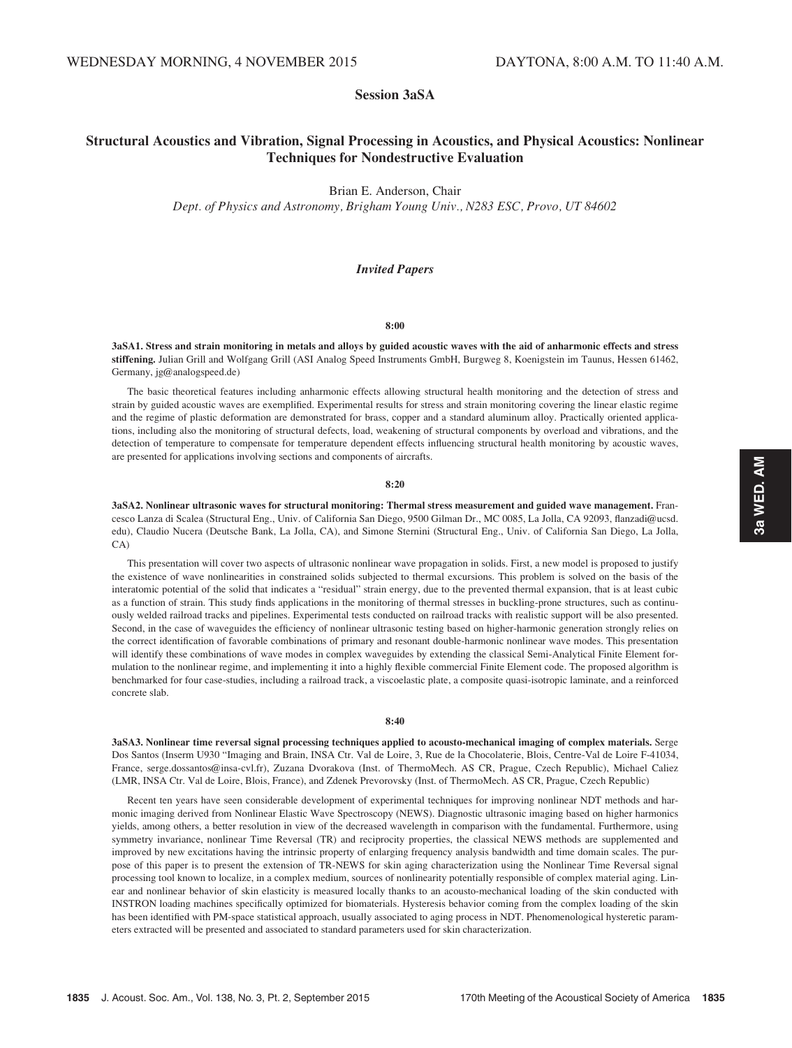WEDNESDAY MORNING, 4 NOVEMBER 2015 DAYTONA, 8:00 A.M. TO 11:40 A.M.

# Session 3aSA

## Structural Acoustics and Vibration, Signal Processing in Acoustics, and Physical Acoustics: Nonlinear Techniques for Nondestructive Evaluation

Brian E. Anderson, Chair

*Dept. of Physics and Astronomy, Brigham Young Univ., N283 ESC, Provo, UT 84602*

### *Invited Papers*

**8:00**

**3aSA1. Stress and strain monitoring in metals and alloys by guided acoustic waves with the aid of anharmonic effects and stress stiffening.** Julian Grill and Wolfgang Grill (ASI Analog Speed Instruments GmbH, Burgweg 8, Koenigstein im Taunus, Hessen 61462, Germany, jg@analogspeed.de)

The basic theoretical features including anharmonic effects allowing structural health monitoring and the detection of stress and strain by guided acoustic waves are exemplified. Experimental results for stress and strain monitoring covering the linear elastic regime and the regime of plastic deformation are demonstrated for brass, copper and a standard aluminum alloy. Practically oriented applications, including also the monitoring of structural defects, load, weakening of structural components by overload and vibrations, and the detection of temperature to compensate for temperature dependent effects influencing structural health monitoring by acoustic waves, are presented for applications involving sections and components of aircrafts.

**8:20**

**3aSA2. Nonlinear ultrasonic waves for structural monitoring: Thermal stress measurement and guided wave management.** Francesco Lanza di Scalea (Structural Eng., Univ. of California San Diego, 9500 Gilman Dr., MC 0085, La Jolla, CA 92093, flanzadi@ucsd.edu), Claudio Nucera (Deutsche Bank, La Jolla, CA), and Simone Sternini (Structural Eng., Univ. of California San Diego, La Jolla, CA)

This presentation will cover two aspects of ultrasonic nonlinear wave propagation in solids. First, a new model is proposed to justify the existence of wave nonlinearities in constrained solids subjected to thermal excursions. This problem is solved on the basis of the interatomic potential of the solid that indicates a "residual" strain energy, due to the prevented thermal expansion, that is at least cubic as a function of strain. This study finds applications in the monitoring of thermal stresses in buckling-prone structures, such as continuously welded railroad tracks and pipelines. Experimental tests conducted on railroad tracks with realistic support will be also presented. Second, in the case of waveguides the efficiency of nonlinear ultrasonic testing based on higher-harmonic generation strongly relies on the correct identification of favorable combinations of primary and resonant double-harmonic nonlinear wave modes. This presentation will identify these combinations of wave modes in complex waveguides by extending the classical Semi-Analytical Finite Element formulation to the nonlinear regime, and implementing it into a highly flexible commercial Finite Element code. The proposed algorithm is benchmarked for four case-studies, including a railroad track, a viscoelastic plate, a composite quasi-isotropic laminate, and a reinforced concrete slab.

**8:40**

**3aSA3. Nonlinear time reversal signal processing techniques applied to acousto-mechanical imaging of complex materials.** Serge Dos Santos (Inserm U930 "Imaging and Brain, INSA Ctr. Val de Loire, 3, Rue de la Chocolaterie, Blois, Centre-Val de Loire F-41034, France, serge.dossantos@insa-cvl.fr), Zuzana Dvorakova (Inst. of ThermoMech. AS CR, Prague, Czech Republic), Michael Caliez (LMR, INSA Ctr. Val de Loire, Blois, France), and Zdenek Prevorovsky (Inst. of ThermoMech. AS CR, Prague, Czech Republic)

Recent ten years have seen considerable development of experimental techniques for improving nonlinear NDT methods and harmonic imaging derived from Nonlinear Elastic Wave Spectroscopy (NEWS). Diagnostic ultrasonic imaging based on higher harmonics yields, among others, a better resolution in view of the decreased wavelength in comparison with the fundamental. Furthermore, using symmetry invariance, nonlinear Time Reversal (TR) and reciprocity properties, the classical NEWS methods are supplemented and improved by new excitations having the intrinsic property of enlarging frequency analysis bandwidth and time domain scales. The purpose of this paper is to present the extension of TR-NEWS for skin aging characterization using the Nonlinear Time Reversal signal processing tool known to localize, in a complex medium, sources of nonlinearity potentially responsible of complex material aging. Linear and nonlinear behavior of skin elasticity is measured locally thanks to an acousto-mechanical loading of the skin conducted with INSTRON loading machines specifically optimized for biomaterials. Hysteresis behavior coming from the complex loading of the skin has been identified with PM-space statistical approach, usually associated to aging process in NDT. Phenomenological hysteretic parameters extracted will be presented and associated to standard parameters used for skin characterization.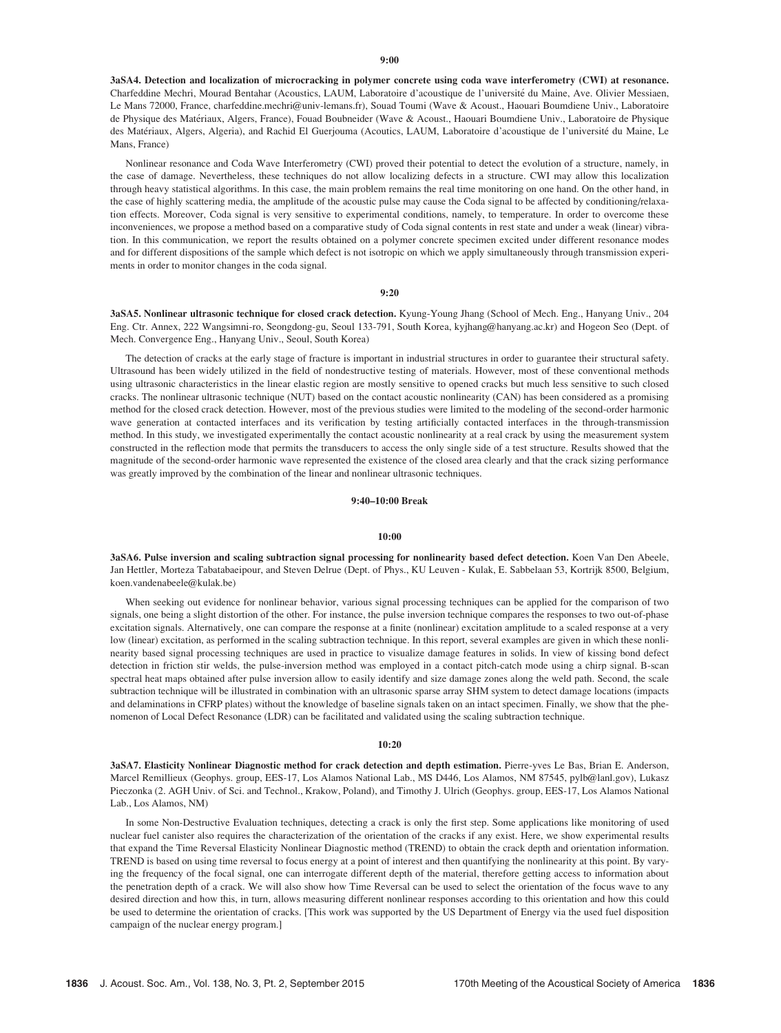**9:00**

**3aSA4. Detection and localization of microcracking in polymer concrete using coda wave interferometry (CWI) at resonance.** Charfeddine Mechri, Mourad Bentahar (Acoustics, LAUM, Laboratoire d'acoustique de l'université du Maine, Ave. Olivier Messiaen, Le Mans 72000, France, charfeddine.mechri@univ-lemans.fr), Souad Toumi (Wave & Acoust., Haouari Boumdiene Univ., Laboratoire de Physique des Matériaux, Algers, France), Fouad Boubneider (Wave & Acoust., Haouari Boumdiene Univ., Laboratoire de Physique des Matériaux, Algers, Algeria), and Rachid El Guerjouma (Acoutics, LAUM, Laboratoire d'acoustique de l'université du Maine, Le Mans, France)

Nonlinear resonance and Coda Wave Interferometry (CWI) proved their potential to detect the evolution of a structure, namely, in the case of damage. Nevertheless, these techniques do not allow localizing defects in a structure. CWI may allow this localization through heavy statistical algorithms. In this case, the main problem remains the real time monitoring on one hand. On the other hand, in the case of highly scattering media, the amplitude of the acoustic pulse may cause the Coda signal to be affected by conditioning/relaxation effects. Moreover, Coda signal is very sensitive to experimental conditions, namely, to temperature. In order to overcome these inconveniences, we propose a method based on a comparative study of Coda signal contents in rest state and under a weak (linear) vibration. In this communication, we report the results obtained on a polymer concrete specimen excited under different resonance modes and for different dispositions of the sample which defect is not isotropic on which we apply simultaneously through transmission experiments in order to monitor changes in the coda signal.

**9:20**

**3aSA5. Nonlinear ultrasonic technique for closed crack detection.** Kyung-Young Jhang (School of Mech. Eng., Hanyang Univ., 204 Eng. Ctr. Annex, 222 Wangsimni-ro, Seongdong-gu, Seoul 133-791, South Korea, kyjhang@hanyang.ac.kr) and Hogeon Seo (Dept. of Mech. Convergence Eng., Hanyang Univ., Seoul, South Korea)

The detection of cracks at the early stage of fracture is important in industrial structures in order to guarantee their structural safety. Ultrasound has been widely utilized in the field of nondestructive testing of materials. However, most of these conventional methods using ultrasonic characteristics in the linear elastic region are mostly sensitive to opened cracks but much less sensitive to such closed cracks. The nonlinear ultrasonic technique (NUT) based on the contact acoustic nonlinearity (CAN) has been considered as a promising method for the closed crack detection. However, most of the previous studies were limited to the modeling of the second-order harmonic wave generation at contacted interfaces and its verification by testing artificially contacted interfaces in the through-transmission method. In this study, we investigated experimentally the contact acoustic nonlinearity at a real crack by using the measurement system constructed in the reflection mode that permits the transducers to access the only single side of a test structure. Results showed that the magnitude of the second-order harmonic wave represented the existence of the closed area clearly and that the crack sizing performance was greatly improved by the combination of the linear and nonlinear ultrasonic techniques.

**9:40–10:00 Break**

**10:00**

**3aSA6. Pulse inversion and scaling subtraction signal processing for nonlinearity based defect detection.** Koen Van Den Abeele, Jan Hettler, Morteza Tabatabaeipour, and Steven Delrue (Dept. of Phys., KU Leuven - Kulak, E. Sabbelaan 53, Kortrijk 8500, Belgium, koen.vandenabeele@kulak.be)

When seeking out evidence for nonlinear behavior, various signal processing techniques can be applied for the comparison of two signals, one being a slight distortion of the other. For instance, the pulse inversion technique compares the responses to two out-of-phase excitation signals. Alternatively, one can compare the response at a finite (nonlinear) excitation amplitude to a scaled response at a very low (linear) excitation, as performed in the scaling subtraction technique. In this report, several examples are given in which these nonlinearity based signal processing techniques are used in practice to visualize damage features in solids. In view of kissing bond defect detection in friction stir welds, the pulse-inversion method was employed in a contact pitch-catch mode using a chirp signal. B-scan spectral heat maps obtained after pulse inversion allow to easily identify and size damage zones along the weld path. Second, the scale subtraction technique will be illustrated in combination with an ultrasonic sparse array SHM system to detect damage locations (impacts and delaminations in CFRP plates) without the knowledge of baseline signals taken on an intact specimen. Finally, we show that the phenomenon of Local Defect Resonance (LDR) can be facilitated and validated using the scaling subtraction technique.

**10:20**

**3aSA7. Elasticity Nonlinear Diagnostic method for crack detection and depth estimation.** Pierre-yves Le Bas, Brian E. Anderson, Marcel Remillieux (Geophys. group, EES-17, Los Alamos National Lab., MS D446, Los Alamos, NM 87545, pylb@lanl.gov), Lukasz Pieczonka (2. AGH Univ. of Sci. and Technol., Krakow, Poland), and Timothy J. Ulrich (Geophys. group, EES-17, Los Alamos National Lab., Los Alamos, NM)

In some Non-Destructive Evaluation techniques, detecting a crack is only the first step. Some applications like monitoring of used nuclear fuel canister also requires the characterization of the orientation of the cracks if any exist. Here, we show experimental results that expand the Time Reversal Elasticity Nonlinear Diagnostic method (TREND) to obtain the crack depth and orientation information. TREND is based on using time reversal to focus energy at a point of interest and then quantifying the nonlinearity at this point. By varying the frequency of the focal signal, one can interrogate different depth of the material, therefore getting access to information about the penetration depth of a crack. We will also show how Time Reversal can be used to select the orientation of the focus wave to any desired direction and how this, in turn, allows measuring different nonlinear responses according to this orientation and how this could be used to determine the orientation of cracks. [This work was supported by the US Department of Energy via the used fuel disposition campaign of the nuclear energy program.]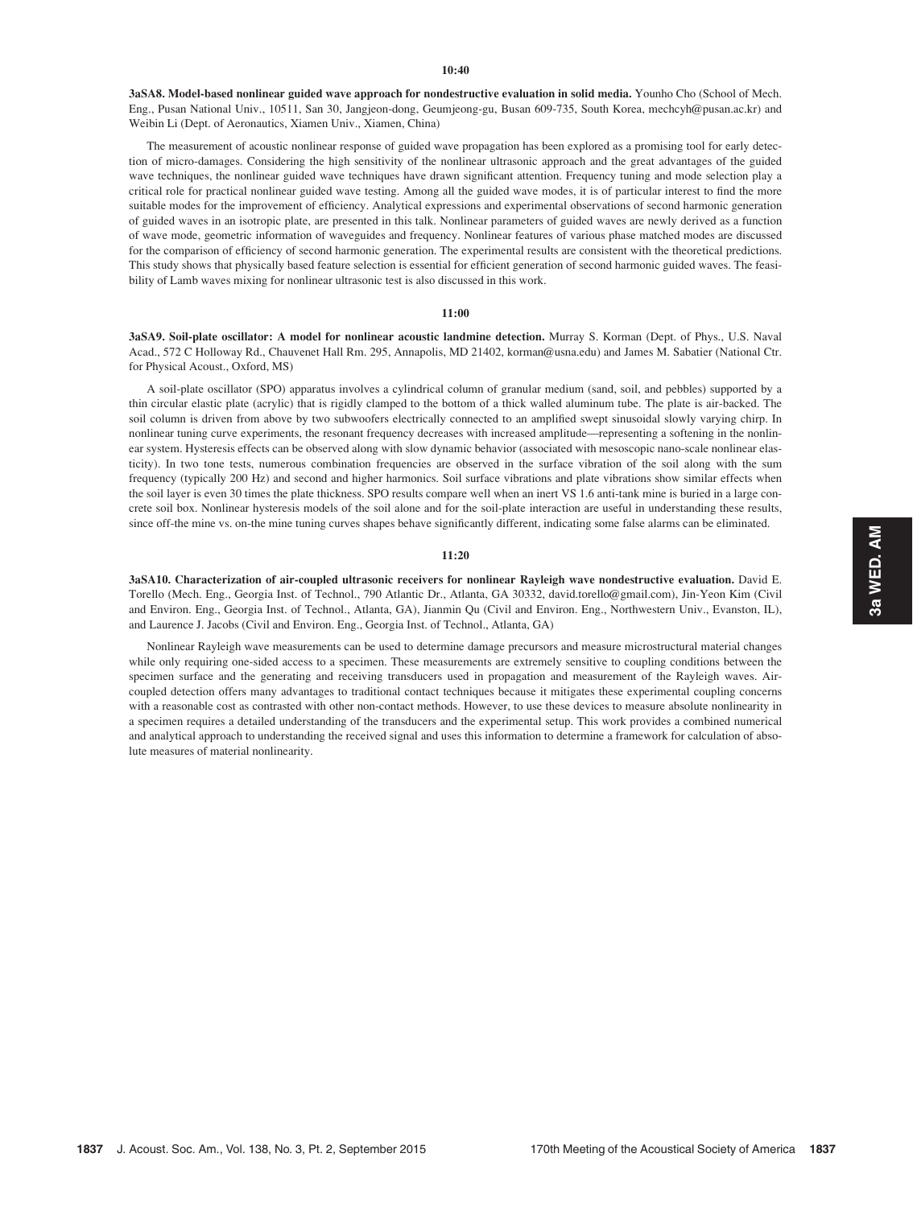**10:40**

**3aSA8. Model-based nonlinear guided wave approach for nondestructive evaluation in solid media.** Younho Cho (School of Mech. Eng., Pusan National Univ., 10511, San 30, Jangjeon-dong, Geumjeong-gu, Busan 609-735, South Korea, mechcyh@pusan.ac.kr) and Weibin Li (Dept. of Aeronautics, Xiamen Univ., Xiamen, China)

The measurement of acoustic nonlinear response of guided wave propagation has been explored as a promising tool for early detection of micro-damages. Considering the high sensitivity of the nonlinear ultrasonic approach and the great advantages of the guided wave techniques, the nonlinear guided wave techniques have drawn significant attention. Frequency tuning and mode selection play a critical role for practical nonlinear guided wave testing. Among all the guided wave modes, it is of particular interest to find the more suitable modes for the improvement of efficiency. Analytical expressions and experimental observations of second harmonic generation of guided waves in an isotropic plate, are presented in this talk. Nonlinear parameters of guided waves are newly derived as a function of wave mode, geometric information of waveguides and frequency. Nonlinear features of various phase matched modes are discussed for the comparison of efficiency of second harmonic generation. The experimental results are consistent with the theoretical predictions. This study shows that physically based feature selection is essential for efficient generation of second harmonic guided waves. The feasibility of Lamb waves mixing for nonlinear ultrasonic test is also discussed in this work.

**11:00**

**3aSA9. Soil-plate oscillator: A model for nonlinear acoustic landmine detection.** Murray S. Korman (Dept. of Phys., U.S. Naval Acad., 572 C Holloway Rd., Chauvenet Hall Rm. 295, Annapolis, MD 21402, korman@usna.edu) and James M. Sabatier (National Ctr. for Physical Acoust., Oxford, MS)

A soil-plate oscillator (SPO) apparatus involves a cylindrical column of granular medium (sand, soil, and pebbles) supported by a thin circular elastic plate (acrylic) that is rigidly clamped to the bottom of a thick walled aluminum tube. The plate is air-backed. The soil column is driven from above by two subwoofers electrically connected to an amplified swept sinusoidal slowly varying chirp. In nonlinear tuning curve experiments, the resonant frequency decreases with increased amplitude—representing a softening in the nonlinear system. Hysteresis effects can be observed along with slow dynamic behavior (associated with mesoscopic nano-scale nonlinear elasticity). In two tone tests, numerous combination frequencies are observed in the surface vibration of the soil along with the sum frequency (typically 200 Hz) and second and higher harmonics. Soil surface vibrations and plate vibrations show similar effects when the soil layer is even 30 times the plate thickness. SPO results compare well when an inert VS 1.6 anti-tank mine is buried in a large concrete soil box. Nonlinear hysteresis models of the soil alone and for the soil-plate interaction are useful in understanding these results, since off-the mine vs. on-the mine tuning curves shapes behave significantly different, indicating some false alarms can be eliminated.

**11:20**

**3aSA10. Characterization of air-coupled ultrasonic receivers for nonlinear Rayleigh wave nondestructive evaluation.** David E. Torello (Mech. Eng., Georgia Inst. of Technol., 790 Atlantic Dr., Atlanta, GA 30332, david.torello@gmail.com), Jin-Yeon Kim (Civil and Environ. Eng., Georgia Inst. of Technol., Atlanta, GA), Jianmin Qu (Civil and Environ. Eng., Northwestern Univ., Evanston, IL), and Laurence J. Jacobs (Civil and Environ. Eng., Georgia Inst. of Technol., Atlanta, GA)

Nonlinear Rayleigh wave measurements can be used to determine damage precursors and measure microstructural material changes while only requiring one-sided access to a specimen. These measurements are extremely sensitive to coupling conditions between the specimen surface and the generating and receiving transducers used in propagation and measurement of the Rayleigh waves. Air-coupled detection offers many advantages to traditional contact techniques because it mitigates these experimental coupling concerns with a reasonable cost as contrasted with other non-contact methods. However, to use these devices to measure absolute nonlinearity in a specimen requires a detailed understanding of the transducers and the experimental setup. This work provides a combined numerical and analytical approach to understanding the received signal and uses this information to determine a framework for calculation of absolute measures of material nonlinearity.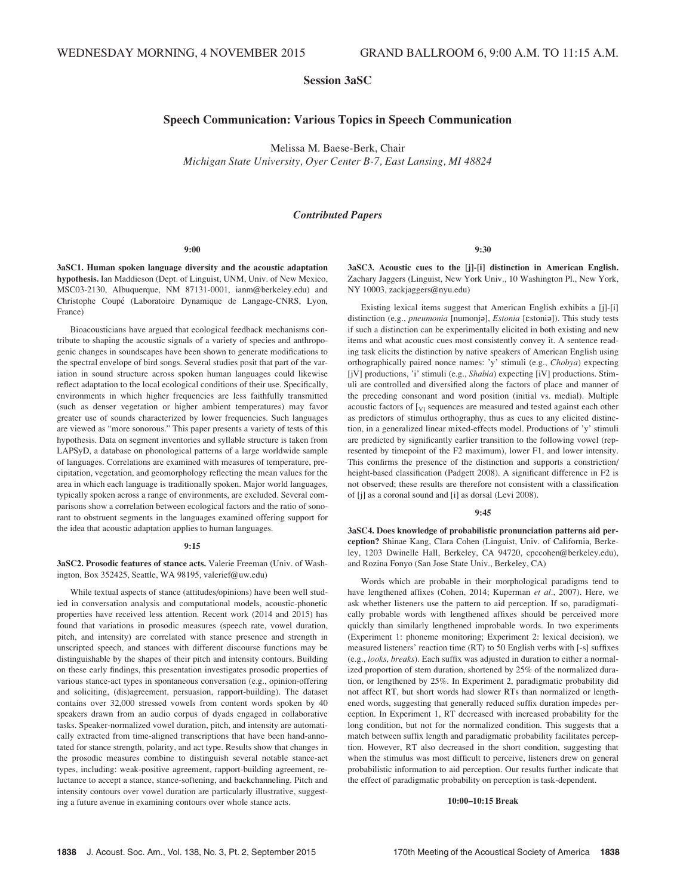WEDNESDAY MORNING, 4 NOVEMBER 2015 GRAND BALLROOM 6, 9:00 A.M. TO 11:15 A.M.

# Session 3aSC

## Speech Communication: Various Topics in Speech Communication

Melissa M. Baese-Berk, Chair

*Michigan State University, Oyer Center B-7, East Lansing, MI 48824*

### *Contributed Papers*

**9:00**

**3aSC1. Human spoken language diversity and the acoustic adaptation hypothesis.** Ian Maddieson (Dept. of Linguist, UNM, Univ. of New Mexico, MSC03-2130, Albuquerque, NM 87131-0001, ianm@berkeley.edu) and Christophe Coupé (Laboratoire Dynamique de Langage-CNRS, Lyon, France)

Bioacousticians have argued that ecological feedback mechanisms contribute to shaping the acoustic signals of a variety of species and anthropogenic changes in soundscapes have been shown to generate modifications to the spectral envelope of bird songs. Several studies posit that part of the variation in sound structure across spoken human languages could likewise reflect adaptation to the local ecological conditions of their use. Specifically, environments in which higher frequencies are less faithfully transmitted (such as denser vegetation or higher ambient temperatures) may favor greater use of sounds characterized by lower frequencies. Such languages are viewed as "more sonorous." This paper presents a variety of tests of this hypothesis. Data on segment inventories and syllable structure is taken from LAPSyD, a database on phonological patterns of a large worldwide sample of languages. Correlations are examined with measures of temperature, precipitation, vegetation, and geomorphology reflecting the mean values for the area in which each language is traditionally spoken. Major world languages, typically spoken across a range of environments, are excluded. Several comparisons show a correlation between ecological factors and the ratio of sonorant to obstruent segments in the languages examined offering support for the idea that acoustic adaptation applies to human languages.

**9:15**

**3aSC2. Prosodic features of stance acts.** Valerie Freeman (Univ. of Washington, Box 352425, Seattle, WA 98195, valerief@uw.edu)

While textual aspects of stance (attitudes/opinions) have been well studied in conversation analysis and computational models, acoustic-phonetic properties have received less attention. Recent work (2014 and 2015) has found that variations in prosodic measures (speech rate, vowel duration, pitch, and intensity) are correlated with stance presence and strength in unscripted speech, and stances with different discourse functions may be distinguishable by the shapes of their pitch and intensity contours. Building on these early findings, this presentation investigates prosodic properties of various stance-act types in spontaneous conversation (e.g., opinion-offering and soliciting, (dis)agreement, persuasion, rapport-building). The dataset contains over 32,000 stressed vowels from content words spoken by 40 speakers drawn from an audio corpus of dyads engaged in collaborative tasks. Speaker-normalized vowel duration, pitch, and intensity are automatically extracted from time-aligned transcriptions that have been hand-annotated for stance strength, polarity, and act type. Results show that changes in the prosodic measures combine to distinguish several notable stance-act types, including: weak-positive agreement, rapport-building agreement, reluctance to accept a stance, stance-softening, and backchanneling. Pitch and intensity contours over vowel duration are particularly illustrative, suggesting a future avenue in examining contours over whole stance acts.

**9:30**

**3aSC3. Acoustic cues to the [j]-[i] distinction in American English.** Zachary Jaggers (Linguist, New York Univ., 10 Washington Pl., New York, NY 10003, zackjaggers@nyu.edu)

Existing lexical items suggest that American English exhibits a [j]-[i] distinction (e.g., *pneumonia* [numonjə], *Estonia* [ɛstoniə]). This study tests if such a distinction can be experimentally elicited in both existing and new items and what acoustic cues most consistently convey it. A sentence reading task elicits the distinction by native speakers of American English using orthographically paired nonce names: 'y' stimuli (e.g., *Chobya*) expecting [jV] productions, 'i' stimuli (e.g., *Shabia*) expecting [iV] productions. Stimuli are controlled and diversified along the factors of place and manner of the preceding consonant and word position (initial vs. medial). Multiple acoustic factors of $[_{V]}$ sequences are measured and tested against each other as predictors of stimulus orthography, thus as cues to any elicited distinction, in a generalized linear mixed-effects model. Productions of 'y' stimuli are predicted by significantly earlier transition to the following vowel (represented by timepoint of the F2 maximum), lower F1, and lower intensity. This confirms the presence of the distinction and supports a constriction/height-based classification (Padgett 2008). A significant difference in F2 is not observed; these results are therefore not consistent with a classification of [j] as a coronal sound and [i] as dorsal (Levi 2008).

**9:45**

**3aSC4. Does knowledge of probabilistic pronunciation patterns aid perception?** Shinae Kang, Clara Cohen (Linguist, Univ. of California, Berkeley, 1203 Dwinelle Hall, Berkeley, CA 94720, cpccohen@berkeley.edu), and Rozina Fonyo (San Jose State Univ., Berkeley, CA)

Words which are probable in their morphological paradigms tend to have lengthened affixes (Cohen, 2014; Kuperman *et al.*, 2007). Here, we ask whether listeners use the pattern to aid perception. If so, paradigmatically probable words with lengthened affixes should be perceived more quickly than similarly lengthened improbable words. In two experiments (Experiment 1: phoneme monitoring; Experiment 2: lexical decision), we measured listeners' reaction time (RT) to 50 English verbs with [-s] suffixes (e.g., *looks*, *breaks*). Each suffix was adjusted in duration to either a normalized proportion of stem duration, shortened by 25% of the normalized duration, or lengthened by 25%. In Experiment 2, paradigmatic probability did not affect RT, but short words had slower RTs than normalized or lengthened words, suggesting that generally reduced suffix duration impedes perception. In Experiment 1, RT decreased with increased probability for the long condition, but not for the normalized condition. This suggests that a match between suffix length and paradigmatic probability facilitates perception. However, RT also decreased in the short condition, suggesting that when the stimulus was most difficult to perceive, listeners drew on general probabilistic information to aid perception. Our results further indicate that the effect of paradigmatic probability on perception is task-dependent.

**10:00–10:15 Break**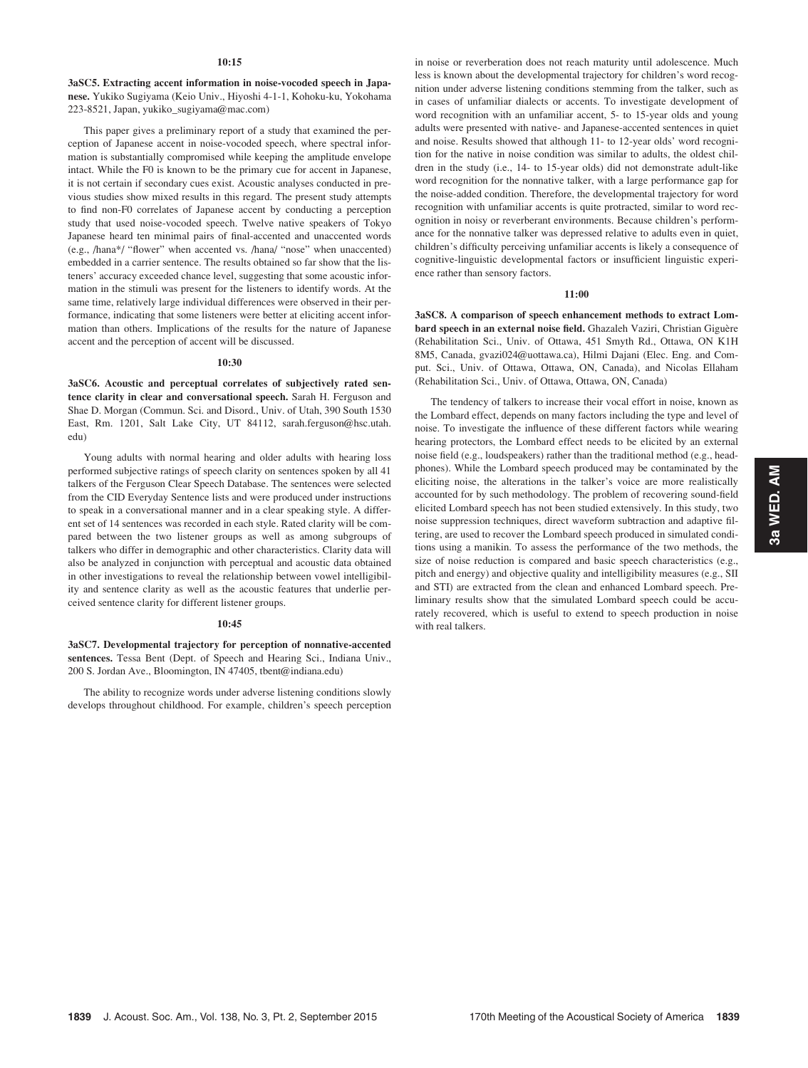**10:15**

**3aSC5. Extracting accent information in noise-vocoded speech in Japanese.** Yukiko Sugiyama (Keio Univ., Hiyoshi 4-1-1, Kohoku-ku, Yokohama 223-8521, Japan, yukiko_sugiyama@mac.com)

This paper gives a preliminary report of a study that examined the perception of Japanese accent in noise-vocoded speech, where spectral information is substantially compromised while keeping the amplitude envelope intact. While the F0 is known to be the primary cue for accent in Japanese, it is not certain if secondary cues exist. Acoustic analyses conducted in previous studies show mixed results in this regard. The present study attempts to find non-F0 correlates of Japanese accent by conducting a perception study that used noise-vocoded speech. Twelve native speakers of Tokyo Japanese heard ten minimal pairs of final-accented and unaccented words (e.g., /hana*/ "flower" when accented vs. /hana/ "nose" when unaccented) embedded in a carrier sentence. The results obtained so far show that the listeners' accuracy exceeded chance level, suggesting that some acoustic information in the stimuli was present for the listeners to identify words. At the same time, relatively large individual differences were observed in their performance, indicating that some listeners were better at eliciting accent information than others. Implications of the results for the nature of Japanese accent and the perception of accent will be discussed.

**10:30**

**3aSC6. Acoustic and perceptual correlates of subjectively rated sentence clarity in clear and conversational speech.** Sarah H. Ferguson and Shae D. Morgan (Commun. Sci. and Disord., Univ. of Utah, 390 South 1530 East, Rm. 1201, Salt Lake City, UT 84112, sarah.ferguson@hsc.utah.edu)

Young adults with normal hearing and older adults with hearing loss performed subjective ratings of speech clarity on sentences spoken by all 41 talkers of the Ferguson Clear Speech Database. The sentences were selected from the CID Everyday Sentence lists and were produced under instructions to speak in a conversational manner and in a clear speaking style. A different set of 14 sentences was recorded in each style. Rated clarity will be compared between the two listener groups as well as among subgroups of talkers who differ in demographic and other characteristics. Clarity data will also be analyzed in conjunction with perceptual and acoustic data obtained in other investigations to reveal the relationship between vowel intelligibility and sentence clarity as well as the acoustic features that underlie perceived sentence clarity for different listener groups.

**10:45**

**3aSC7. Developmental trajectory for perception of nonnative-accented sentences.** Tessa Bent (Dept. of Speech and Hearing Sci., Indiana Univ., 200 S. Jordan Ave., Bloomington, IN 47405, tbent@indiana.edu)

The ability to recognize words under adverse listening conditions slowly develops throughout childhood. For example, children's speech perception in noise or reverberation does not reach maturity until adolescence. Much less is known about the developmental trajectory for children's word recognition under adverse listening conditions stemming from the talker, such as in cases of unfamiliar dialects or accents. To investigate development of word recognition with an unfamiliar accent, 5- to 15-year olds and young adults were presented with native- and Japanese-accented sentences in quiet and noise. Results showed that although 11- to 12-year olds' word recognition for the native in noise condition was similar to adults, the oldest children in the study (i.e., 14- to 15-year olds) did not demonstrate adult-like word recognition for the nonnative talker, with a large performance gap for the noise-added condition. Therefore, the developmental trajectory for word recognition with unfamiliar accents is quite protracted, similar to word recognition in noisy or reverberant environments. Because children's performance for the nonnative talker was depressed relative to adults even in quiet, children's difficulty perceiving unfamiliar accents is likely a consequence of cognitive-linguistic developmental factors or insufficient linguistic experience rather than sensory factors.

**11:00**

**3aSC8. A comparison of speech enhancement methods to extract Lombard speech in an external noise field.** Ghazaleh Vaziri, Christian Giguère (Rehabilitation Sci., Univ. of Ottawa, 451 Smyth Rd., Ottawa, ON K1H 8M5, Canada, gvazi024@uottawa.ca), Hilmi Dajani (Elec. Eng. and Comput. Sci., Univ. of Ottawa, Ottawa, ON, Canada), and Nicolas Ellaham (Rehabilitation Sci., Univ. of Ottawa, Ottawa, ON, Canada)

The tendency of talkers to increase their vocal effort in noise, known as the Lombard effect, depends on many factors including the type and level of noise. To investigate the influence of these different factors while wearing hearing protectors, the Lombard effect needs to be elicited by an external noise field (e.g., loudspeakers) rather than the traditional method (e.g., headphones). While the Lombard speech produced may be contaminated by the eliciting noise, the alterations in the talker's voice are more realistically accounted for by such methodology. The problem of recovering sound-field elicited Lombard speech has not been studied extensively. In this study, two noise suppression techniques, direct waveform subtraction and adaptive filtering, are used to recover the Lombard speech produced in simulated conditions using a manikin. To assess the performance of the two methods, the size of noise reduction is compared and basic speech characteristics (e.g., pitch and energy) and objective quality and intelligibility measures (e.g., SII and STI) are extracted from the clean and enhanced Lombard speech. Preliminary results show that the simulated Lombard speech could be accurately recovered, which is useful to extend to speech production in noise with real talkers.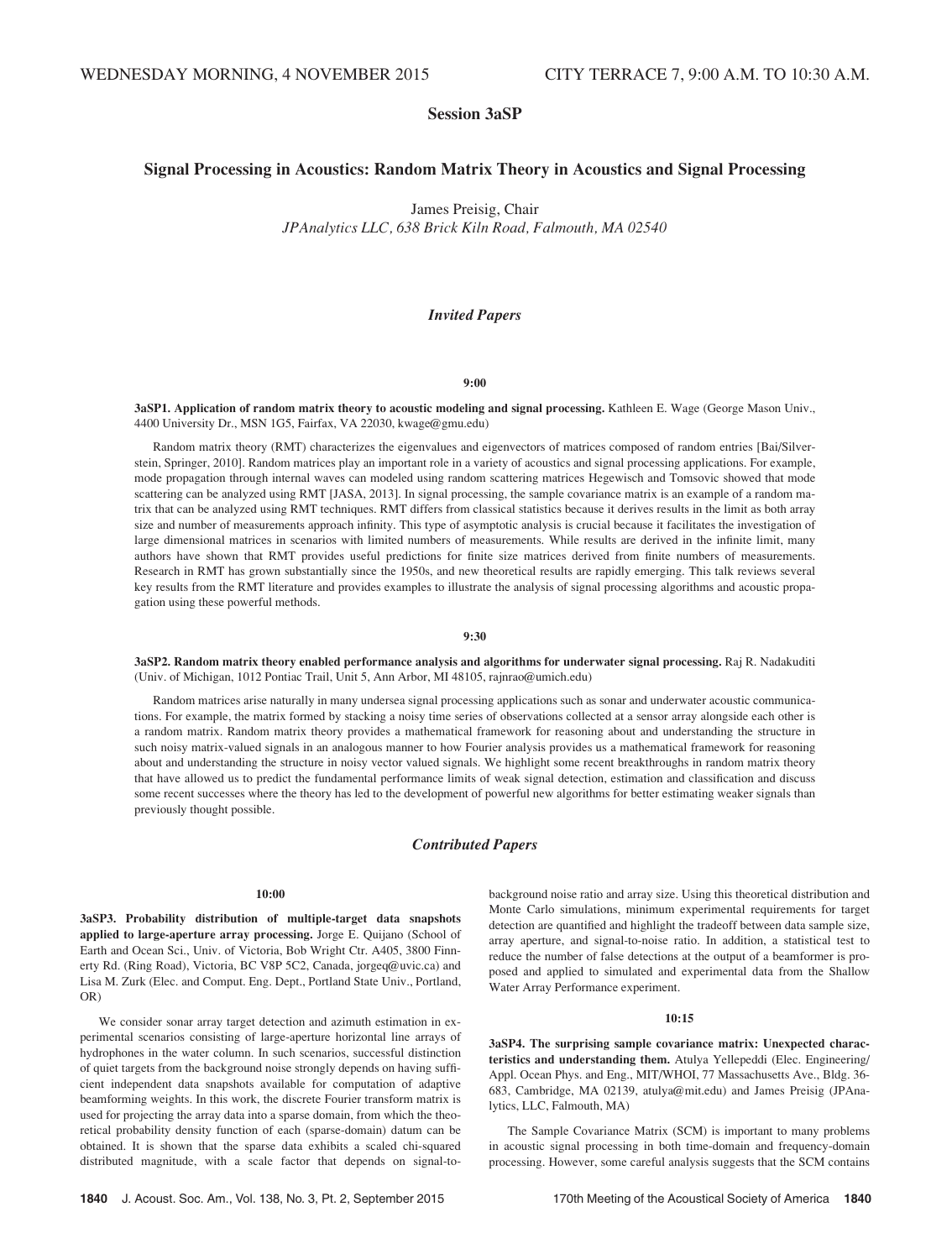WEDNESDAY MORNING, 4 NOVEMBER 2015 CITY TERRACE 7, 9:00 A.M. TO 10:30 A.M.

## Session 3aSP

## Signal Processing in Acoustics: Random Matrix Theory in Acoustics and Signal Processing

James Preisig, Chair
*JPAnalytics LLC, 638 Brick Kiln Road, Falmouth, MA 02540*

### *Invited Papers*

**9:00**

**3aSP1. Application of random matrix theory to acoustic modeling and signal processing.** Kathleen E. Wage (George Mason Univ., 4400 University Dr., MSN 1G5, Fairfax, VA 22030, kwage@gmu.edu)

Random matrix theory (RMT) characterizes the eigenvalues and eigenvectors of matrices composed of random entries [Bai/Silverstein, Springer, 2010]. Random matrices play an important role in a variety of acoustics and signal processing applications. For example, mode propagation through internal waves can modeled using random scattering matrices Hegewisch and Tomsovic showed that mode scattering can be analyzed using RMT [JASA, 2013]. In signal processing, the sample covariance matrix is an example of a random matrix that can be analyzed using RMT techniques. RMT differs from classical statistics because it derives results in the limit as both array size and number of measurements approach infinity. This type of asymptotic analysis is crucial because it facilitates the investigation of large dimensional matrices in scenarios with limited numbers of measurements. While results are derived in the infinite limit, many authors have shown that RMT provides useful predictions for finite size matrices derived from finite numbers of measurements. Research in RMT has grown substantially since the 1950s, and new theoretical results are rapidly emerging. This talk reviews several key results from the RMT literature and provides examples to illustrate the analysis of signal processing algorithms and acoustic propagation using these powerful methods.

**9:30**

**3aSP2. Random matrix theory enabled performance analysis and algorithms for underwater signal processing.** Raj R. Nadakuditi (Univ. of Michigan, 1012 Pontiac Trail, Unit 5, Ann Arbor, MI 48105, rajnrao@umich.edu)

Random matrices arise naturally in many undersea signal processing applications such as sonar and underwater acoustic communications. For example, the matrix formed by stacking a noisy time series of observations collected at a sensor array alongside each other is a random matrix. Random matrix theory provides a mathematical framework for reasoning about and understanding the structure in such noisy matrix-valued signals in an analogous manner to how Fourier analysis provides us a mathematical framework for reasoning about and understanding the structure in noisy vector valued signals. We highlight some recent breakthroughs in random matrix theory that have allowed us to predict the fundamental performance limits of weak signal detection, estimation and classification and discuss some recent successes where the theory has led to the development of powerful new algorithms for better estimating weaker signals than previously thought possible.

### *Contributed Papers*

**10:00**

**3aSP3. Probability distribution of multiple-target data snapshots applied to large-aperture array processing.** Jorge E. Quijano (School of Earth and Ocean Sci., Univ. of Victoria, Bob Wright Ctr. A405, 3800 Finnerty Rd. (Ring Road), Victoria, BC V8P 5C2, Canada, jorgeq@uvic.ca) and Lisa M. Zurk (Elec. and Comput. Eng. Dept., Portland State Univ., Portland, OR)

We consider sonar array target detection and azimuth estimation in experimental scenarios consisting of large-aperture horizontal line arrays of hydrophones in the water column. In such scenarios, successful distinction of quiet targets from the background noise strongly depends on having sufficient independent data snapshots available for computation of adaptive beamforming weights. In this work, the discrete Fourier transform matrix is used for projecting the array data into a sparse domain, from which the theoretical probability density function of each (sparse-domain) datum can be obtained. It is shown that the sparse data exhibits a scaled chi-squared distributed magnitude, with a scale factor that depends on signal-to-background noise ratio and array size. Using this theoretical distribution and Monte Carlo simulations, minimum experimental requirements for target detection are quantified and highlight the tradeoff between data sample size, array aperture, and signal-to-noise ratio. In addition, a statistical test to reduce the number of false detections at the output of a beamformer is proposed and applied to simulated and experimental data from the Shallow Water Array Performance experiment.

**10:15**

**3aSP4. The surprising sample covariance matrix: Unexpected characteristics and understanding them.** Atulya Yellepeddi (Elec. Engineering/Appl. Ocean Phys. and Eng., MIT/WHOI, 77 Massachusetts Ave., Bldg. 36-683, Cambridge, MA 02139, atulya@mit.edu) and James Preisig (JPAnalytics, LLC, Falmouth, MA)

The Sample Covariance Matrix (SCM) is important to many problems in acoustic signal processing in both time-domain and frequency-domain processing. However, some careful analysis suggests that the SCM contains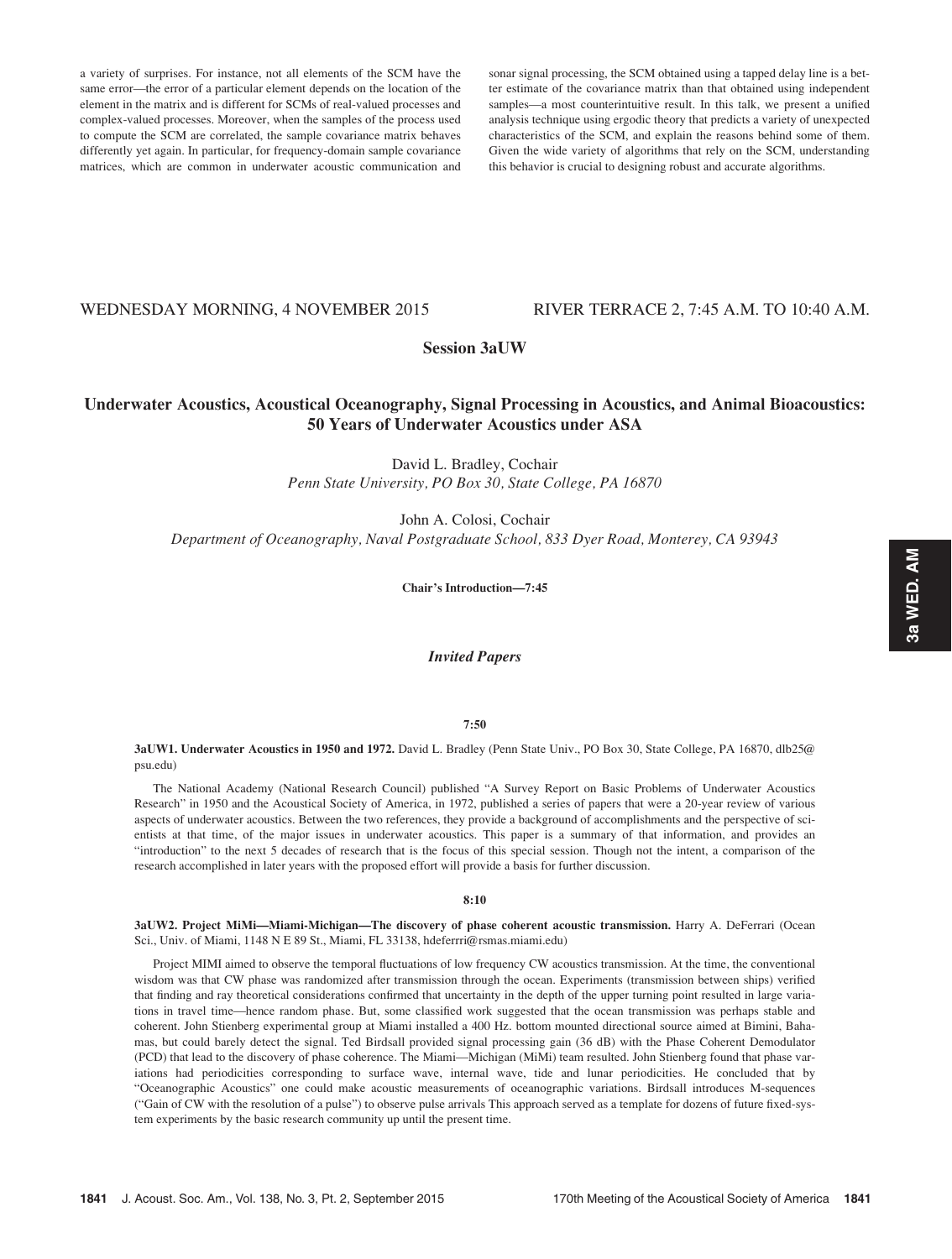a variety of surprises. For instance, not all elements of the SCM have the same error—the error of a particular element depends on the location of the element in the matrix and is different for SCMs of real-valued processes and complex-valued processes. Moreover, when the samples of the process used to compute the SCM are correlated, the sample covariance matrix behaves differently yet again. In particular, for frequency-domain sample covariance matrices, which are common in underwater acoustic communication and sonar signal processing, the SCM obtained using a tapped delay line is a better estimate of the covariance matrix than that obtained using independent samples—a most counterintuitive result. In this talk, we present a unified analysis technique using ergodic theory that predicts a variety of unexpected characteristics of the SCM, and explain the reasons behind some of them. Given the wide variety of algorithms that rely on the SCM, understanding this behavior is crucial to designing robust and accurate algorithms.

WEDNESDAY MORNING, 4 NOVEMBER 2015 RIVER TERRACE 2, 7:45 A.M. TO 10:40 A.M.

## Session 3aUW

## Underwater Acoustics, Acoustical Oceanography, Signal Processing in Acoustics, and Animal Bioacoustics: 50 Years of Underwater Acoustics under ASA

David L. Bradley, Cochair
*Penn State University, PO Box 30, State College, PA 16870*

John A. Colosi, Cochair
*Department of Oceanography, Naval Postgraduate School, 833 Dyer Road, Monterey, CA 93943*

**Chair's Introduction—7:45**

### *Invited Papers*

**7:50**

**3aUW1. Underwater Acoustics in 1950 and 1972.** David L. Bradley (Penn State Univ., PO Box 30, State College, PA 16870, dlb25@psu.edu)

The National Academy (National Research Council) published "A Survey Report on Basic Problems of Underwater Acoustics Research" in 1950 and the Acoustical Society of America, in 1972, published a series of papers that were a 20-year review of various aspects of underwater acoustics. Between the two references, they provide a background of accomplishments and the perspective of scientists at that time, of the major issues in underwater acoustics. This paper is a summary of that information, and provides an "introduction" to the next 5 decades of research that is the focus of this special session. Though not the intent, a comparison of the research accomplished in later years with the proposed effort will provide a basis for further discussion.

**8:10**

**3aUW2. Project MiMi—Miami-Michigan—The discovery of phase coherent acoustic transmission.** Harry A. DeFerrari (Ocean Sci., Univ. of Miami, 1148 N E 89 St., Miami, FL 33138, hdeferrri@rsmas.miami.edu)

Project MIMI aimed to observe the temporal fluctuations of low frequency CW acoustics transmission. At the time, the conventional wisdom was that CW phase was randomized after transmission through the ocean. Experiments (transmission between ships) verified that finding and ray theoretical considerations confirmed that uncertainty in the depth of the upper turning point resulted in large variations in travel time—hence random phase. But, some classified work suggested that the ocean transmission was perhaps stable and coherent. John Stienberg experimental group at Miami installed a 400 Hz. bottom mounted directional source aimed at Bimini, Bahamas, but could barely detect the signal. Ted Birdsall provided signal processing gain (36 dB) with the Phase Coherent Demodulator (PCD) that lead to the discovery of phase coherence. The Miami—Michigan (MiMi) team resulted. John Stienberg found that phase variations had periodicities corresponding to surface wave, internal wave, tide and lunar periodicities. He concluded that by "Oceanographic Acoustics" one could make acoustic measurements of oceanographic variations. Birdsall introduces M-sequences ("Gain of CW with the resolution of a pulse") to observe pulse arrivals This approach served as a template for dozens of future fixed-system experiments by the basic research community up until the present time.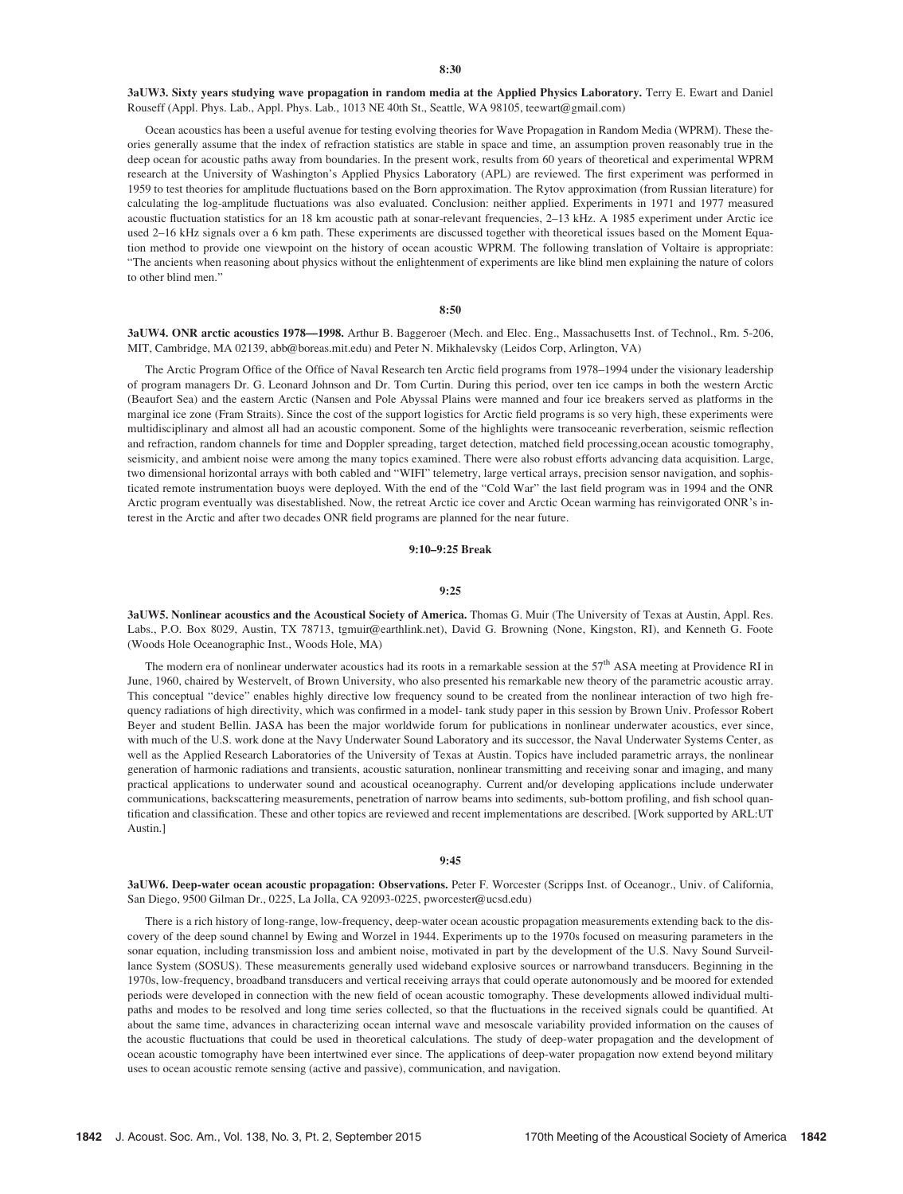**8:30**

**3aUW3. Sixty years studying wave propagation in random media at the Applied Physics Laboratory.** Terry E. Ewart and Daniel Rouseff (Appl. Phys. Lab., Appl. Phys. Lab., 1013 NE 40th St., Seattle, WA 98105, teewart@gmail.com)

Ocean acoustics has been a useful avenue for testing evolving theories for Wave Propagation in Random Media (WPRM). These theories generally assume that the index of refraction statistics are stable in space and time, an assumption proven reasonably true in the deep ocean for acoustic paths away from boundaries. In the present work, results from 60 years of theoretical and experimental WPRM research at the University of Washington's Applied Physics Laboratory (APL) are reviewed. The first experiment was performed in 1959 to test theories for amplitude fluctuations based on the Born approximation. The Rytov approximation (from Russian literature) for calculating the log-amplitude fluctuations was also evaluated. Conclusion: neither applied. Experiments in 1971 and 1977 measured acoustic fluctuation statistics for an 18 km acoustic path at sonar-relevant frequencies, 2–13 kHz. A 1985 experiment under Arctic ice used 2–16 kHz signals over a 6 km path. These experiments are discussed together with theoretical issues based on the Moment Equation method to provide one viewpoint on the history of ocean acoustic WPRM. The following translation of Voltaire is appropriate: "The ancients when reasoning about physics without the enlightenment of experiments are like blind men explaining the nature of colors to other blind men."

**8:50**

**3aUW4. ONR arctic acoustics 1978—1998.** Arthur B. Baggeroer (Mech. and Elec. Eng., Massachusetts Inst. of Technol., Rm. 5-206, MIT, Cambridge, MA 02139, abb@boreas.mit.edu) and Peter N. Mikhalevsky (Leidos Corp, Arlington, VA)

The Arctic Program Office of the Office of Naval Research ten Arctic field programs from 1978–1994 under the visionary leadership of program managers Dr. G. Leonard Johnson and Dr. Tom Curtin. During this period, over ten ice camps in both the western Arctic (Beaufort Sea) and the eastern Arctic (Nansen and Pole Abyssal Plains were manned and four ice breakers served as platforms in the marginal ice zone (Fram Straits). Since the cost of the support logistics for Arctic field programs is so very high, these experiments were multidisciplinary and almost all had an acoustic component. Some of the highlights were transoceanic reverberation, seismic reflection and refraction, random channels for time and Doppler spreading, target detection, matched field processing,ocean acoustic tomography, seismicity, and ambient noise were among the many topics examined. There were also robust efforts advancing data acquisition. Large, two dimensional horizontal arrays with both cabled and "WIFI" telemetry, large vertical arrays, precision sensor navigation, and sophisticated remote instrumentation buoys were deployed. With the end of the "Cold War" the last field program was in 1994 and the ONR Arctic program eventually was disestablished. Now, the retreat Arctic ice cover and Arctic Ocean warming has reinvigorated ONR's interest in the Arctic and after two decades ONR field programs are planned for the near future.

**9:10–9:25 Break**

**9:25**

**3aUW5. Nonlinear acoustics and the Acoustical Society of America.** Thomas G. Muir (The University of Texas at Austin, Appl. Res. Labs., P.O. Box 8029, Austin, TX 78713, tgmuir@earthlink.net), David G. Browning (None, Kingston, RI), and Kenneth G. Foote (Woods Hole Oceanographic Inst., Woods Hole, MA)

The modern era of nonlinear underwater acoustics had its roots in a remarkable session at the 57th ASA meeting at Providence RI in June, 1960, chaired by Westervelt, of Brown University, who also presented his remarkable new theory of the parametric acoustic array. This conceptual "device" enables highly directive low frequency sound to be created from the nonlinear interaction of two high frequency radiations of high directivity, which was confirmed in a model- tank study paper in this session by Brown Univ. Professor Robert Beyer and student Bellin. JASA has been the major worldwide forum for publications in nonlinear underwater acoustics, ever since, with much of the U.S. work done at the Navy Underwater Sound Laboratory and its successor, the Naval Underwater Systems Center, as well as the Applied Research Laboratories of the University of Texas at Austin. Topics have included parametric arrays, the nonlinear generation of harmonic radiations and transients, acoustic saturation, nonlinear transmitting and receiving sonar and imaging, and many practical applications to underwater sound and acoustical oceanography. Current and/or developing applications include underwater communications, backscattering measurements, penetration of narrow beams into sediments, sub-bottom profiling, and fish school quantification and classification. These and other topics are reviewed and recent implementations are described. [Work supported by ARL:UT Austin.]

**9:45**

**3aUW6. Deep-water ocean acoustic propagation: Observations.** Peter F. Worcester (Scripps Inst. of Oceanogr., Univ. of California, San Diego, 9500 Gilman Dr., 0225, La Jolla, CA 92093-0225, pworcester@ucsd.edu)

There is a rich history of long-range, low-frequency, deep-water ocean acoustic propagation measurements extending back to the discovery of the deep sound channel by Ewing and Worzel in 1944. Experiments up to the 1970s focused on measuring parameters in the sonar equation, including transmission loss and ambient noise, motivated in part by the development of the U.S. Navy Sound Surveillance System (SOSUS). These measurements generally used wideband explosive sources or narrowband transducers. Beginning in the 1970s, low-frequency, broadband transducers and vertical receiving arrays that could operate autonomously and be moored for extended periods were developed in connection with the new field of ocean acoustic tomography. These developments allowed individual multipaths and modes to be resolved and long time series collected, so that the fluctuations in the received signals could be quantified. At about the same time, advances in characterizing ocean internal wave and mesoscale variability provided information on the causes of the acoustic fluctuations that could be used in theoretical calculations. The study of deep-water propagation and the development of ocean acoustic tomography have been intertwined ever since. The applications of deep-water propagation now extend beyond military uses to ocean acoustic remote sensing (active and passive), communication, and navigation.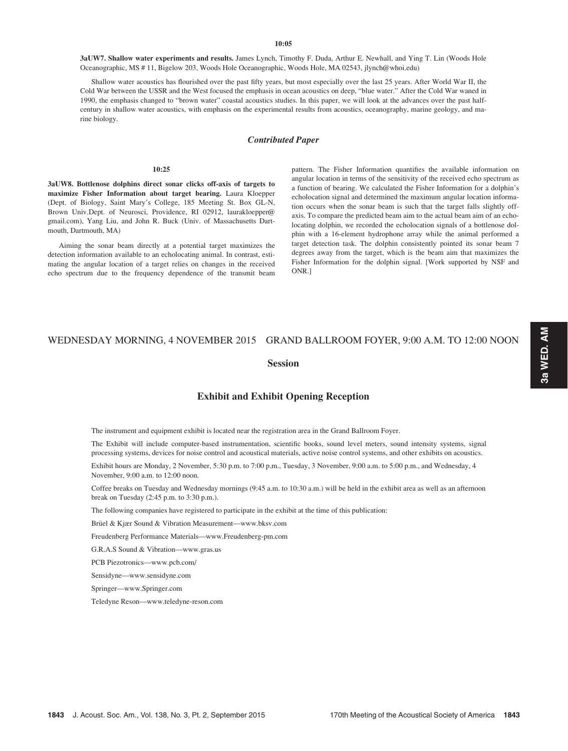10:05

**3aUW7. Shallow water experiments and results.** James Lynch, Timothy F. Duda, Arthur E. Newhall, and Ying T. Lin (Woods Hole Oceanographic, MS # 11, Bigelow 203, Woods Hole Oceanographic, Woods Hole, MA 02543, jlynch@whoi.edu)

Shallow water acoustics has flourished over the past fifty years, but most especially over the last 25 years. After World War II, the Cold War between the USSR and the West focused the emphasis in ocean acoustics on deep, "blue water." After the Cold War waned in 1990, the emphasis changed to "brown water" coastal acoustics studies. In this paper, we will look at the advances over the past half-century in shallow water acoustics, with emphasis on the experimental results from acoustics, oceanography, marine geology, and marine biology.

### *Contributed Paper*

10:25

**3aUW8. Bottlenose dolphins direct sonar clicks off-axis of targets to maximize Fisher Information about target bearing.** Laura Kloepper (Dept. of Biology, Saint Mary's College, 185 Meeting St. Box GL-N, Brown Univ.Dept. of Neurosci, Providence, RI 02912, laurakloepper@gmail.com), Yang Liu, and John R. Buck (Univ. of Massachusetts Dartmouth, Dartmouth, MA)

Aiming the sonar beam directly at a potential target maximizes the detection information available to an echolocating animal. In contrast, estimating the angular location of a target relies on changes in the received echo spectrum due to the frequency dependence of the transmit beam pattern. The Fisher Information quantifies the available information on angular location in terms of the sensitivity of the received echo spectrum as a function of bearing. We calculated the Fisher Information for a dolphin's echolocation signal and determined the maximum angular location information occurs when the sonar beam is such that the target falls slightly off-axis. To compare the predicted beam aim to the actual beam aim of an echolocating dolphin, we recorded the echolocation signals of a bottlenose dolphin with a 16-element hydrophone array while the animal performed a target detection task. The dolphin consistently pointed its sonar beam 7 degrees away from the target, which is the beam aim that maximizes the Fisher Information for the dolphin signal. [Work supported by NSF and ONR.]

## WEDNESDAY MORNING, 4 NOVEMBER 2015 GRAND BALLROOM FOYER, 9:00 A.M. TO 12:00 NOON

## Session

## Exhibit and Exhibit Opening Reception

The instrument and equipment exhibit is located near the registration area in the Grand Ballroom Foyer.

The Exhibit will include computer-based instrumentation, scientific books, sound level meters, sound intensity systems, signal processing systems, devices for noise control and acoustical materials, active noise control systems, and other exhibits on acoustics.

Exhibit hours are Monday, 2 November, 5:30 p.m. to 7:00 p.m., Tuesday, 3 November, 9:00 a.m. to 5:00 p.m., and Wednesday, 4 November, 9:00 a.m. to 12:00 noon.

Coffee breaks on Tuesday and Wednesday mornings (9:45 a.m. to 10:30 a.m.) will be held in the exhibit area as well as an afternoon break on Tuesday (2:45 p.m. to 3:30 p.m.).

The following companies have registered to participate in the exhibit at the time of this publication:

Brüel & Kjær Sound & Vibration Measurement—www.bksv.com

Freudenberg Performance Materials—www.Freudenberg-pm.com

G.R.A.S Sound & Vibration—www.gras.us

PCB Piezotronics—www.pcb.com/

Sensidyne—www.sensidyne.com

Springer—www.Springer.com

Teledyne Reson—www.teledyne-reson.com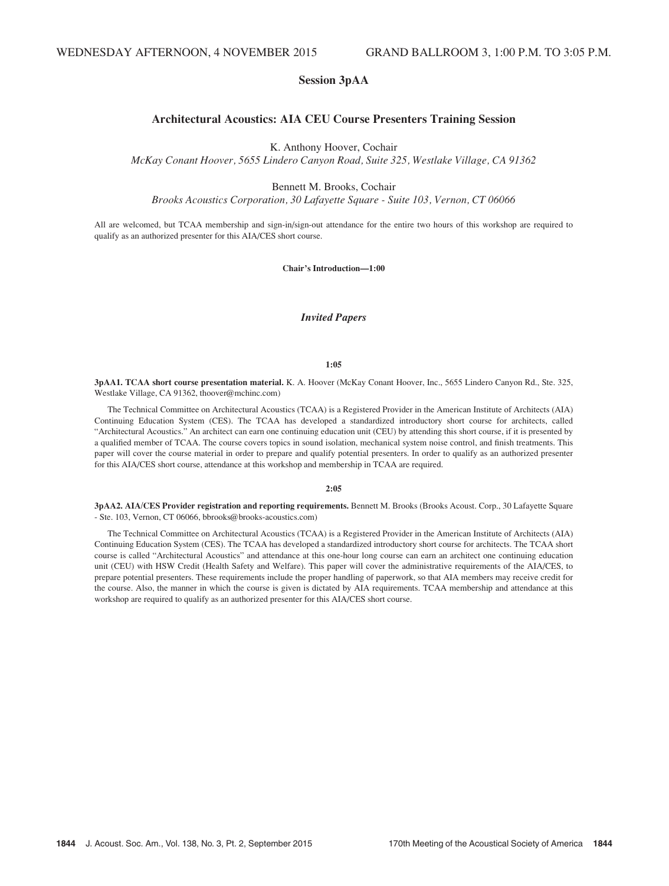WEDNESDAY AFTERNOON, 4 NOVEMBER 2015 GRAND BALLROOM 3, 1:00 P.M. TO 3:05 P.M.

## Session 3pAA

### Architectural Acoustics: AIA CEU Course Presenters Training Session

K. Anthony Hoover, Cochair
*McKay Conant Hoover, 5655 Lindero Canyon Road, Suite 325, Westlake Village, CA 91362*

Bennett M. Brooks, Cochair
*Brooks Acoustics Corporation, 30 Lafayette Square - Suite 103, Vernon, CT 06066*

All are welcomed, but TCAA membership and sign-in/sign-out attendance for the entire two hours of this workshop are required to qualify as an authorized presenter for this AIA/CES short course.

**Chair's Introduction—1:00**

### *Invited Papers*

**1:05**

**3pAA1. TCAA short course presentation material.** K. A. Hoover (McKay Conant Hoover, Inc., 5655 Lindero Canyon Rd., Ste. 325, Westlake Village, CA 91362, thoover@mchinc.com)

The Technical Committee on Architectural Acoustics (TCAA) is a Registered Provider in the American Institute of Architects (AIA) Continuing Education System (CES). The TCAA has developed a standardized introductory short course for architects, called "Architectural Acoustics." An architect can earn one continuing education unit (CEU) by attending this short course, if it is presented by a qualified member of TCAA. The course covers topics in sound isolation, mechanical system noise control, and finish treatments. This paper will cover the course material in order to prepare and qualify potential presenters. In order to qualify as an authorized presenter for this AIA/CES short course, attendance at this workshop and membership in TCAA are required.

**2:05**

**3pAA2. AIA/CES Provider registration and reporting requirements.** Bennett M. Brooks (Brooks Acoust. Corp., 30 Lafayette Square - Ste. 103, Vernon, CT 06066, bbrooks@brooks-acoustics.com)

The Technical Committee on Architectural Acoustics (TCAA) is a Registered Provider in the American Institute of Architects (AIA) Continuing Education System (CES). The TCAA has developed a standardized introductory short course for architects. The TCAA short course is called "Architectural Acoustics" and attendance at this one-hour long course can earn an architect one continuing education unit (CEU) with HSW Credit (Health Safety and Welfare). This paper will cover the administrative requirements of the AIA/CES, to prepare potential presenters. These requirements include the proper handling of paperwork, so that AIA members may receive credit for the course. Also, the manner in which the course is given is dictated by AIA requirements. TCAA membership and attendance at this workshop are required to qualify as an authorized presenter for this AIA/CES short course.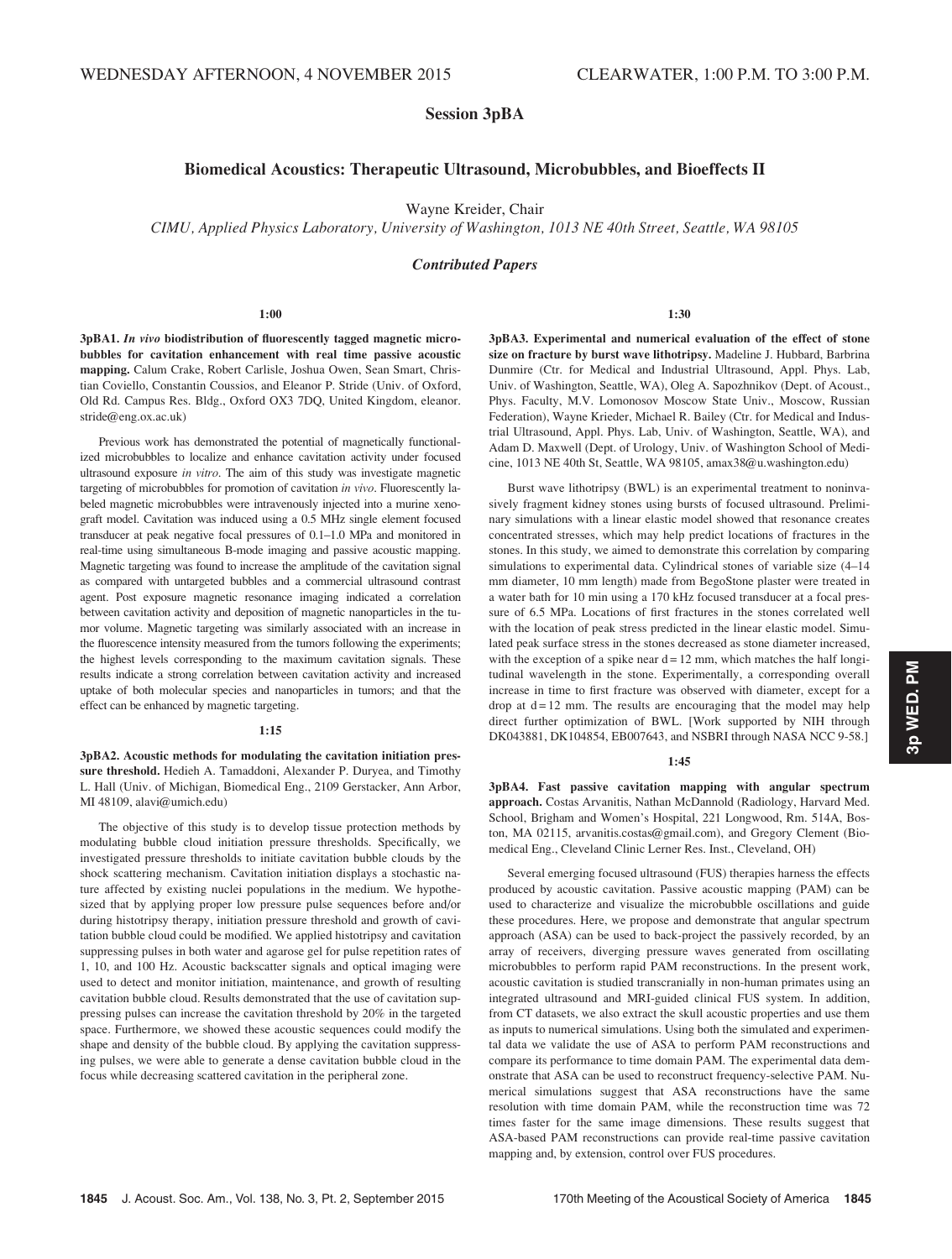WEDNESDAY AFTERNOON, 4 NOVEMBER 2015 CLEARWATER, 1:00 P.M. TO 3:00 P.M.

## Session 3pBA

## Biomedical Acoustics: Therapeutic Ultrasound, Microbubbles, and Bioeffects II

Wayne Kreider, Chair

*CIMU, Applied Physics Laboratory, University of Washington, 1013 NE 40th Street, Seattle, WA 98105*

### *Contributed Papers*

**1:00**

**3pBA1. *In vivo* biodistribution of fluorescently tagged magnetic microbubbles for cavitation enhancement with real time passive acoustic mapping.** Calum Crake, Robert Carlisle, Joshua Owen, Sean Smart, Christian Coviello, Constantin Coussios, and Eleanor P. Stride (Univ. of Oxford, Old Rd. Campus Res. Bldg., Oxford OX3 7DQ, United Kingdom, eleanor.stride@eng.ox.ac.uk)

Previous work has demonstrated the potential of magnetically functionalized microbubbles to localize and enhance cavitation activity under focused ultrasound exposure *in vitro*. The aim of this study was investigate magnetic targeting of microbubbles for promotion of cavitation *in vivo*. Fluorescently labeled magnetic microbubbles were intravenously injected into a murine xenograft model. Cavitation was induced using a 0.5 MHz single element focused transducer at peak negative focal pressures of 0.1–1.0 MPa and monitored in real-time using simultaneous B-mode imaging and passive acoustic mapping. Magnetic targeting was found to increase the amplitude of the cavitation signal as compared with untargeted bubbles and a commercial ultrasound contrast agent. Post exposure magnetic resonance imaging indicated a correlation between cavitation activity and deposition of magnetic nanoparticles in the tumor volume. Magnetic targeting was similarly associated with an increase in the fluorescence intensity measured from the tumors following the experiments; the highest levels corresponding to the maximum cavitation signals. These results indicate a strong correlation between cavitation activity and increased uptake of both molecular species and nanoparticles in tumors; and that the effect can be enhanced by magnetic targeting.

**1:15**

**3pBA2. Acoustic methods for modulating the cavitation initiation pressure threshold.** Hedieh A. Tamaddoni, Alexander P. Duryea, and Timothy L. Hall (Univ. of Michigan, Biomedical Eng., 2109 Gerstacker, Ann Arbor, MI 48109, alavi@umich.edu)

The objective of this study is to develop tissue protection methods by modulating bubble cloud initiation pressure thresholds. Specifically, we investigated pressure thresholds to initiate cavitation bubble clouds by the shock scattering mechanism. Cavitation initiation displays a stochastic nature affected by existing nuclei populations in the medium. We hypothesized that by applying proper low pressure pulse sequences before and/or during histotripsy therapy, initiation pressure threshold and growth of cavitation bubble cloud could be modified. We applied histotripsy and cavitation suppressing pulses in both water and agarose gel for pulse repetition rates of 1, 10, and 100 Hz. Acoustic backscatter signals and optical imaging were used to detect and monitor initiation, maintenance, and growth of resulting cavitation bubble cloud. Results demonstrated that the use of cavitation suppressing pulses can increase the cavitation threshold by 20% in the targeted space. Furthermore, we showed these acoustic sequences could modify the shape and density of the bubble cloud. By applying the cavitation suppressing pulses, we were able to generate a dense cavitation bubble cloud in the focus while decreasing scattered cavitation in the peripheral zone.

**1:30**

**3pBA3. Experimental and numerical evaluation of the effect of stone size on fracture by burst wave lithotripsy.** Madeline J. Hubbard, Barbrina Dunmire (Ctr. for Medical and Industrial Ultrasound, Appl. Phys. Lab, Univ. of Washington, Seattle, WA), Oleg A. Sapozhnikov (Dept. of Acoust., Phys. Faculty, M.V. Lomonosov Moscow State Univ., Moscow, Russian Federation), Wayne Krieder, Michael R. Bailey (Ctr. for Medical and Industrial Ultrasound, Appl. Phys. Lab, Univ. of Washington, Seattle, WA), and Adam D. Maxwell (Dept. of Urology, Univ. of Washington School of Medicine, 1013 NE 40th St, Seattle, WA 98105, amax38@u.washington.edu)

Burst wave lithotripsy (BWL) is an experimental treatment to noninvasively fragment kidney stones using bursts of focused ultrasound. Preliminary simulations with a linear elastic model showed that resonance creates concentrated stresses, which may help predict locations of fractures in the stones. In this study, we aimed to demonstrate this correlation by comparing simulations to experimental data. Cylindrical stones of variable size (4–14 mm diameter, 10 mm length) made from BegoStone plaster were treated in a water bath for 10 min using a 170 kHz focused transducer at a focal pressure of 6.5 MPa. Locations of first fractures in the stones correlated well with the location of peak stress predicted in the linear elastic model. Simulated peak surface stress in the stones decreased as stone diameter increased, with the exception of a spike near $d = 12$ mm, which matches the half longitudinal wavelength in the stone. Experimentally, a corresponding overall increase in time to first fracture was observed with diameter, except for a drop at $d = 12$ mm. The results are encouraging that the model may help direct further optimization of BWL. [Work supported by NIH through DK043881, DK104854, EB007643, and NSBRI through NASA NCC 9-58.]

**1:45**

**3pBA4. Fast passive cavitation mapping with angular spectrum approach.** Costas Arvanitis, Nathan McDannold (Radiology, Harvard Med. School, Brigham and Women's Hospital, 221 Longwood, Rm. 514A, Boston, MA 02115, arvanitis.costas@gmail.com), and Gregory Clement (Biomedical Eng., Cleveland Clinic Lerner Res. Inst., Cleveland, OH)

Several emerging focused ultrasound (FUS) therapies harness the effects produced by acoustic cavitation. Passive acoustic mapping (PAM) can be used to characterize and visualize the microbubble oscillations and guide these procedures. Here, we propose and demonstrate that angular spectrum approach (ASA) can be used to back-project the passively recorded, by an array of receivers, diverging pressure waves generated from oscillating microbubbles to perform rapid PAM reconstructions. In the present work, acoustic cavitation is studied transcranially in non-human primates using an integrated ultrasound and MRI-guided clinical FUS system. In addition, from CT datasets, we also extract the skull acoustic properties and use them as inputs to numerical simulations. Using both the simulated and experimental data we validate the use of ASA to perform PAM reconstructions and compare its performance to time domain PAM. The experimental data demonstrate that ASA can be used to reconstruct frequency-selective PAM. Numerical simulations suggest that ASA reconstructions have the same resolution with time domain PAM, while the reconstruction time was 72 times faster for the same image dimensions. These results suggest that ASA-based PAM reconstructions can provide real-time passive cavitation mapping and, by extension, control over FUS procedures.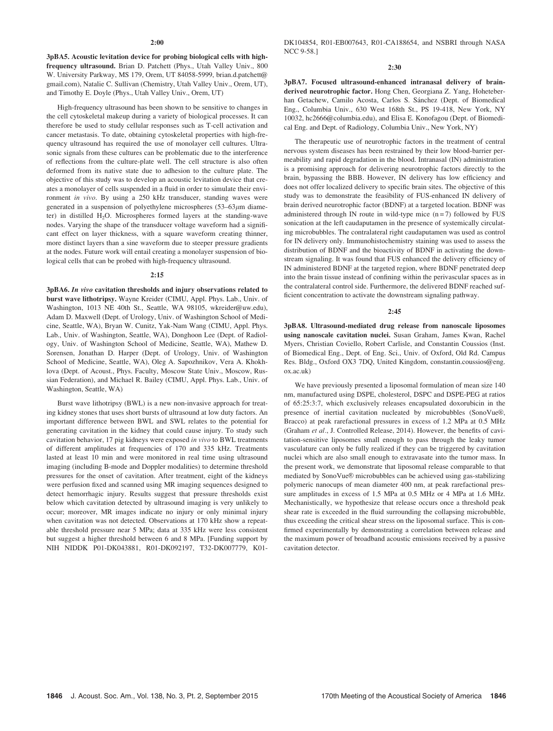**2:00**

**3pBA5. Acoustic levitation device for probing biological cells with high-frequency ultrasound.** Brian D. Patchett (Phys., Utah Valley Univ., 800 W. University Parkway, MS 179, Orem, UT 84058-5999, brian.d.patchett@gmail.com), Natalie C. Sullivan (Chemistry, Utah Valley Univ., Orem, UT), and Timothy E. Doyle (Phys., Utah Valley Univ., Orem, UT)

High-frequency ultrasound has been shown to be sensitive to changes in the cell cytoskeletal makeup during a variety of biological processes. It can therefore be used to study cellular responses such as T-cell activation and cancer metastasis. To date, obtaining cytoskeletal properties with high-frequency ultrasound has required the use of monolayer cell cultures. Ultrasonic signals from these cultures can be problematic due to the interference of reflections from the culture-plate well. The cell structure is also often deformed from its native state due to adhesion to the culture plate. The objective of this study was to develop an acoustic levitation device that creates a monolayer of cells suspended in a fluid in order to simulate their environment *in vivo*. By using a 250 kHz transducer, standing waves were generated in a suspension of polyethylene microspheres (53–63 $\mu$m diameter) in distilled $H_2O$. Microspheres formed layers at the standing-wave nodes. Varying the shape of the transducer voltage waveform had a significant effect on layer thickness, with a square waveform creating thinner, more distinct layers than a sine waveform due to steeper pressure gradients at the nodes. Future work will entail creating a monolayer suspension of biological cells that can be probed with high-frequency ultrasound.

**2:15**

**3pBA6. *In vivo* cavitation thresholds and injury observations related to burst wave lithotripsy.** Wayne Kreider (CIMU, Appl. Phys. Lab., Univ. of Washington, 1013 NE 40th St., Seattle, WA 98105, wkreider@uw.edu), Adam D. Maxwell (Dept. of Urology, Univ. of Washington School of Medicine, Seattle, WA), Bryan W. Cunitz, Yak-Nam Wang (CIMU, Appl. Phys. Lab., Univ. of Washington, Seattle, WA), Donghoon Lee (Dept. of Radiology, Univ. of Washington School of Medicine, Seattle, WA), Mathew D. Sorensen, Jonathan D. Harper (Dept. of Urology, Univ. of Washington School of Medicine, Seattle, WA), Oleg A. Sapozhnikov, Vera A. Khokhlova (Dept. of Acoust., Phys. Faculty, Moscow State Univ., Moscow, Russian Federation), and Michael R. Bailey (CIMU, Appl. Phys. Lab., Univ. of Washington, Seattle, WA)

Burst wave lithotripsy (BWL) is a new non-invasive approach for treating kidney stones that uses short bursts of ultrasound at low duty factors. An important difference between BWL and SWL relates to the potential for generating cavitation in the kidney that could cause injury. To study such cavitation behavior, 17 pig kidneys were exposed *in vivo* to BWL treatments of different amplitudes at frequencies of 170 and 335 kHz. Treatments lasted at least 10 min and were monitored in real time using ultrasound imaging (including B-mode and Doppler modalities) to determine threshold pressures for the onset of cavitation. After treatment, eight of the kidneys were perfusion fixed and scanned using MR imaging sequences designed to detect hemorrhagic injury. Results suggest that pressure thresholds exist below which cavitation detected by ultrasound imaging is very unlikely to occur; moreover, MR images indicate no injury or only minimal injury when cavitation was not detected. Observations at 170 kHz show a repeatable threshold pressure near 5 MPa; data at 335 kHz were less consistent but suggest a higher threshold between 6 and 8 MPa. [Funding support by NIH NIDDK P01-DK043881, R01-DK092197, T32-DK007779, K01-DK104854, R01-EB007643, R01-CA188654, and NSBRI through NASA NCC 9-58.]

**2:30**

**3pBA7. Focused ultrasound-enhanced intranasal delivery of brain-derived neurotrophic factor.** Hong Chen, Georgiana Z. Yang, Hoheteberhan Getachew, Camilo Acosta, Carlos S. Sánchez (Dept. of Biomedical Eng., Columbia Univ., 630 West 168th St., PS 19-418, New York, NY 10032, hc2666@columbia.edu), and Elisa E. Konofagou (Dept. of Biomedical Eng. and Dept. of Radiology, Columbia Univ., New York, NY)

The therapeutic use of neurotrophic factors in the treatment of central nervous system diseases has been restrained by their low blood-barrier permeability and rapid degradation in the blood. Intranasal (IN) administration is a promising approach for delivering neurotrophic factors directly to the brain, bypassing the BBB. However, IN delivery has low efficiency and does not offer localized delivery to specific brain sites. The objective of this study was to demonstrate the feasibility of FUS-enhanced IN delivery of brain derived neurotrophic factor (BDNF) at a targeted location. BDNF was administered through IN route in wild-type mice (n = 7) followed by FUS sonication at the left caudaputamen in the presence of systemically circulating microbubbles. The contralateral right caudaputamen was used as control for IN delivery only. Immunohistochemistry staining was used to assess the distribution of BDNF and the bioactivity of BDNF in activating the downstream signaling. It was found that FUS enhanced the delivery efficiency of IN administered BDNF at the targeted region, where BDNF penetrated deep into the brain tissue instead of confining within the perivascular spaces as in the contralateral control side. Furthermore, the delivered BDNF reached sufficient concentration to activate the downstream signaling pathway.

**2:45**

**3pBA8. Ultrasound-mediated drug release from nanoscale liposomes using nanoscale cavitation nuclei.** Susan Graham, James Kwan, Rachel Myers, Christian Coviello, Robert Carlisle, and Constantin Coussios (Inst. of Biomedical Eng., Dept. of Eng. Sci., Univ. of Oxford, Old Rd. Campus Res. Bldg., Oxford OX3 7DQ, United Kingdom, constantin.coussios@eng.ox.ac.uk)

We have previously presented a liposomal formulation of mean size 140 nm, manufactured using DSPE, cholesterol, DSPC and DSPE-PEG at ratios of 65:25:3:7, which exclusively releases encapsulated doxorubicin in the presence of inertial cavitation nucleated by microbubbles (SonoVue®, Bracco) at peak rarefactional pressures in excess of 1.2 MPa at 0.5 MHz (Graham *et al.*, J. Controlled Release, 2014). However, the benefits of cavitation-sensitive liposomes small enough to pass through the leaky tumor vasculature can only be fully realized if they can be triggered by cavitation nuclei which are also small enough to extravasate into the tumor mass. In the present work, we demonstrate that liposomal release comparable to that mediated by SonoVue® microbubbles can be achieved using gas-stabilizing polymeric nanocups of mean diameter 400 nm, at peak rarefactional pressure amplitudes in excess of 1.5 MPa at 0.5 MHz or 4 MPa at 1.6 MHz. Mechanistically, we hypothesize that release occurs once a threshold peak shear rate is exceeded in the fluid surrounding the collapsing microbubble, thus exceeding the critical shear stress on the liposomal surface. This is confirmed experimentally by demonstrating a correlation between release and the maximum power of broadband acoustic emissions received by a passive cavitation detector.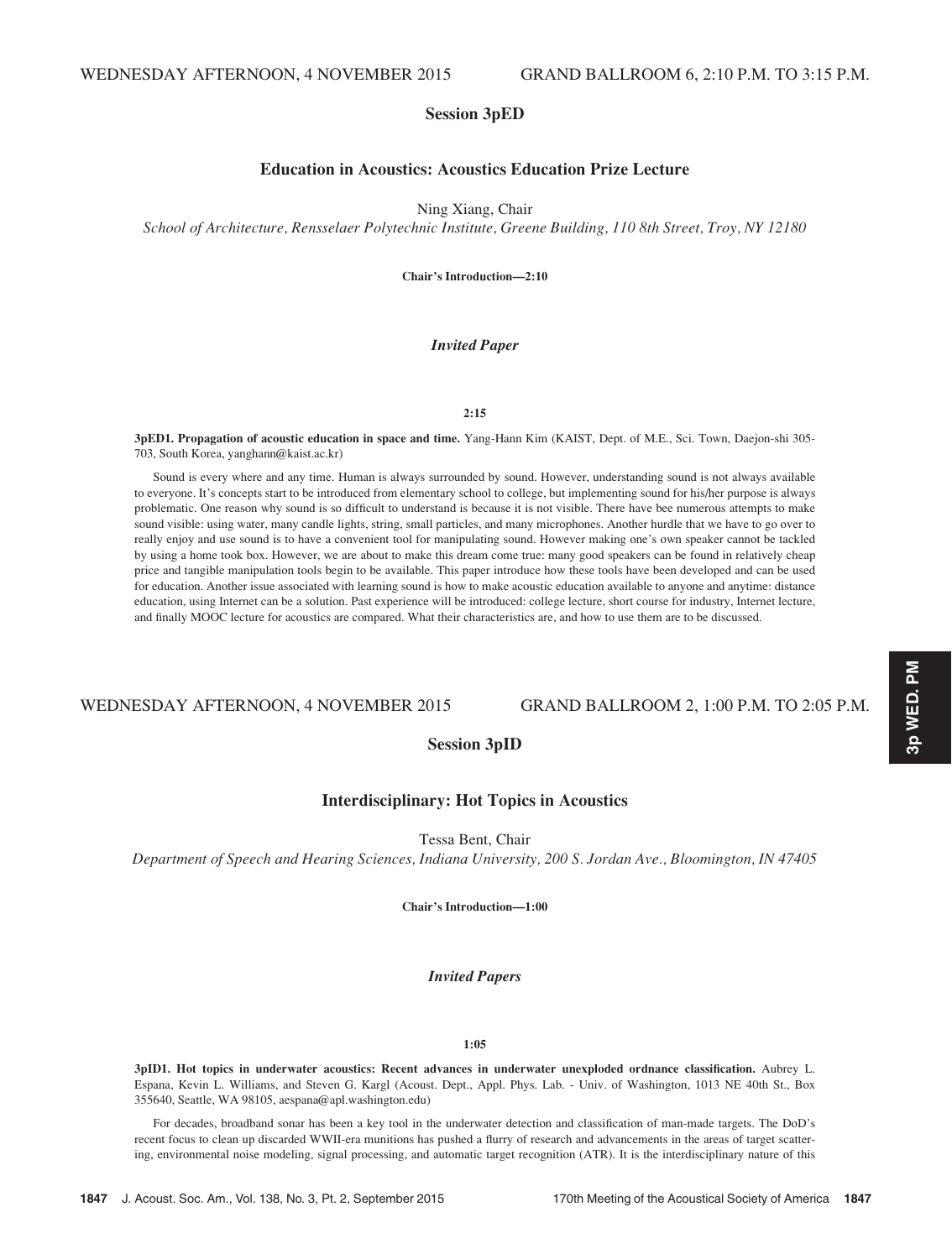WEDNESDAY AFTERNOON, 4 NOVEMBER 2015 GRAND BALLROOM 6, 2:10 P.M. TO 3:15 P.M.

## Session 3pED

### Education in Acoustics: Acoustics Education Prize Lecture

Ning Xiang, Chair

*School of Architecture, Rensselaer Polytechnic Institute, Greene Building, 110 8th Street, Troy, NY 12180*

**Chair's Introduction—2:10**

***Invited Paper***

**2:15**

**3pED1. Propagation of acoustic education in space and time.** Yang-Hann Kim (KAIST, Dept. of M.E., Sci. Town, Daejon-shi 305-703, South Korea, yanghann@kaist.ac.kr)

Sound is every where and any time. Human is always surrounded by sound. However, understanding sound is not always available to everyone. It's concepts start to be introduced from elementary school to college, but implementing sound for his/her purpose is always problematic. One reason why sound is so difficult to understand is because it is not visible. There have bee numerous attempts to make sound visible: using water, many candle lights, string, small particles, and many microphones. Another hurdle that we have to go over to really enjoy and use sound is to have a convenient tool for manipulating sound. However making one's own speaker cannot be tackled by using a home took box. However, we are about to make this dream come true: many good speakers can be found in relatively cheap price and tangible manipulation tools begin to be available. This paper introduce how these tools have been developed and can be used for education. Another issue associated with learning sound is how to make acoustic education available to anyone and anytime: distance education, using Internet can be a solution. Past experience will be introduced: college lecture, short course for industry, Internet lecture, and finally MOOC lecture for acoustics are compared. What their characteristics are, and how to use them are to be discussed.

WEDNESDAY AFTERNOON, 4 NOVEMBER 2015 GRAND BALLROOM 2, 1:00 P.M. TO 2:05 P.M.

## Session 3pID

### Interdisciplinary: Hot Topics in Acoustics

Tessa Bent, Chair

*Department of Speech and Hearing Sciences, Indiana University, 200 S. Jordan Ave., Bloomington, IN 47405*

**Chair's Introduction—1:00**

***Invited Papers***

**1:05**

**3pID1. Hot topics in underwater acoustics: Recent advances in underwater unexploded ordnance classification.** Aubrey L. Espana, Kevin L. Williams, and Steven G. Kargl (Acoust. Dept., Appl. Phys. Lab. - Univ. of Washington, 1013 NE 40th St., Box 355640, Seattle, WA 98105, aespana@apl.washington.edu)

For decades, broadband sonar has been a key tool in the underwater detection and classification of man-made targets. The DoD's recent focus to clean up discarded WWII-era munitions has pushed a flurry of research and advancements in the areas of target scattering, environmental noise modeling, signal processing, and automatic target recognition (ATR). It is the interdisciplinary nature of this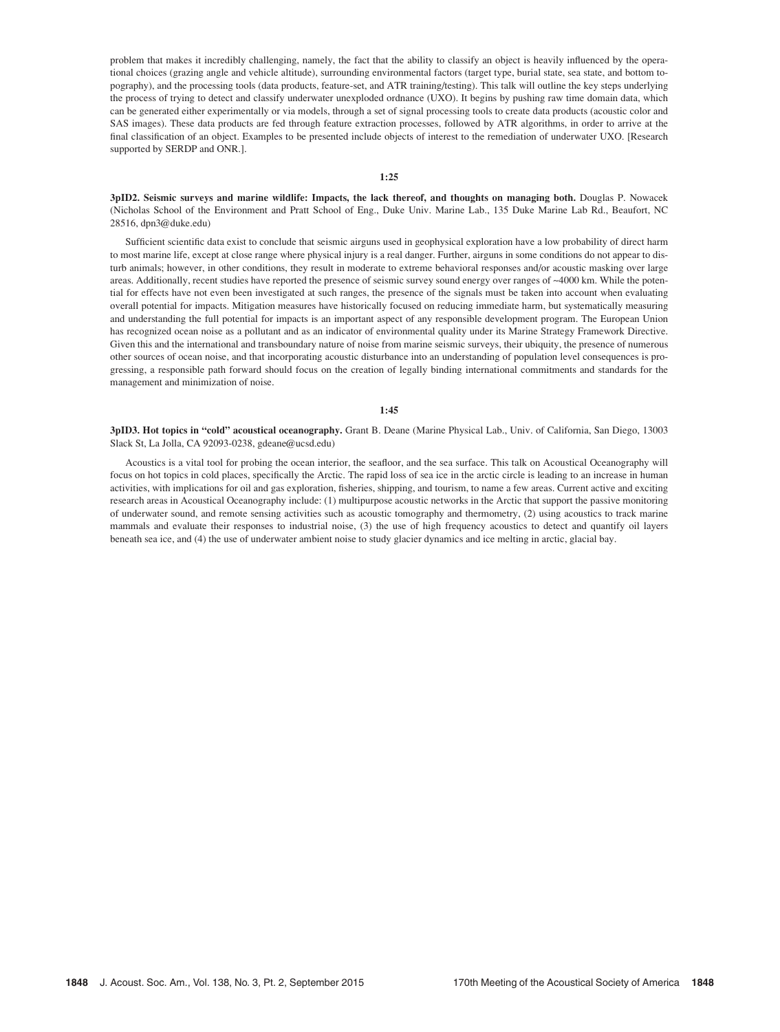problem that makes it incredibly challenging, namely, the fact that the ability to classify an object is heavily influenced by the operational choices (grazing angle and vehicle altitude), surrounding environmental factors (target type, burial state, sea state, and bottom topography), and the processing tools (data products, feature-set, and ATR training/testing). This talk will outline the key steps underlying the process of trying to detect and classify underwater unexploded ordnance (UXO). It begins by pushing raw time domain data, which can be generated either experimentally or via models, through a set of signal processing tools to create data products (acoustic color and SAS images). These data products are fed through feature extraction processes, followed by ATR algorithms, in order to arrive at the final classification of an object. Examples to be presented include objects of interest to the remediation of underwater UXO. [Research supported by SERDP and ONR.].

**1:25**

**3pID2. Seismic surveys and marine wildlife: Impacts, the lack thereof, and thoughts on managing both.** Douglas P. Nowacek (Nicholas School of the Environment and Pratt School of Eng., Duke Univ. Marine Lab., 135 Duke Marine Lab Rd., Beaufort, NC 28516, dpn3@duke.edu)

Sufficient scientific data exist to conclude that seismic airguns used in geophysical exploration have a low probability of direct harm to most marine life, except at close range where physical injury is a real danger. Further, airguns in some conditions do not appear to disturb animals; however, in other conditions, they result in moderate to extreme behavioral responses and/or acoustic masking over large areas. Additionally, recent studies have reported the presence of seismic survey sound energy over ranges of ~4000 km. While the potential for effects have not even been investigated at such ranges, the presence of the signals must be taken into account when evaluating overall potential for impacts. Mitigation measures have historically focused on reducing immediate harm, but systematically measuring and understanding the full potential for impacts is an important aspect of any responsible development program. The European Union has recognized ocean noise as a pollutant and as an indicator of environmental quality under its Marine Strategy Framework Directive. Given this and the international and transboundary nature of noise from marine seismic surveys, their ubiquity, the presence of numerous other sources of ocean noise, and that incorporating acoustic disturbance into an understanding of population level consequences is progressing, a responsible path forward should focus on the creation of legally binding international commitments and standards for the management and minimization of noise.

**1:45**

**3pID3. Hot topics in "cold" acoustical oceanography.** Grant B. Deane (Marine Physical Lab., Univ. of California, San Diego, 13003 Slack St, La Jolla, CA 92093-0238, gdeane@ucsd.edu)

Acoustics is a vital tool for probing the ocean interior, the seafloor, and the sea surface. This talk on Acoustical Oceanography will focus on hot topics in cold places, specifically the Arctic. The rapid loss of sea ice in the arctic circle is leading to an increase in human activities, with implications for oil and gas exploration, fisheries, shipping, and tourism, to name a few areas. Current active and exciting research areas in Acoustical Oceanography include: (1) multipurpose acoustic networks in the Arctic that support the passive monitoring of underwater sound, and remote sensing activities such as acoustic tomography and thermometry, (2) using acoustics to track marine mammals and evaluate their responses to industrial noise, (3) the use of high frequency acoustics to detect and quantify oil layers beneath sea ice, and (4) the use of underwater ambient noise to study glacier dynamics and ice melting in arctic, glacial bay.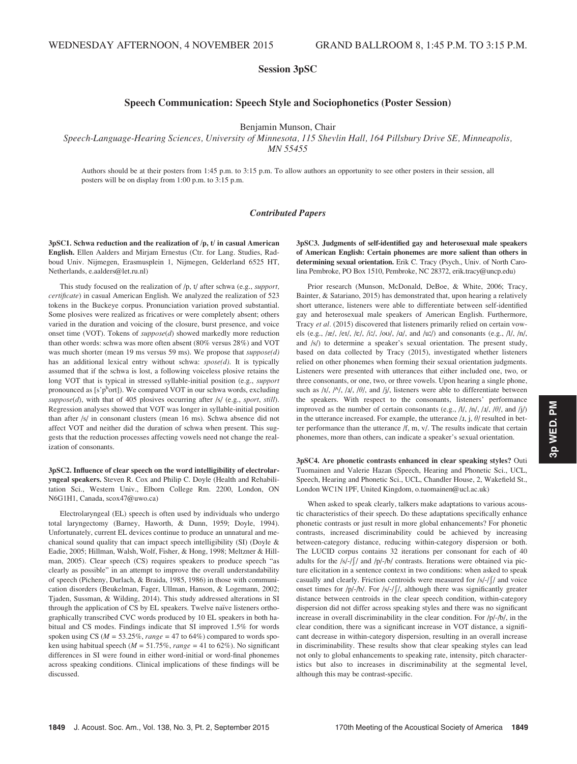WEDNESDAY AFTERNOON, 4 NOVEMBER 2015 GRAND BALLROOM 8, 1:45 P.M. TO 3:15 P.M.

## Session 3pSC

### Speech Communication: Speech Style and Sociophonetics (Poster Session)

Benjamin Munson, Chair

*Speech-Language-Hearing Sciences, University of Minnesota, 115 Shevlin Hall, 164 Pillsbury Drive SE, Minneapolis, MN 55455*

Authors should be at their posters from 1:45 p.m. to 3:15 p.m. To allow authors an opportunity to see other posters in their session, all posters will be on display from 1:00 p.m. to 3:15 p.m.

### *Contributed Papers*

**3pSC1. Schwa reduction and the realization of /p, t/ in casual American English.** Ellen Aalders and Mirjam Ernestus (Ctr. for Lang. Studies, Radboud Univ. Nijmegen, Erasmusplein 1, Nijmegen, Gelderland 6525 HT, Netherlands, e.aalders@let.ru.nl)

This study focused on the realization of /p, t/ after schwa (e.g., *support, certificate*) in casual American English. We analyzed the realization of 523 tokens in the Buckeye corpus. Pronunciation variation proved substantial. Some plosives were realized as fricatives or were completely absent; others varied in the duration and voicing of the closure, burst presence, and voice onset time (VOT). Tokens of *suppose*(*d*) showed markedly more reduction than other words: schwa was more often absent (80% versus 28%) and VOT was much shorter (mean 19 ms versus 59 ms). We propose that *suppose(d)* has an additional lexical entry without schwa: *spose(d)*. It is typically assumed that if the schwa is lost, a following voiceless plosive retains the long VOT that is typical in stressed syllable-initial position (e.g., *support* pronounced as [s'pʰort]). We compared VOT in our schwa words, excluding *suppose*(*d*), with that of 405 plosives occurring after /s/ (e.g., *sport*, *still*). Regression analyses showed that VOT was longer in syllable-initial position than after /s/ in consonant clusters (mean 16 ms). Schwa absence did not affect VOT and neither did the duration of schwa when present. This suggests that the reduction processes affecting vowels need not change the realization of consonants.

**3pSC2. Influence of clear speech on the word intelligibility of electrolaryngeal speakers.** Steven R. Cox and Philip C. Doyle (Health and Rehabilitation Sci., Western Univ., Elborn College Rm. 2200, London, ON N6G1H1, Canada, scox47@uwo.ca)

Electrolaryngeal (EL) speech is often used by individuals who undergo total laryngectomy (Barney, Haworth, & Dunn, 1959; Doyle, 1994). Unfortunately, current EL devices continue to produce an unnatural and mechanical sound quality that can impact speech intelligibility (SI) (Doyle & Eadie, 2005; Hillman, Walsh, Wolf, Fisher, & Hong, 1998; Meltzner & Hillman, 2005). Clear speech (CS) requires speakers to produce speech "as clearly as possible" in an attempt to improve the overall understandability of speech (Picheny, Durlach, & Braida, 1985, 1986) in those with communication disorders (Beukelman, Fager, Ullman, Hanson, & Logemann, 2002; Tjaden, Sussman, & Wilding, 2014). This study addressed alterations in SI through the application of CS by EL speakers. Twelve naïve listeners orthographically transcribed CVC words produced by 10 EL speakers in both habitual and CS modes. Findings indicate that SI improved 1.5% for words spoken using CS ($M$ = 53.25%, *range* = 47 to 64%) compared to words spoken using habitual speech ($M$ = 51.75%, *range* = 41 to 62%). No significant differences in SI were found in either word-initial or word-final phonemes across speaking conditions. Clinical implications of these findings will be discussed.

**3pSC3. Judgments of self-identified gay and heterosexual male speakers of American English: Certain phonemes are more salient than others in determining sexual orientation.** Erik C. Tracy (Psych., Univ. of North Carolina Pembroke, PO Box 1510, Pembroke, NC 28372, erik.tracy@uncp.edu)

Prior research (Munson, McDonald, DeBoe, & White, 2006; Tracy, Bainter, & Satariano, 2015) has demonstrated that, upon hearing a relatively short utterance, listeners were able to differentiate between self-identified gay and heterosexual male speakers of American English. Furthermore, Tracy *et al*. (2015) discovered that listeners primarily relied on certain vowels (e.g., /æ/, /eɪ/, /ɛ/, /iː/, /oʊ/, /ɑ/, and /uː/) and consonants (e.g., /l/, /n/, and /s/) to determine a speaker's sexual orientation. The present study, based on data collected by Tracy (2015), investigated whether listeners relied on other phonemes when forming their sexual orientation judgments. Listeners were presented with utterances that either included one, two, or three consonants, or one, two, or three vowels. Upon hearing a single phone, such as /ɪ/, /^/, /ɹ/, /θ/, and /j/, listeners were able to differentiate between the speakers. With respect to the consonants, listeners' performance improved as the number of certain consonants (e.g., /l/, /n/, /ɹ/, /θ/, and /j/) in the utterance increased. For example, the utterance /ɹ, j, θ/ resulted in better performance than the utterance /f, m, v/. The results indicate that certain phonemes, more than others, can indicate a speaker's sexual orientation.

**3pSC4. Are phonetic contrasts enhanced in clear speaking styles?** Outi Tuomainen and Valerie Hazan (Speech, Hearing and Phonetic Sci., UCL, Speech, Hearing and Phonetic Sci., UCL, Chandler House, 2, Wakefield St., London WC1N 1PF, United Kingdom, o.tuomainen@ucl.ac.uk)

When asked to speak clearly, talkers make adaptations to various acoustic characteristics of their speech. Do these adaptations specifically enhance phonetic contrasts or just result in more global enhancements? For phonetic contrasts, increased discriminability could be achieved by increasing between-category distance, reducing within-category dispersion or both. The LUCID corpus contains 32 iterations per consonant for each of 40 adults for the /s/-/ʃ/ and /p/-/b/ contrasts. Iterations were obtained via picture elicitation in a sentence context in two conditions: when asked to speak casually and clearly. Friction centroids were measured for /s/-/ʃ/ and voice onset times for /p/-/b/. For /s/-/ʃ/, although there was significantly greater distance between centroids in the clear speech condition, within-category dispersion did not differ across speaking styles and there was no significant increase in overall discriminability in the clear condition. For /p/-/b/, in the clear condition, there was a significant increase in VOT distance, a significant decrease in within-category dispersion, resulting in an overall increase in discriminability. These results show that clear speaking styles can lead not only to global enhancements to speaking rate, intensity, pitch characteristics but also to increases in discriminability at the segmental level, although this may be contrast-specific.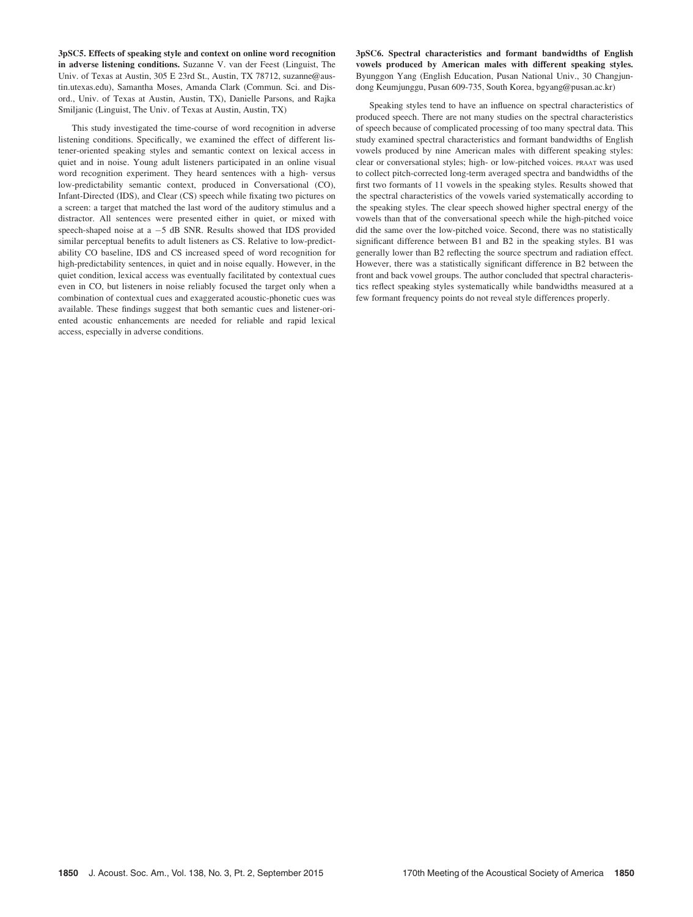**3pSC5. Effects of speaking style and context on online word recognition in adverse listening conditions.** Suzanne V. van der Feest (Linguist, The Univ. of Texas at Austin, 305 E 23rd St., Austin, TX 78712, suzanne@austin.utexas.edu), Samantha Moses, Amanda Clark (Commun. Sci. and Disord., Univ. of Texas at Austin, Austin, TX), Danielle Parsons, and Rajka Smiljanic (Linguist, The Univ. of Texas at Austin, Austin, TX)

This study investigated the time-course of word recognition in adverse listening conditions. Specifically, we examined the effect of different listener-oriented speaking styles and semantic context on lexical access in quiet and in noise. Young adult listeners participated in an online visual word recognition experiment. They heard sentences with a high- versus low-predictability semantic context, produced in Conversational (CO), Infant-Directed (IDS), and Clear (CS) speech while fixating two pictures on a screen: a target that matched the last word of the auditory stimulus and a distractor. All sentences were presented either in quiet, or mixed with speech-shaped noise at a −5 dB SNR. Results showed that IDS provided similar perceptual benefits to adult listeners as CS. Relative to low-predictability CO baseline, IDS and CS increased speed of word recognition for high-predictability sentences, in quiet and in noise equally. However, in the quiet condition, lexical access was eventually facilitated by contextual cues even in CO, but listeners in noise reliably focused the target only when a combination of contextual cues and exaggerated acoustic-phonetic cues was available. These findings suggest that both semantic cues and listener-oriented acoustic enhancements are needed for reliable and rapid lexical access, especially in adverse conditions.

**3pSC6. Spectral characteristics and formant bandwidths of English vowels produced by American males with different speaking styles.** Byunggon Yang (English Education, Pusan National Univ., 30 Changjundong Keumjunggu, Pusan 609-735, South Korea, bgyang@pusan.ac.kr)

Speaking styles tend to have an influence on spectral characteristics of produced speech. There are not many studies on the spectral characteristics of speech because of complicated processing of too many spectral data. This study examined spectral characteristics and formant bandwidths of English vowels produced by nine American males with different speaking styles: clear or conversational styles; high- or low-pitched voices. PRAAT was used to collect pitch-corrected long-term averaged spectra and bandwidths of the first two formants of 11 vowels in the speaking styles. Results showed that the spectral characteristics of the vowels varied systematically according to the speaking styles. The clear speech showed higher spectral energy of the vowels than that of the conversational speech while the high-pitched voice did the same over the low-pitched voice. Second, there was no statistically significant difference between B1 and B2 in the speaking styles. B1 was generally lower than B2 reflecting the source spectrum and radiation effect. However, there was a statistically significant difference in B2 between the front and back vowel groups. The author concluded that spectral characteristics reflect speaking styles systematically while bandwidths measured at a few formant frequency points do not reveal style differences properly.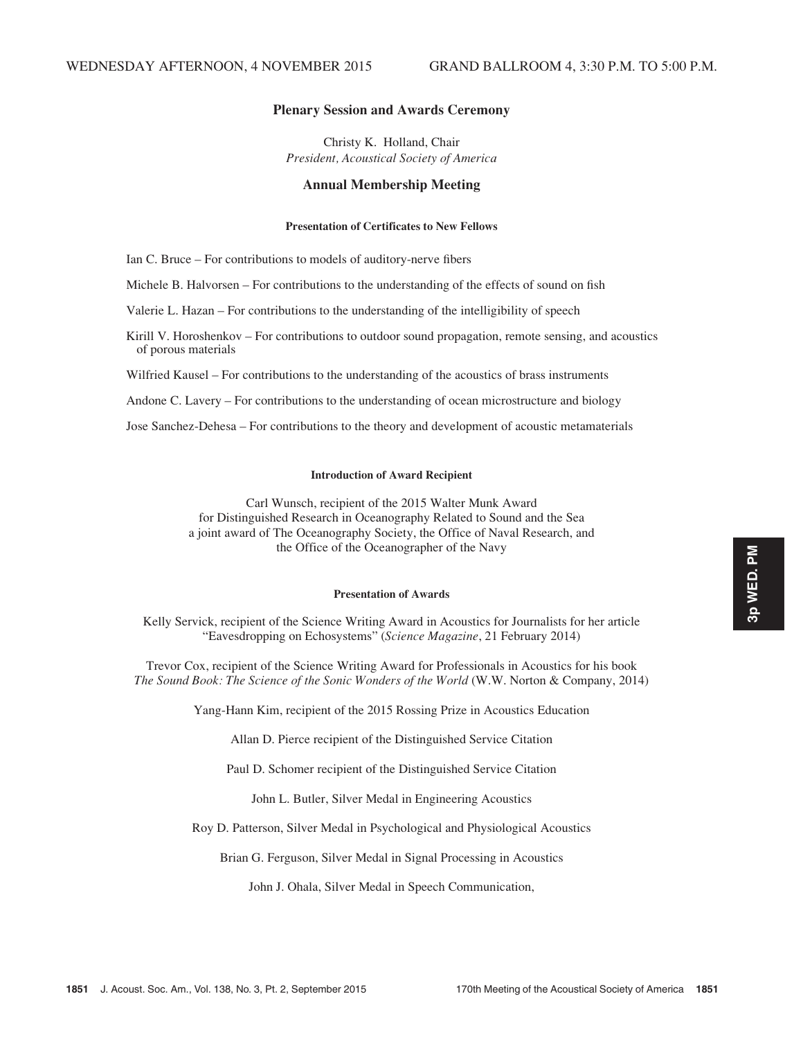WEDNESDAY AFTERNOON, 4 NOVEMBER 2015 GRAND BALLROOM 4, 3:30 P.M. TO 5:00 P.M.

## Plenary Session and Awards Ceremony

Christy K. Holland, Chair
*President, Acoustical Society of America*

## Annual Membership Meeting

### Presentation of Certificates to New Fellows

Ian C. Bruce – For contributions to models of auditory-nerve fibers

Michele B. Halvorsen – For contributions to the understanding of the effects of sound on fish

Valerie L. Hazan – For contributions to the understanding of the intelligibility of speech

Kirill V. Horoshenkov – For contributions to outdoor sound propagation, remote sensing, and acoustics of porous materials

Wilfried Kausel – For contributions to the understanding of the acoustics of brass instruments

Andone C. Lavery – For contributions to the understanding of ocean microstructure and biology

Jose Sanchez-Dehesa – For contributions to the theory and development of acoustic metamaterials

### Introduction of Award Recipient

Carl Wunsch, recipient of the 2015 Walter Munk Award
for Distinguished Research in Oceanography Related to Sound and the Sea
a joint award of The Oceanography Society, the Office of Naval Research, and
the Office of the Oceanographer of the Navy

### Presentation of Awards

Kelly Servick, recipient of the Science Writing Award in Acoustics for Journalists for her article "Eavesdropping on Echosystems" (*Science Magazine*, 21 February 2014)

Trevor Cox, recipient of the Science Writing Award for Professionals in Acoustics for his book *The Sound Book: The Science of the Sonic Wonders of the World* (W.W. Norton & Company, 2014)

Yang-Hann Kim, recipient of the 2015 Rossing Prize in Acoustics Education

Allan D. Pierce recipient of the Distinguished Service Citation

Paul D. Schomer recipient of the Distinguished Service Citation

John L. Butler, Silver Medal in Engineering Acoustics

Roy D. Patterson, Silver Medal in Psychological and Physiological Acoustics

Brian G. Ferguson, Silver Medal in Signal Processing in Acoustics

John J. Ohala, Silver Medal in Speech Communication,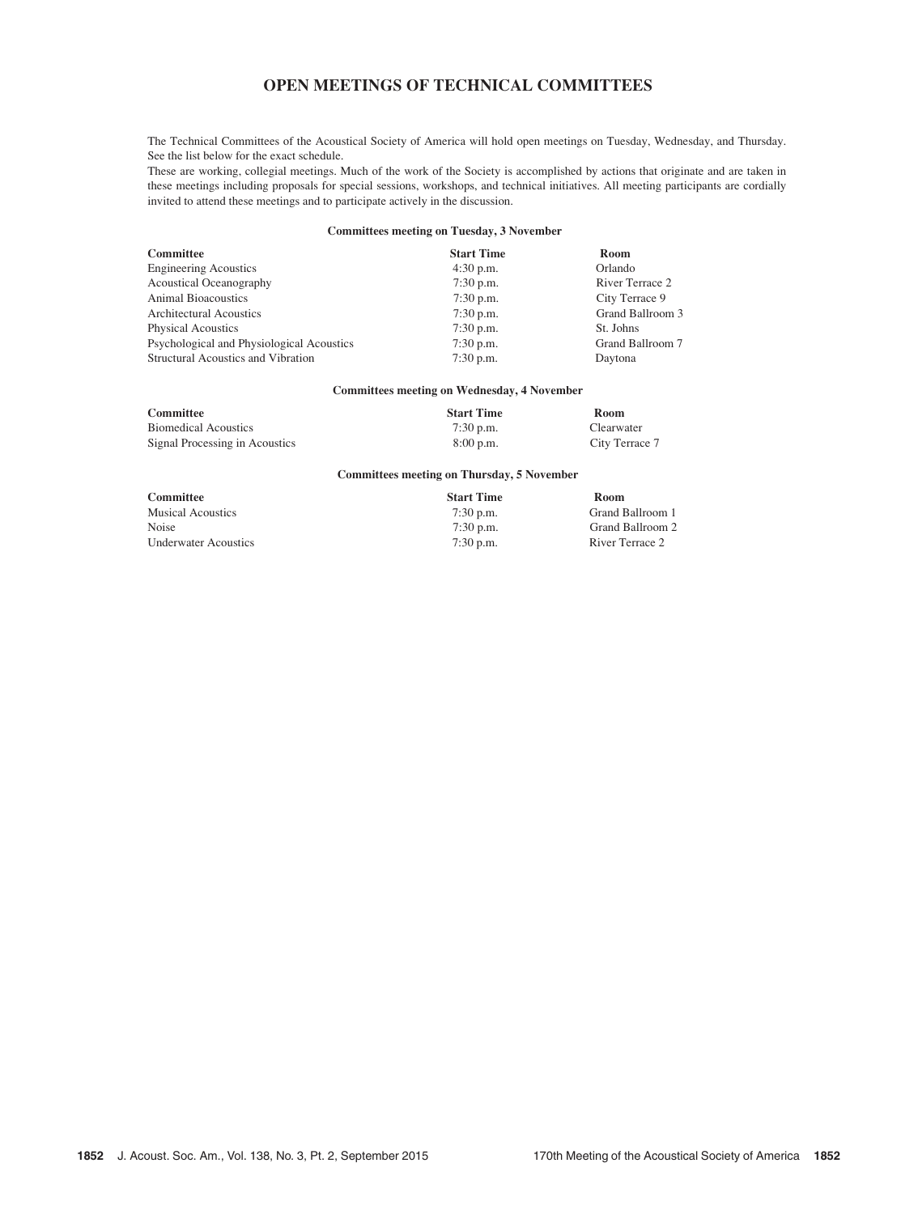# OPEN MEETINGS OF TECHNICAL COMMITTEES

The Technical Committees of the Acoustical Society of America will hold open meetings on Tuesday, Wednesday, and Thursday. See the list below for the exact schedule.

These are working, collegial meetings. Much of the work of the Society is accomplished by actions that originate and are taken in these meetings including proposals for special sessions, workshops, and technical initiatives. All meeting participants are cordially invited to attend these meetings and to participate actively in the discussion.

**Committees meeting on Tuesday, 3 November**

| Committee | Start Time | Room |
|---|---|---|
| Engineering Acoustics | 4:30 p.m. | Orlando |
| Acoustical Oceanography | 7:30 p.m. | River Terrace 2 |
| Animal Bioacoustics | 7:30 p.m. | City Terrace 9 |
| Architectural Acoustics | 7:30 p.m. | Grand Ballroom 3 |
| Physical Acoustics | 7:30 p.m. | St. Johns |
| Psychological and Physiological Acoustics | 7:30 p.m. | Grand Ballroom 7 |
| Structural Acoustics and Vibration | 7:30 p.m. | Daytona |

**Committees meeting on Wednesday, 4 November**

| Committee | Start Time | Room |
|---|---|---|
| Biomedical Acoustics | 7:30 p.m. | Clearwater |
| Signal Processing in Acoustics | 8:00 p.m. | City Terrace 7 |

**Committees meeting on Thursday, 5 November**

| Committee | Start Time | Room |
|---|---|---|
| Musical Acoustics | 7:30 p.m. | Grand Ballroom 1 |
| Noise | 7:30 p.m. | Grand Ballroom 2 |
| Underwater Acoustics | 7:30 p.m. | River Terrace 2 |